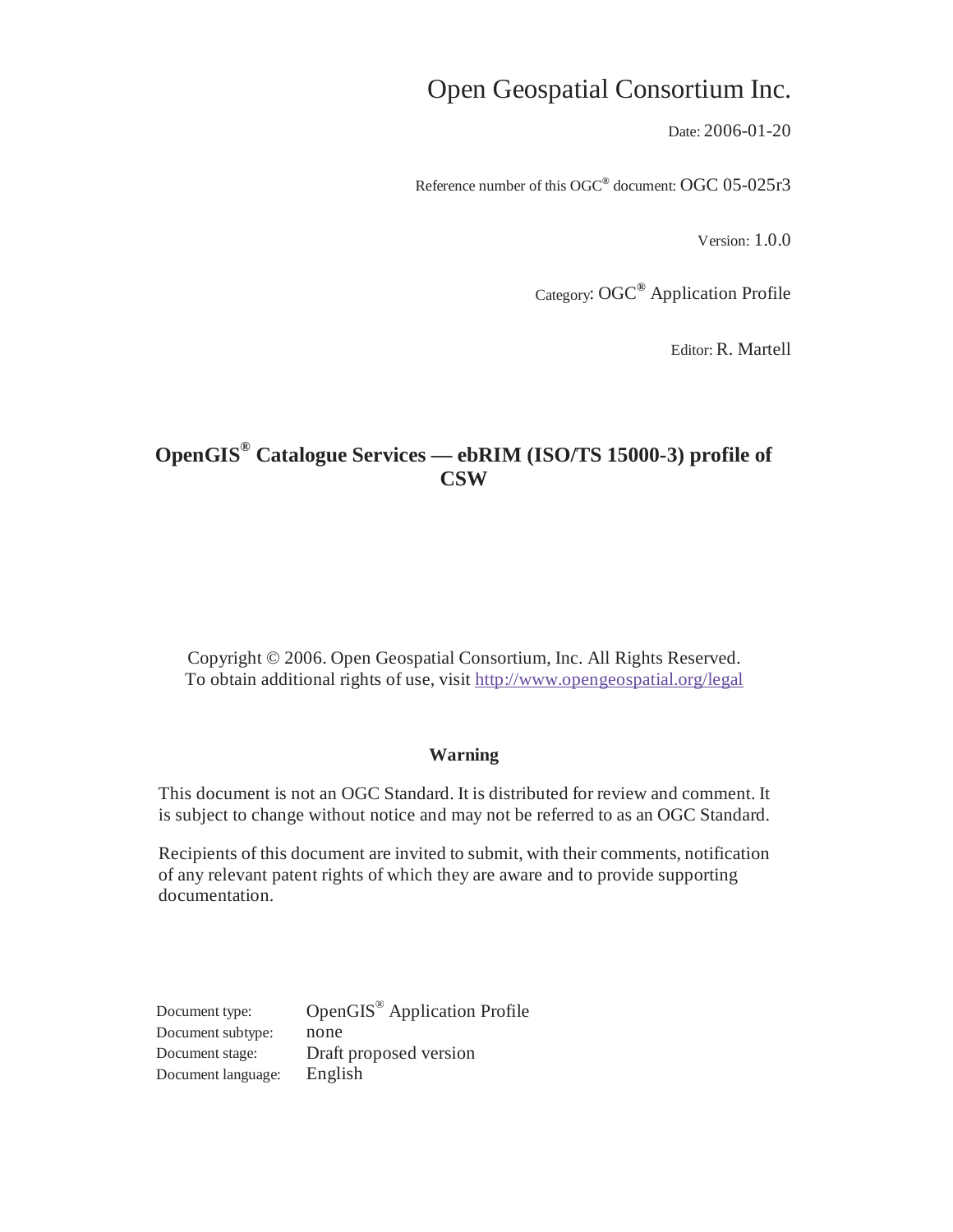# Open Geospatial Consortium Inc.

Date: 2006-01-20

Reference number of this OGC® document: OGC 05-025r3

Version: 1.0.0

Category: OGC® Application Profile

Editor: R. Martell

## OpenGIS® Catalogue Services — ebRIM (ISO/TS 15000-3) profile of CSW

Copyright © 2006. Open Geospatial Consortium, Inc. All Rights Reserved.
To obtain additional rights of use, visit http://www.opengeospatial.org/legal

**Warning**

This document is not an OGC Standard. It is distributed for review and comment. It is subject to change without notice and may not be referred to as an OGC Standard.

Recipients of this document are invited to submit, with their comments, notification of any relevant patent rights of which they are aware and to provide supporting documentation.

Document type: OpenGIS® Application Profile
Document subtype: none
Document stage: Draft proposed version
Document language: English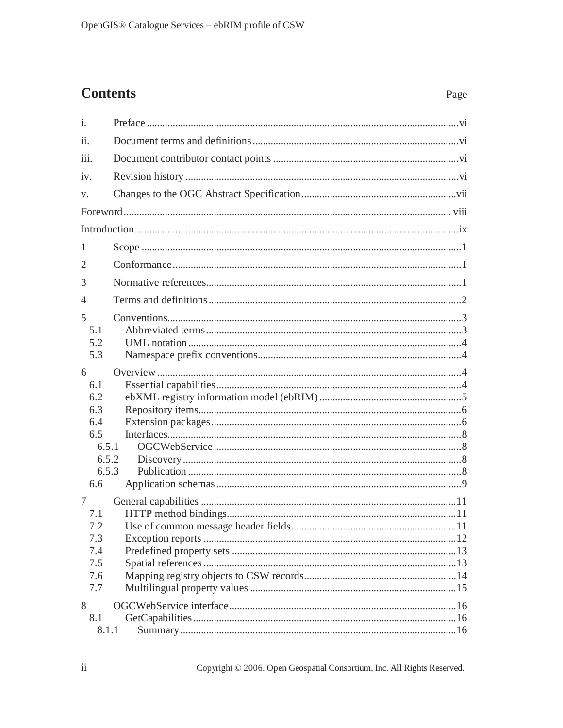## Contents

Page

i. Preface ... vi

ii. Document terms and definitions ... vi

iii. Document contributor contact points ... vi

iv. Revision history ... vi

v. Changes to the OGC Abstract Specification ... vii

Foreword ... viii

Introduction ... ix

1 Scope ... 1

2 Conformance ... 1

3 Normative references ... 1

4 Terms and definitions ... 2

5 Conventions ... 3
- 5.1 Abbreviated terms ... 3
- 5.2 UML notation ... 4
- 5.3 Namespace prefix conventions ... 4

6 Overview ... 4
- 6.1 Essential capabilities ... 4
- 6.2 ebXML registry information model (ebRIM) ... 5
- 6.3 Repository items ... 6
- 6.4 Extension packages ... 6
- 6.5 Interfaces ... 8
  - 6.5.1 OGCWebService ... 8
  - 6.5.2 Discovery ... 8
  - 6.5.3 Publication ... 8
- 6.6 Application schemas ... 9

7 General capabilities ... 11
- 7.1 HTTP method bindings ... 11
- 7.2 Use of common message header fields ... 11
- 7.3 Exception reports ... 12
- 7.4 Predefined property sets ... 13
- 7.5 Spatial references ... 13
- 7.6 Mapping registry objects to CSW records ... 14
- 7.7 Multilingual property values ... 15

8 OGCWebService interface ... 16
- 8.1 GetCapabilities ... 16
  - 8.1.1 Summary ... 16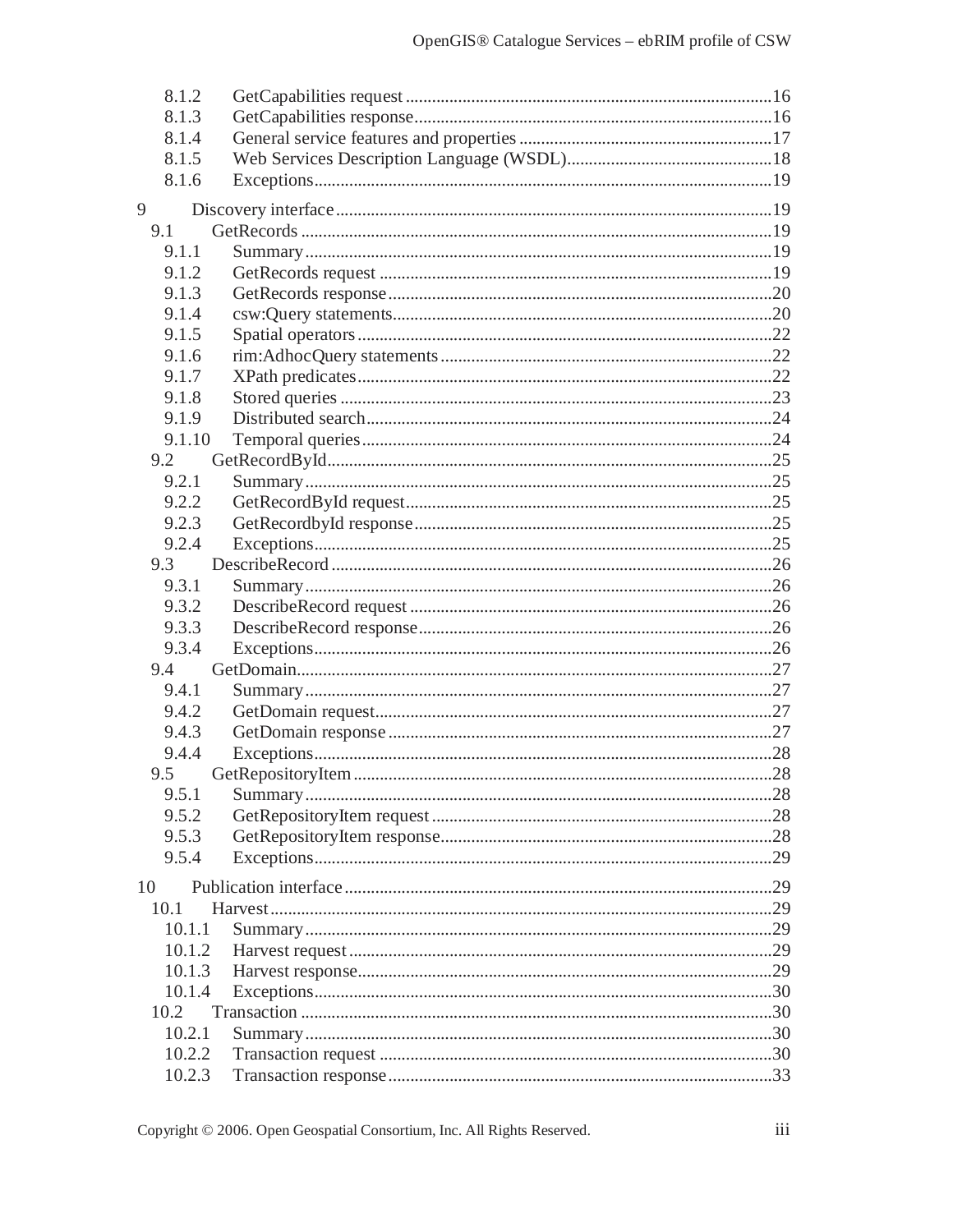8.1.2 GetCapabilities request ........................................................................16
8.1.3 GetCapabilities response ......................................................................16
8.1.4 General service features and properties ...............................................17
8.1.5 Web Services Description Language (WSDL) .......................................18
8.1.6 Exceptions .............................................................................................19

9 Discovery interface ........................................................................................19
9.1 GetRecords ..............................................................................................19
9.1.1 Summary ...............................................................................................19
9.1.2 GetRecords request ...............................................................................19
9.1.3 GetRecords response .............................................................................20
9.1.4 csw:Query statements ...........................................................................20
9.1.5 Spatial operators ...................................................................................22
9.1.6 rim:AdhocQuery statements .................................................................22
9.1.7 XPath predicates ...................................................................................22
9.1.8 Stored queries .......................................................................................23
9.1.9 Distributed search .................................................................................24
9.1.10 Temporal queries .................................................................................24
9.2 GetRecordById .........................................................................................25
9.2.1 Summary ...............................................................................................25
9.2.2 GetRecordById request .........................................................................25
9.2.3 GetRecordbyId response .......................................................................25
9.2.4 Exceptions .............................................................................................25
9.3 DescribeRecord ........................................................................................26
9.3.1 Summary ...............................................................................................26
9.3.2 DescribeRecord request ........................................................................26
9.3.3 DescribeRecord response ......................................................................26
9.3.4 Exceptions .............................................................................................26
9.4 GetDomain ...............................................................................................27
9.4.1 Summary ...............................................................................................27
9.4.2 GetDomain request ................................................................................27
9.4.3 GetDomain response .............................................................................27
9.4.4 Exceptions .............................................................................................28
9.5 GetRepositoryItem ...................................................................................28
9.5.1 Summary ...............................................................................................28
9.5.2 GetRepositoryItem request ...................................................................28
9.5.3 GetRepositoryItem response .................................................................28
9.5.4 Exceptions .............................................................................................29

10 Publication interface ......................................................................................29
10.1 Harvest ....................................................................................................29
10.1.1 Summary .............................................................................................29
10.1.2 Harvest request ....................................................................................29
10.1.3 Harvest response ..................................................................................29
10.1.4 Exceptions ...........................................................................................30
10.2 Transaction ..............................................................................................30
10.2.1 Summary .............................................................................................30
10.2.2 Transaction request ..............................................................................30
10.2.3 Transaction response ............................................................................33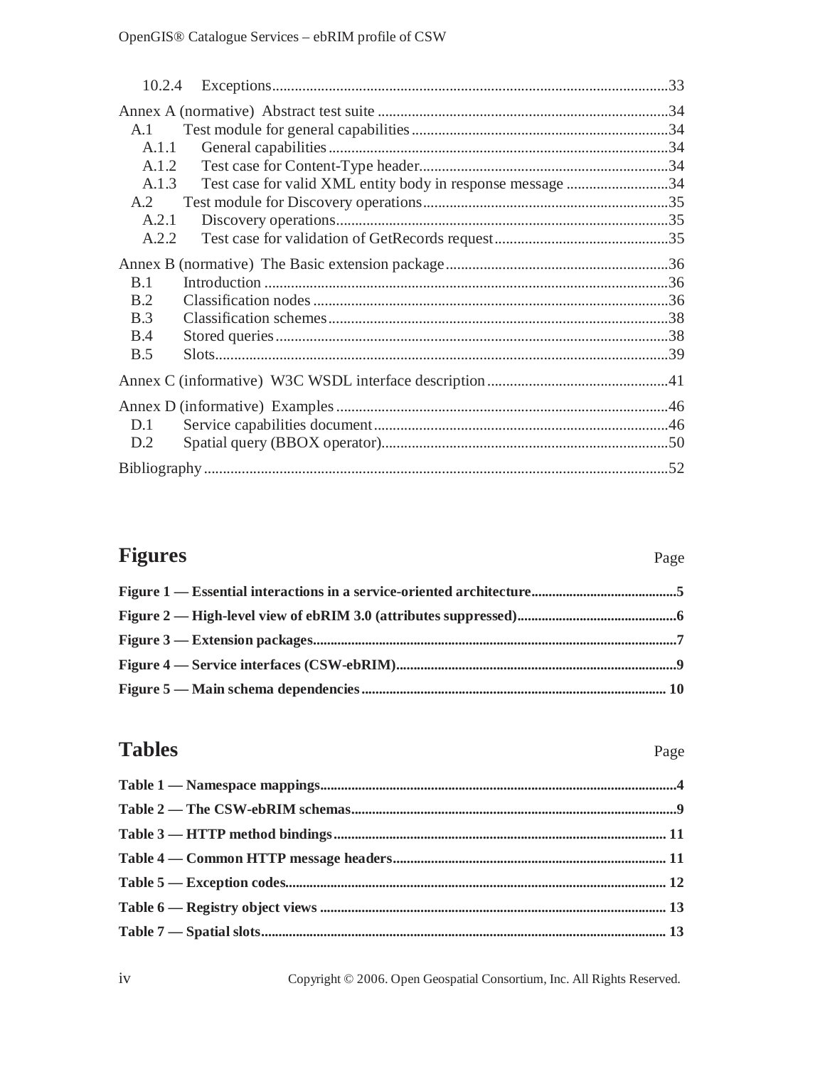10.2.4 Exceptions ........................................................................................................33

Annex A (normative) Abstract test suite ............................................................................34
- A.1 Test module for general capabilities ...................................................................34
  - A.1.1 General capabilities .........................................................................................34
  - A.1.2 Test case for Content-Type header..................................................................34
  - A.1.3 Test case for valid XML entity body in response message ...........................34
- A.2 Test module for Discovery operations ................................................................35
  - A.2.1 Discovery operations.......................................................................................35
  - A.2.2 Test case for validation of GetRecords request ..............................................35

Annex B (normative) The Basic extension package ...........................................................36
- B.1 Introduction ..........................................................................................................36
- B.2 Classification nodes .............................................................................................36
- B.3 Classification schemes .........................................................................................38
- B.4 Stored queries .......................................................................................................38
- B.5 Slots.......................................................................................................................39

Annex C (informative) W3C WSDL interface description ................................................41

Annex D (informative) Examples .......................................................................................46
- D.1 Service capabilities document .............................................................................46
- D.2 Spatial query (BBOX operator)...........................................................................50

Bibliography .........................................................................................................................52

## Figures

Page

**Figure 1 — Essential interactions in a service-oriented architecture.........................................5**
**Figure 2 — High-level view of ebRIM 3.0 (attributes suppressed)............................................6**
**Figure 3 — Extension packages.......................................................................................................7**
**Figure 4 — Service interfaces (CSW-ebRIM)................................................................................9**
**Figure 5 — Main schema dependencies ...................................................................................... 10**

## Tables

Page

**Table 1 — Namespace mappings.....................................................................................................4**
**Table 2 — The CSW-ebRIM schemas............................................................................................9**
**Table 3 — HTTP method bindings .............................................................................................. 11**
**Table 4 — Common HTTP message headers............................................................................. 11**
**Table 5 — Exception codes............................................................................................................ 12**
**Table 6 — Registry object views ................................................................................................. 13**
**Table 7 — Spatial slots.................................................................................................................. 13**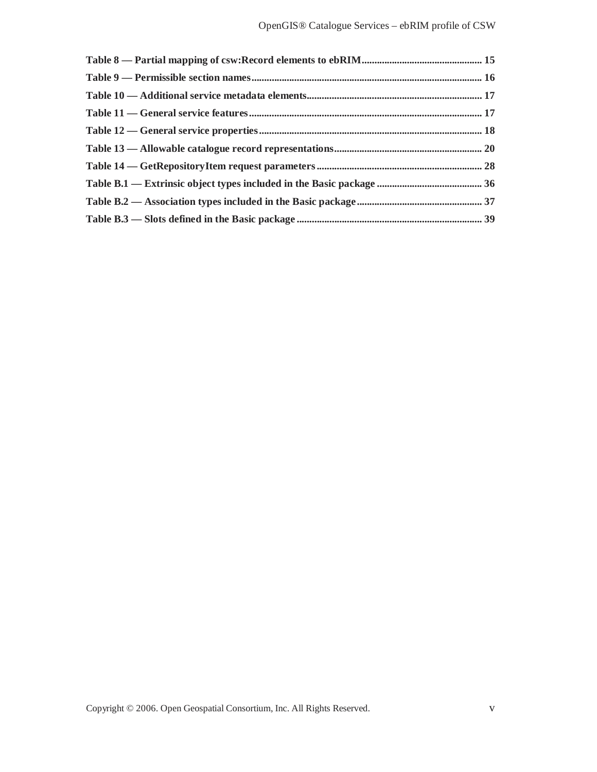**Table 8 — Partial mapping of csw:Record elements to ebRIM................................................ 15**

**Table 9 — Permissible section names........................................................................................... 16**

**Table 10 — Additional service metadata elements...................................................................... 17**

**Table 11 — General service features............................................................................................. 17**

**Table 12 — General service properties......................................................................................... 18**

**Table 13 — Allowable catalogue record representations........................................................... 20**

**Table 14 — GetRepositoryItem request parameters.................................................................. 28**

**Table B.1 — Extrinsic object types included in the Basic package .......................................... 36**

**Table B.2 — Association types included in the Basic package.................................................. 37**

**Table B.3 — Slots defined in the Basic package .......................................................................... 39**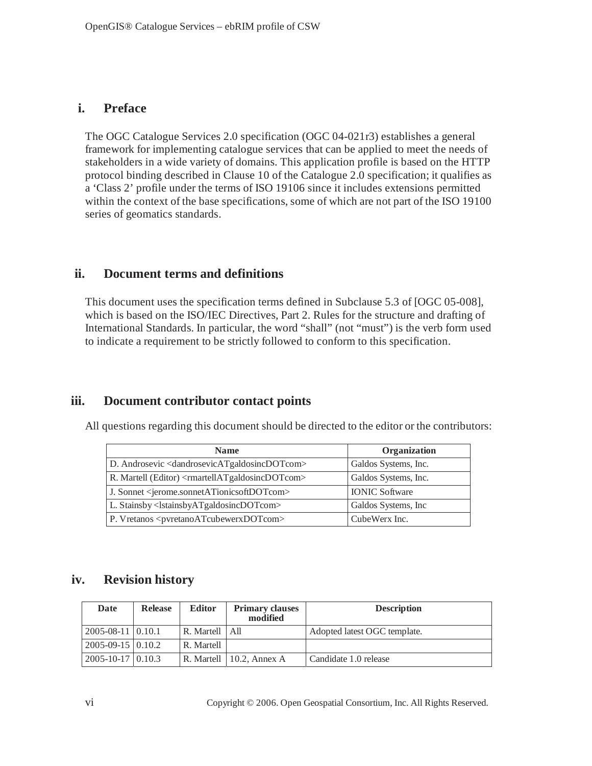## i. Preface

The OGC Catalogue Services 2.0 specification (OGC 04-021r3) establishes a general framework for implementing catalogue services that can be applied to meet the needs of stakeholders in a wide variety of domains. This application profile is based on the HTTP protocol binding described in Clause 10 of the Catalogue 2.0 specification; it qualifies as a ‘Class 2’ profile under the terms of ISO 19106 since it includes extensions permitted within the context of the base specifications, some of which are not part of the ISO 19100 series of geomatics standards.

## ii. Document terms and definitions

This document uses the specification terms defined in Subclause 5.3 of [OGC 05-008], which is based on the ISO/IEC Directives, Part 2. Rules for the structure and drafting of International Standards. In particular, the word “shall” (not “must”) is the verb form used to indicate a requirement to be strictly followed to conform to this specification.

## iii. Document contributor contact points

All questions regarding this document should be directed to the editor or the contributors:

| Name | Organization |
|---|---|
| D. Androsevic <dandrosevicATgaldosincDOTcom> | Galdos Systems, Inc. |
| R. Martell (Editor) <rmartellATgaldosincDOTcom> | Galdos Systems, Inc. |
| J. Sonnet <jerome.sonnetATionicsoftDOTcom> | IONIC Software |
| L. Stainsby <lstainsbyATgaldosincDOTcom> | Galdos Systems, Inc |
| P. Vretanos <pvretanoATcubewerxDOTcom> | CubeWerx Inc. |

## iv. Revision history

| Date | Release | Editor | Primary clauses modified | Description |
|---|---|---|---|---|
| 2005-08-11 | 0.10.1 | R. Martell | All | Adopted latest OGC template. |
| 2005-09-15 | 0.10.2 | R. Martell | | |
| 2005-10-17 | 0.10.3 | R. Martell | 10.2, Annex A | Candidate 1.0 release |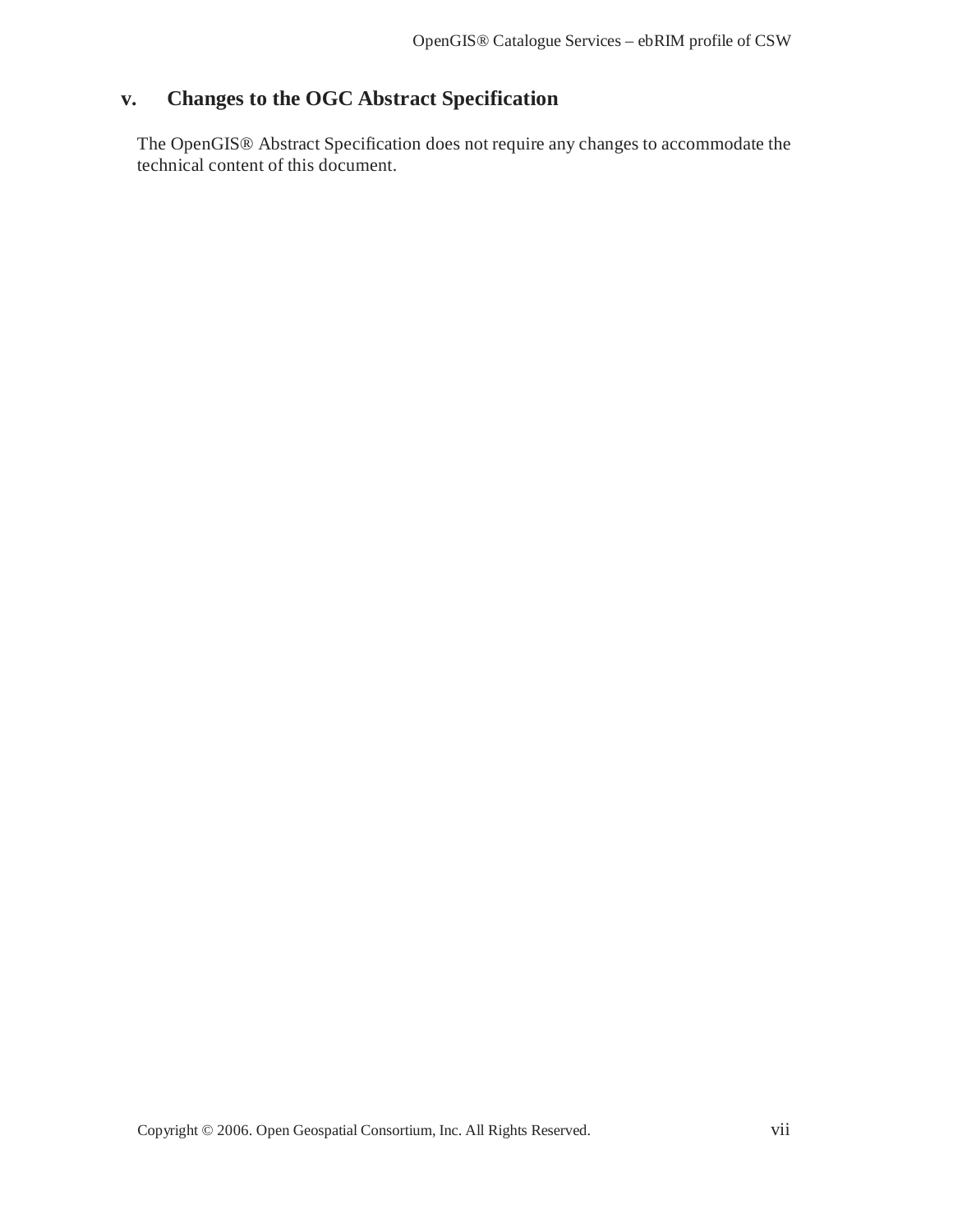## v. Changes to the OGC Abstract Specification

The OpenGIS® Abstract Specification does not require any changes to accommodate the technical content of this document.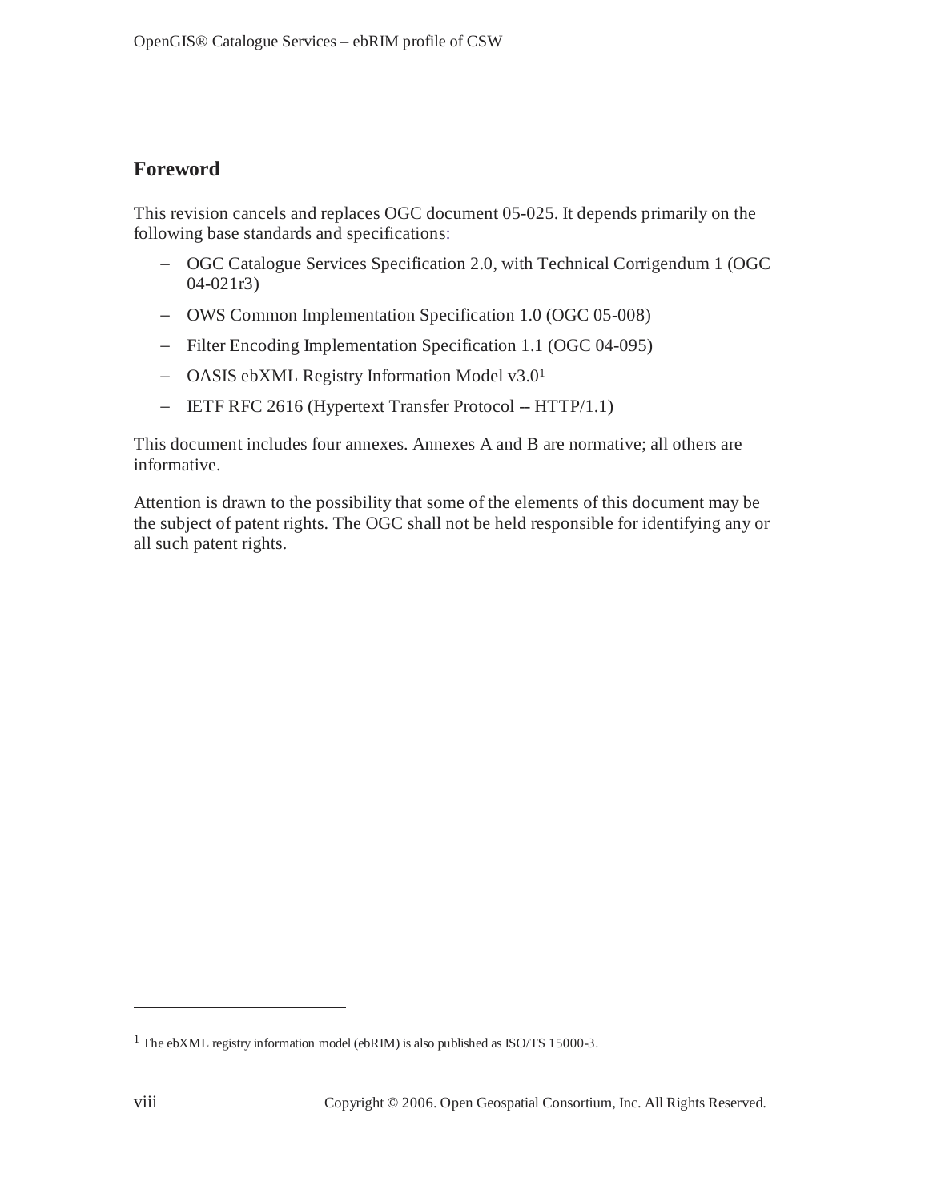## Foreword

This revision cancels and replaces OGC document 05-025. It depends primarily on the following base standards and specifications:

- OGC Catalogue Services Specification 2.0, with Technical Corrigendum 1 (OGC 04-021r3)
- OWS Common Implementation Specification 1.0 (OGC 05-008)
- Filter Encoding Implementation Specification 1.1 (OGC 04-095)
- OASIS ebXML Registry Information Model v3.0[1]
- IETF RFC 2616 (Hypertext Transfer Protocol -- HTTP/1.1)

This document includes four annexes. Annexes A and B are normative; all others are informative.

Attention is drawn to the possibility that some of the elements of this document may be the subject of patent rights. The OGC shall not be held responsible for identifying any or all such patent rights.

---

[1] The ebXML registry information model (ebRIM) is also published as ISO/TS 15000-3.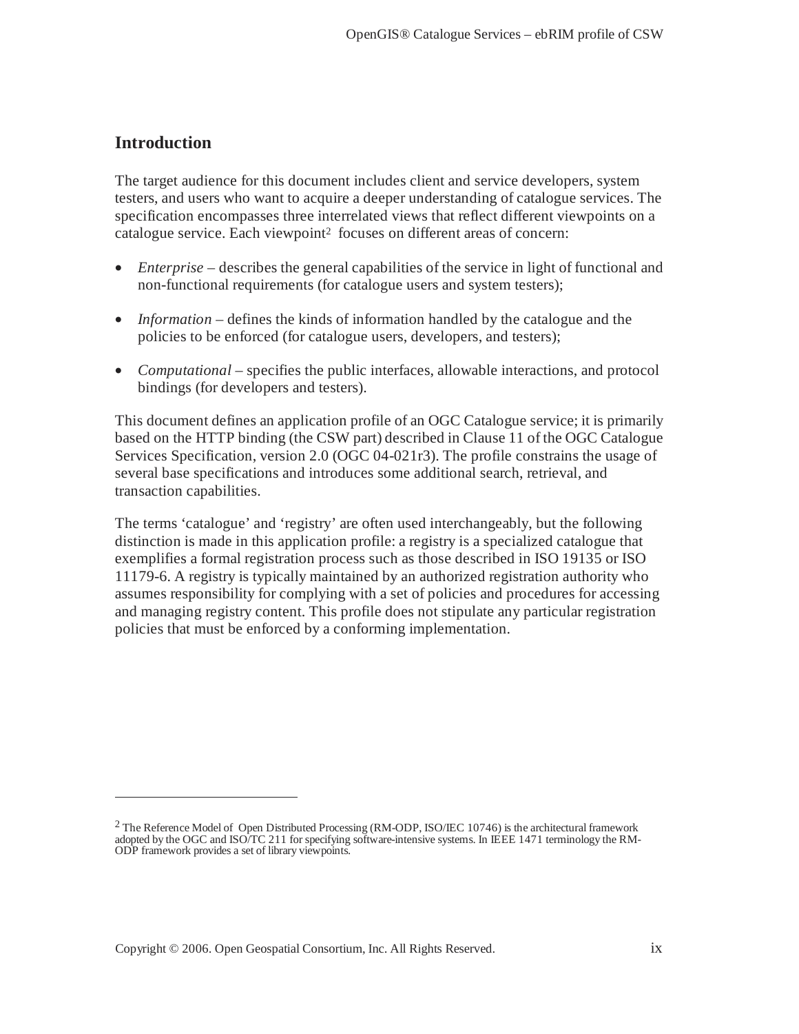# Introduction

The target audience for this document includes client and service developers, system testers, and users who want to acquire a deeper understanding of catalogue services. The specification encompasses three interrelated views that reflect different viewpoints on a catalogue service. Each viewpoint[2] focuses on different areas of concern:

- *Enterprise* – describes the general capabilities of the service in light of functional and non-functional requirements (for catalogue users and system testers);
- *Information* – defines the kinds of information handled by the catalogue and the policies to be enforced (for catalogue users, developers, and testers);
- *Computational* – specifies the public interfaces, allowable interactions, and protocol bindings (for developers and testers).

This document defines an application profile of an OGC Catalogue service; it is primarily based on the HTTP binding (the CSW part) described in Clause 11 of the OGC Catalogue Services Specification, version 2.0 (OGC 04-021r3). The profile constrains the usage of several base specifications and introduces some additional search, retrieval, and transaction capabilities.

The terms 'catalogue' and 'registry' are often used interchangeably, but the following distinction is made in this application profile: a registry is a specialized catalogue that exemplifies a formal registration process such as those described in ISO 19135 or ISO 11179-6. A registry is typically maintained by an authorized registration authority who assumes responsibility for complying with a set of policies and procedures for accessing and managing registry content. This profile does not stipulate any particular registration policies that must be enforced by a conforming implementation.

---

[2] The Reference Model of Open Distributed Processing (RM-ODP, ISO/IEC 10746) is the architectural framework adopted by the OGC and ISO/TC 211 for specifying software-intensive systems. In IEEE 1471 terminology the RM-ODP framework provides a set of library viewpoints.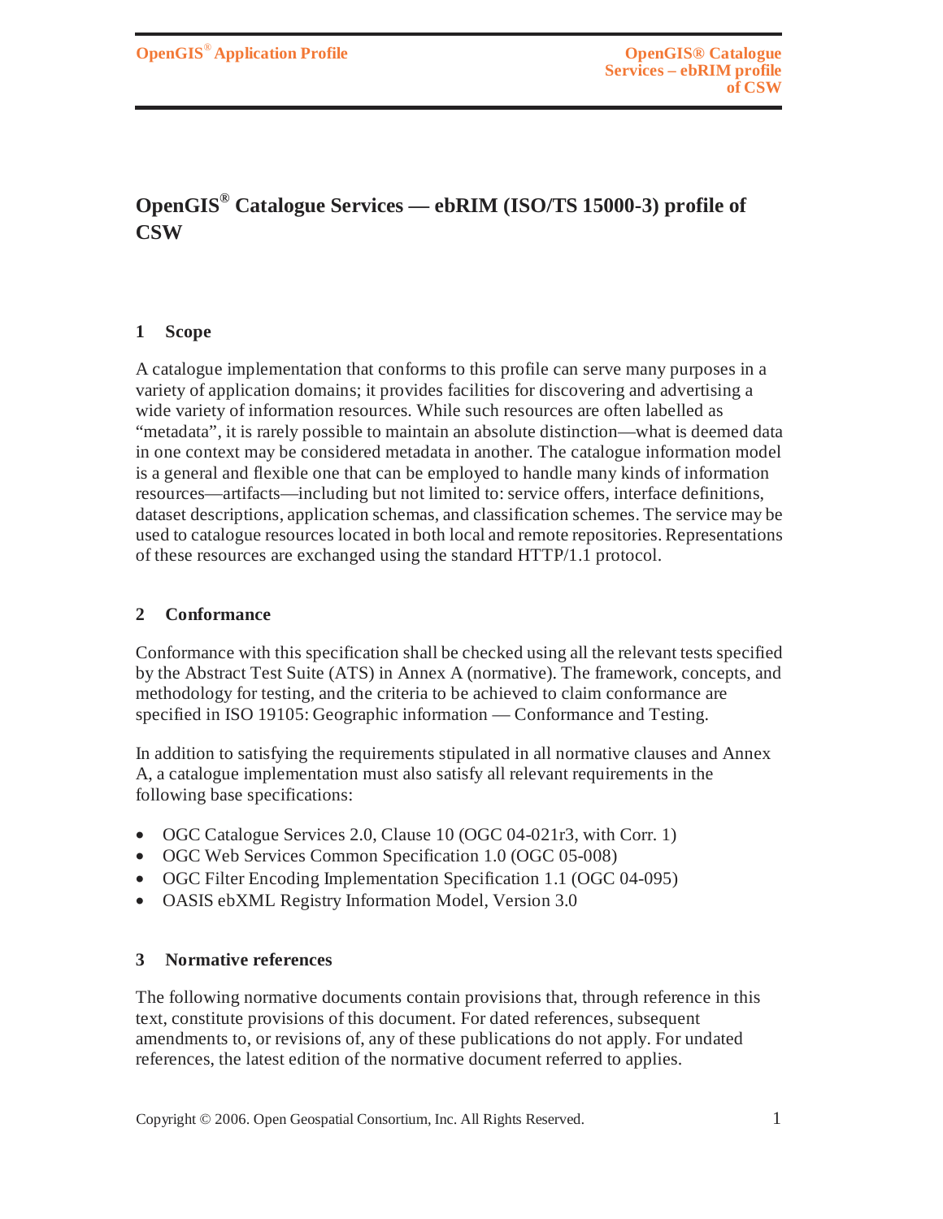# OpenGIS® Catalogue Services — ebRIM (ISO/TS 15000-3) profile of CSW

## 1 Scope

A catalogue implementation that conforms to this profile can serve many purposes in a variety of application domains; it provides facilities for discovering and advertising a wide variety of information resources. While such resources are often labelled as "metadata", it is rarely possible to maintain an absolute distinction—what is deemed data in one context may be considered metadata in another. The catalogue information model is a general and flexible one that can be employed to handle many kinds of information resources—artifacts—including but not limited to: service offers, interface definitions, dataset descriptions, application schemas, and classification schemes. The service may be used to catalogue resources located in both local and remote repositories. Representations of these resources are exchanged using the standard HTTP/1.1 protocol.

## 2 Conformance

Conformance with this specification shall be checked using all the relevant tests specified by the Abstract Test Suite (ATS) in Annex A (normative). The framework, concepts, and methodology for testing, and the criteria to be achieved to claim conformance are specified in ISO 19105: Geographic information — Conformance and Testing.

In addition to satisfying the requirements stipulated in all normative clauses and Annex A, a catalogue implementation must also satisfy all relevant requirements in the following base specifications:

- OGC Catalogue Services 2.0, Clause 10 (OGC 04-021r3, with Corr. 1)
- OGC Web Services Common Specification 1.0 (OGC 05-008)
- OGC Filter Encoding Implementation Specification 1.1 (OGC 04-095)
- OASIS ebXML Registry Information Model, Version 3.0

## 3 Normative references

The following normative documents contain provisions that, through reference in this text, constitute provisions of this document. For dated references, subsequent amendments to, or revisions of, any of these publications do not apply. For undated references, the latest edition of the normative document referred to applies.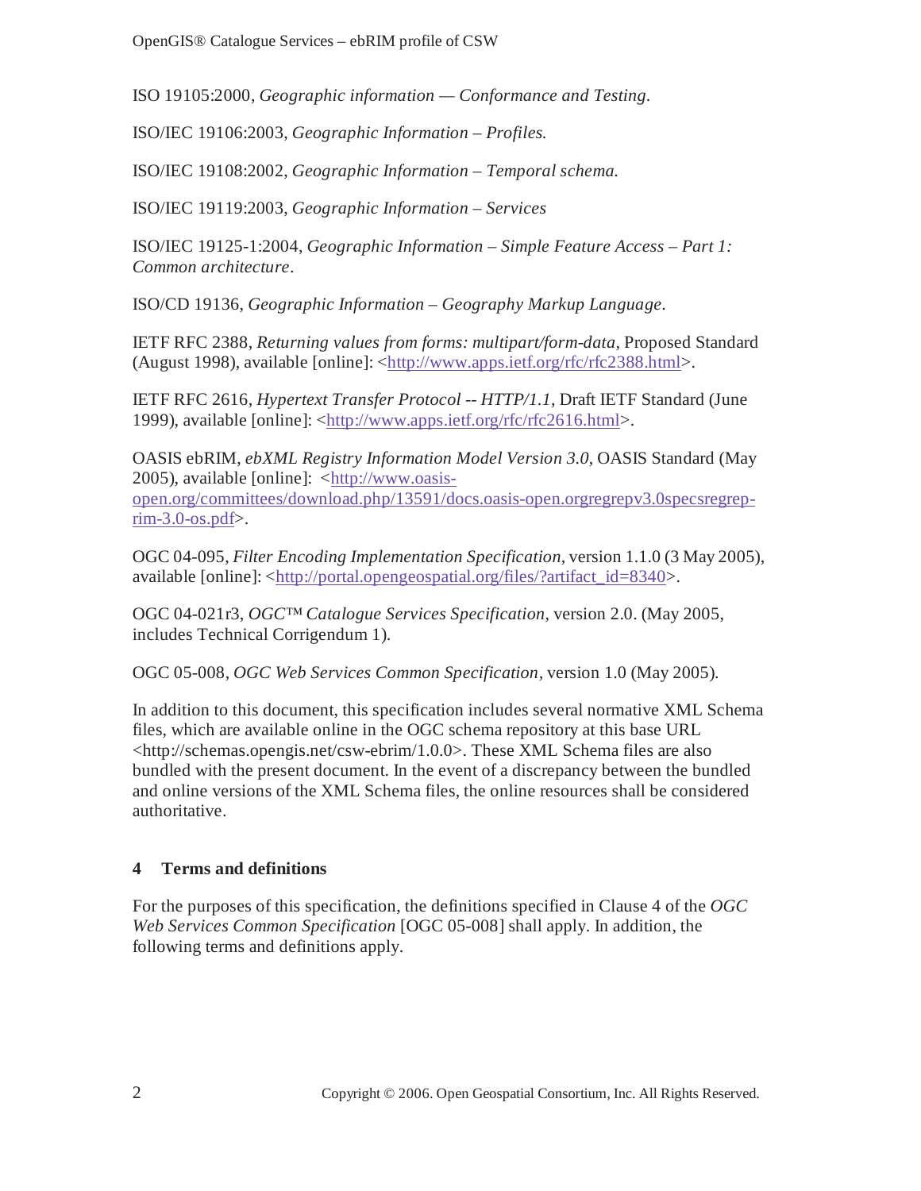ISO 19105:2000, *Geographic information — Conformance and Testing.*

ISO/IEC 19106:2003, *Geographic Information – Profiles.*

ISO/IEC 19108:2002, *Geographic Information – Temporal schema.*

ISO/IEC 19119:2003, *Geographic Information – Services*

ISO/IEC 19125-1:2004, *Geographic Information – Simple Feature Access – Part 1: Common architecture*.

ISO/CD 19136, *Geographic Information – Geography Markup Language.*

IETF RFC 2388, *Returning values from forms: multipart/form-data*, Proposed Standard (August 1998), available [online]: <http://www.apps.ietf.org/rfc/rfc2388.html>.

IETF RFC 2616, *Hypertext Transfer Protocol -- HTTP/1.1*, Draft IETF Standard (June 1999), available [online]: <http://www.apps.ietf.org/rfc/rfc2616.html>.

OASIS ebRIM, *ebXML Registry Information Model Version 3.0*, OASIS Standard (May 2005), available [online]: <http://www.oasis-open.org/committees/download.php/13591/docs.oasis-open.orgregrepv3.0specsregrep-rim-3.0-os.pdf>.

OGC 04-095, *Filter Encoding Implementation Specification*, version 1.1.0 (3 May 2005), available [online]: <http://portal.opengeospatial.org/files/?artifact_id=8340>.

OGC 04-021r3, *OGC™ Catalogue Services Specification*, version 2.0. (May 2005, includes Technical Corrigendum 1).

OGC 05-008, *OGC Web Services Common Specification*, version 1.0 (May 2005).

In addition to this document, this specification includes several normative XML Schema files, which are available online in the OGC schema repository at this base URL <http://schemas.opengis.net/csw-ebrim/1.0.0>. These XML Schema files are also bundled with the present document. In the event of a discrepancy between the bundled and online versions of the XML Schema files, the online resources shall be considered authoritative.

## 4 Terms and definitions

For the purposes of this specification, the definitions specified in Clause 4 of the *OGC Web Services Common Specification* [OGC 05-008] shall apply. In addition, the following terms and definitions apply.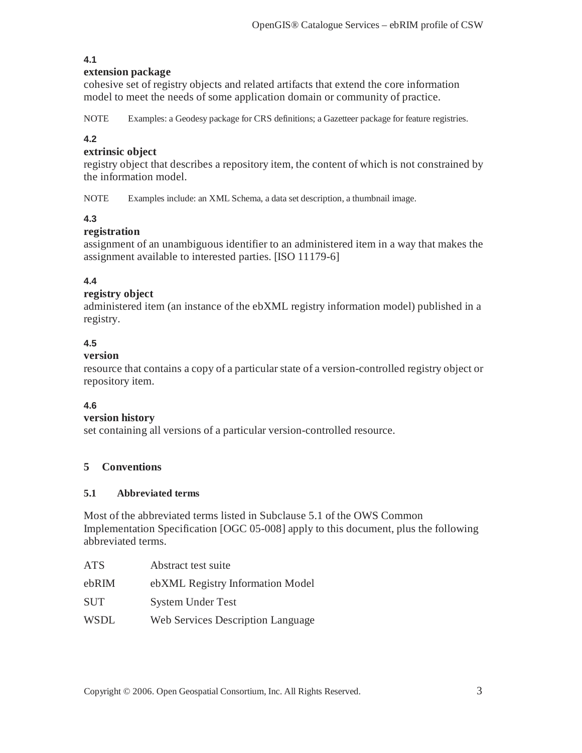**4.1**
**extension package**
cohesive set of registry objects and related artifacts that extend the core information model to meet the needs of some application domain or community of practice.

NOTE Examples: a Geodesy package for CRS definitions; a Gazetteer package for feature registries.

**4.2**
**extrinsic object**
registry object that describes a repository item, the content of which is not constrained by the information model.

NOTE Examples include: an XML Schema, a data set description, a thumbnail image.

**4.3**
**registration**
assignment of an unambiguous identifier to an administered item in a way that makes the assignment available to interested parties. [ISO 11179-6]

**4.4**
**registry object**
administered item (an instance of the ebXML registry information model) published in a registry.

**4.5**
**version**
resource that contains a copy of a particular state of a version-controlled registry object or repository item.

**4.6**
**version history**
set containing all versions of a particular version-controlled resource.

# 5 Conventions

## 5.1 Abbreviated terms

Most of the abbreviated terms listed in Subclause 5.1 of the OWS Common Implementation Specification [OGC 05-008] apply to this document, plus the following abbreviated terms.

| | |
|---|---|
| ATS | Abstract test suite |
| ebRIM | ebXML Registry Information Model |
| SUT | System Under Test |
| WSDL | Web Services Description Language |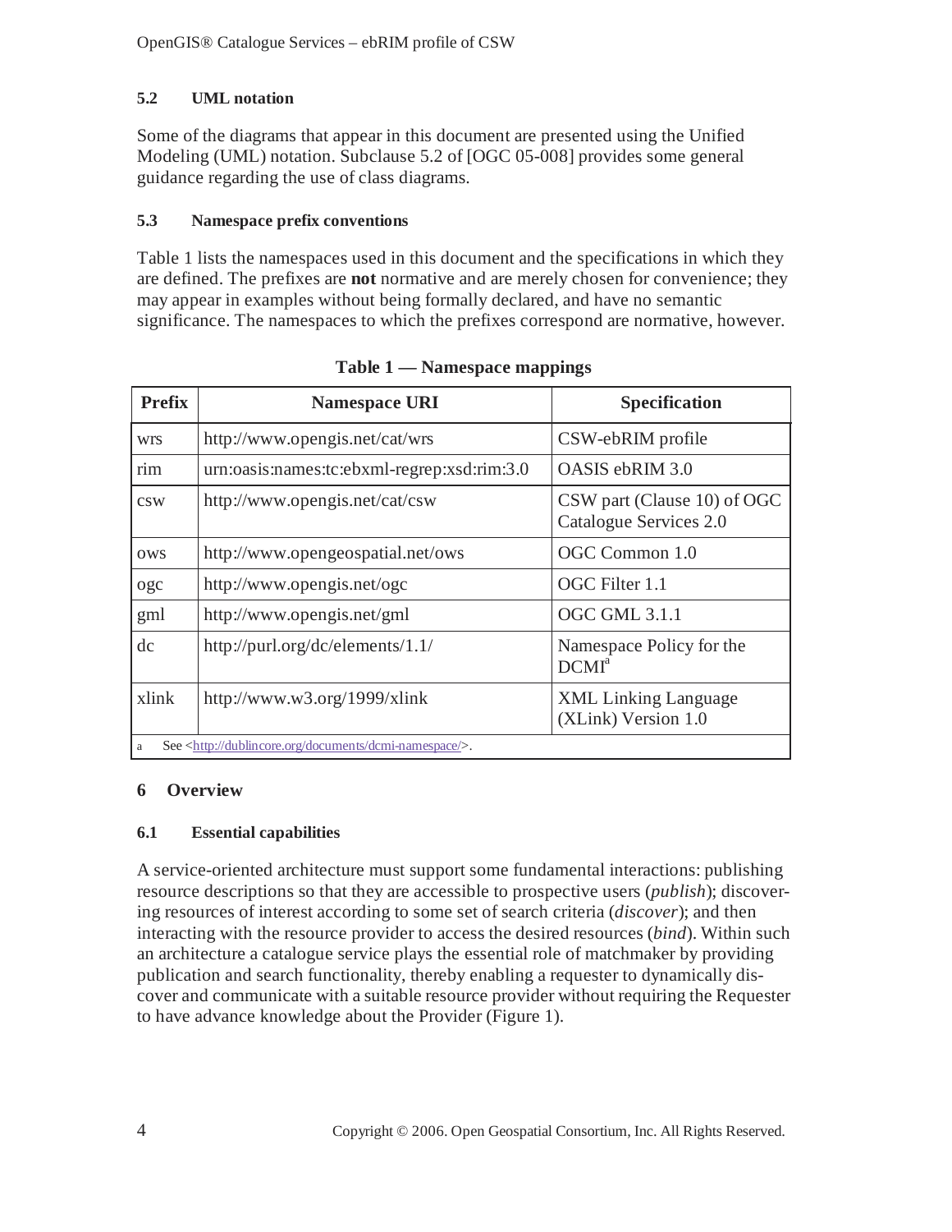### 5.2 UML notation

Some of the diagrams that appear in this document are presented using the Unified Modeling (UML) notation. Subclause 5.2 of [OGC 05-008] provides some general guidance regarding the use of class diagrams.

### 5.3 Namespace prefix conventions

Table 1 lists the namespaces used in this document and the specifications in which they are defined. The prefixes are **not** normative and are merely chosen for convenience; they may appear in examples without being formally declared, and have no semantic significance. The namespaces to which the prefixes correspond are normative, however.

**Table 1 — Namespace mappings**

| Prefix | Namespace URI | Specification |
|---|---|---|
| wrs | http://www.opengis.net/cat/wrs | CSW-ebRIM profile |
| rim | urn:oasis:names:tc:ebxml-regrep:xsd:rim:3.0 | OASIS ebRIM 3.0 |
| csw | http://www.opengis.net/cat/csw | CSW part (Clause 10) of OGC Catalogue Services 2.0 |
| ows | http://www.opengeospatial.net/ows | OGC Common 1.0 |
| ogc | http://www.opengis.net/ogc | OGC Filter 1.1 |
| gml | http://www.opengis.net/gml | OGC GML 3.1.1 |
| dc | http://purl.org/dc/elements/1.1/ | Namespace Policy for the DCMI[a] |
| xlink | http://www.w3.org/1999/xlink | XML Linking Language (XLink) Version 1.0 |

[a] See <http://dublincore.org/documents/dcmi-namespace/>.

## 6 Overview

### 6.1 Essential capabilities

A service-oriented architecture must support some fundamental interactions: publishing resource descriptions so that they are accessible to prospective users (*publish*); discovering resources of interest according to some set of search criteria (*discover*); and then interacting with the resource provider to access the desired resources (*bind*). Within such an architecture a catalogue service plays the essential role of matchmaker by providing publication and search functionality, thereby enabling a requester to dynamically discover and communicate with a suitable resource provider without requiring the Requester to have advance knowledge about the Provider (Figure 1).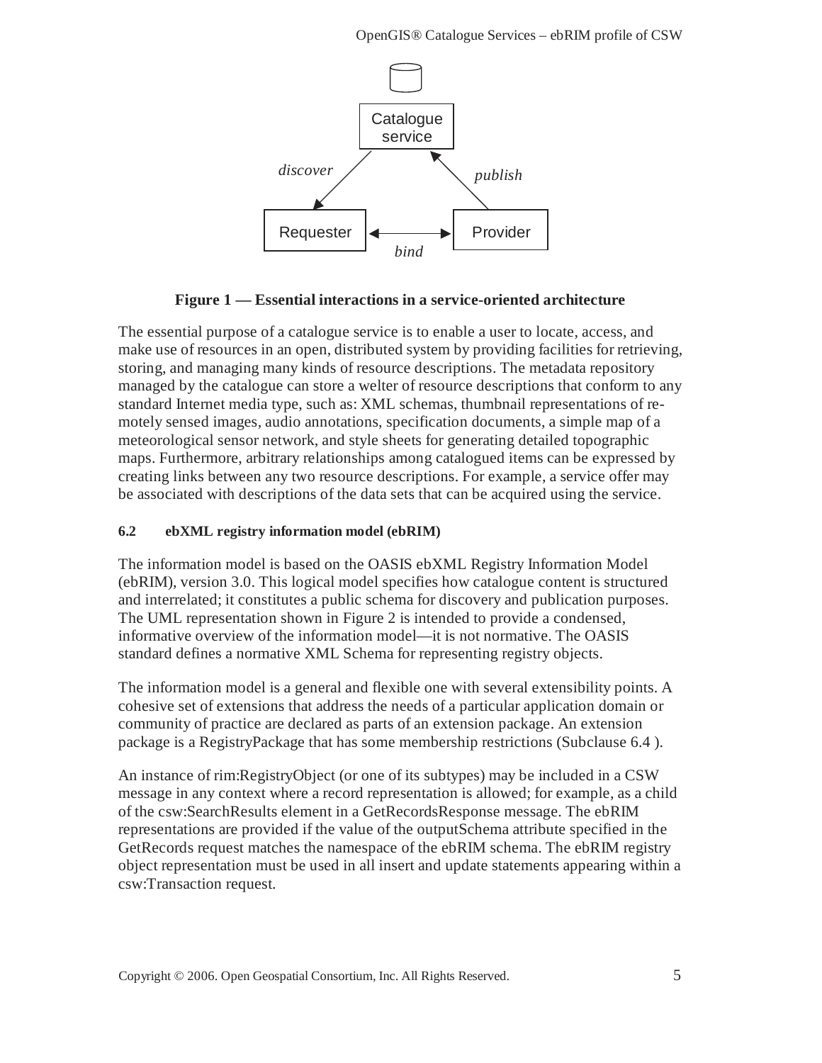**Figure 1 — Essential interactions in a service-oriented architecture**

The essential purpose of a catalogue service is to enable a user to locate, access, and make use of resources in an open, distributed system by providing facilities for retrieving, storing, and managing many kinds of resource descriptions. The metadata repository managed by the catalogue can store a welter of resource descriptions that conform to any standard Internet media type, such as: XML schemas, thumbnail representations of remotely sensed images, audio annotations, specification documents, a simple map of a meteorological sensor network, and style sheets for generating detailed topographic maps. Furthermore, arbitrary relationships among catalogued items can be expressed by creating links between any two resource descriptions. For example, a service offer may be associated with descriptions of the data sets that can be acquired using the service.

### 6.2 ebXML registry information model (ebRIM)

The information model is based on the OASIS ebXML Registry Information Model (ebRIM), version 3.0. This logical model specifies how catalogue content is structured and interrelated; it constitutes a public schema for discovery and publication purposes. The UML representation shown in Figure 2 is intended to provide a condensed, informative overview of the information model—it is not normative. The OASIS standard defines a normative XML Schema for representing registry objects.

The information model is a general and flexible one with several extensibility points. A cohesive set of extensions that address the needs of a particular application domain or community of practice are declared as parts of an extension package. An extension package is a RegistryPackage that has some membership restrictions (Subclause 6.4 ).

An instance of rim:RegistryObject (or one of its subtypes) may be included in a CSW message in any context where a record representation is allowed; for example, as a child of the csw:SearchResults element in a GetRecordsResponse message. The ebRIM representations are provided if the value of the outputSchema attribute specified in the GetRecords request matches the namespace of the ebRIM schema. The ebRIM registry object representation must be used in all insert and update statements appearing within a csw:Transaction request.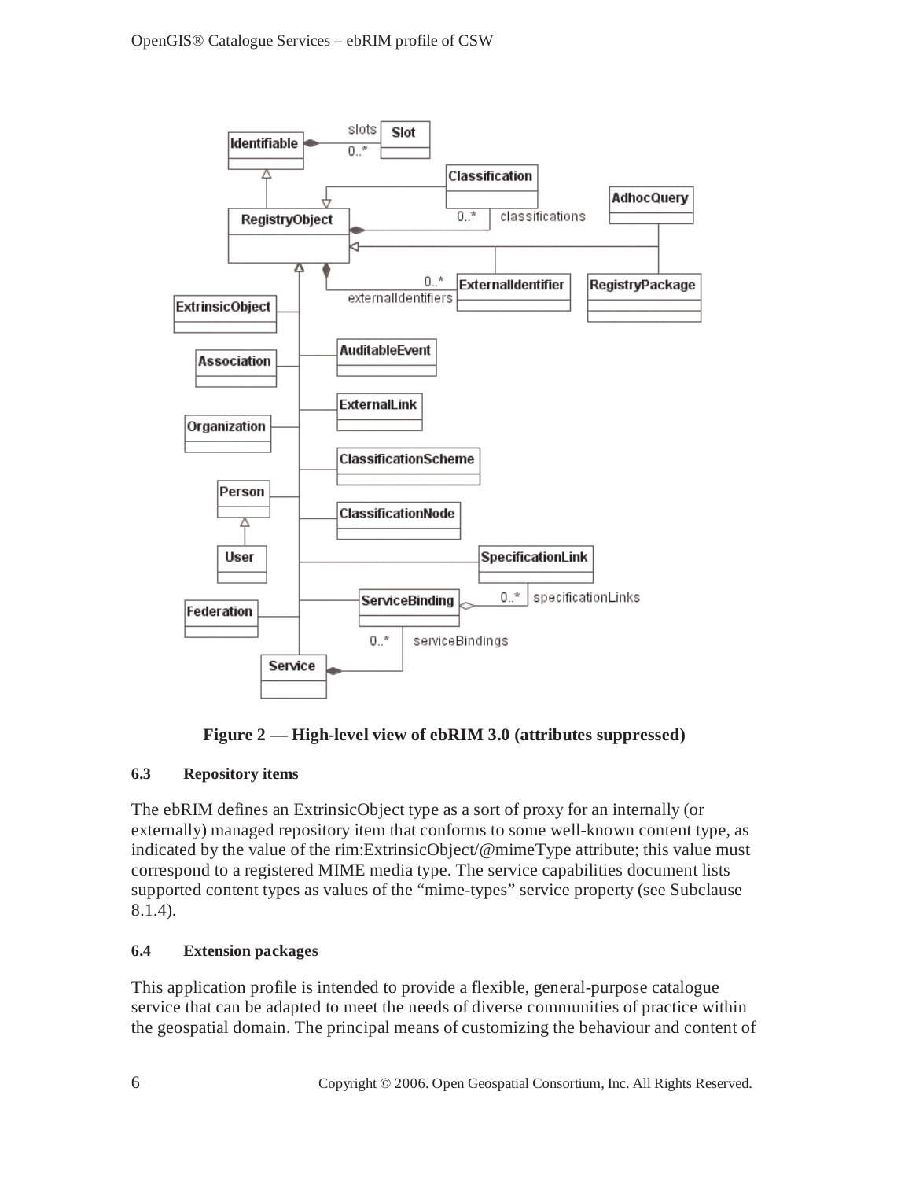**Figure 2 — High-level view of ebRIM 3.0 (attributes suppressed)**

### 6.3 Repository items

The ebRIM defines an ExtrinsicObject type as a sort of proxy for an internally (or externally) managed repository item that conforms to some well-known content type, as indicated by the value of the rim:ExtrinsicObject/@mimeType attribute; this value must correspond to a registered MIME media type. The service capabilities document lists supported content types as values of the "mime-types" service property (see Subclause 8.1.4).

### 6.4 Extension packages

This application profile is intended to provide a flexible, general-purpose catalogue service that can be adapted to meet the needs of diverse communities of practice within the geospatial domain. The principal means of customizing the behaviour and content of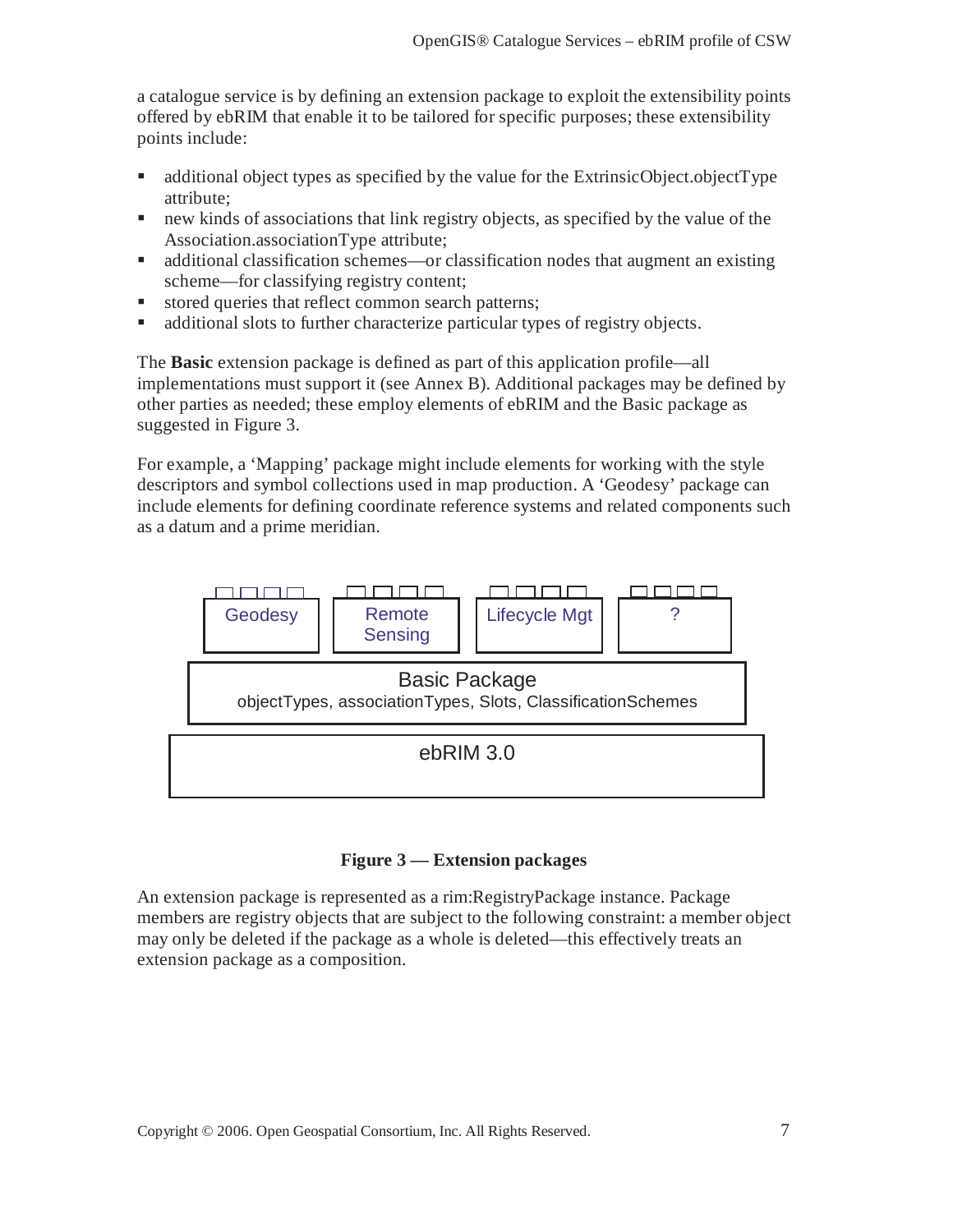a catalogue service is by defining an extension package to exploit the extensibility points offered by ebRIM that enable it to be tailored for specific purposes; these extensibility points include:

- additional object types as specified by the value for the ExtrinsicObject.objectType attribute;
- new kinds of associations that link registry objects, as specified by the value of the Association.associationType attribute;
- additional classification schemes—or classification nodes that augment an existing scheme—for classifying registry content;
- stored queries that reflect common search patterns;
- additional slots to further characterize particular types of registry objects.

The **Basic** extension package is defined as part of this application profile—all implementations must support it (see Annex B). Additional packages may be defined by other parties as needed; these employ elements of ebRIM and the Basic package as suggested in Figure 3.

For example, a 'Mapping' package might include elements for working with the style descriptors and symbol collections used in map production. A 'Geodesy' package can include elements for defining coordinate reference systems and related components such as a datum and a prime meridian.

| Geodesy | Remote Sensing | Lifecycle Mgt | ? |
|---|---|---|---|
| Basic Package<br>objectTypes, associationTypes, Slots, ClassificationSchemes | | | |
| ebRIM 3.0 | | | |

**Figure 3 — Extension packages**

An extension package is represented as a rim:RegistryPackage instance. Package members are registry objects that are subject to the following constraint: a member object may only be deleted if the package as a whole is deleted—this effectively treats an extension package as a composition.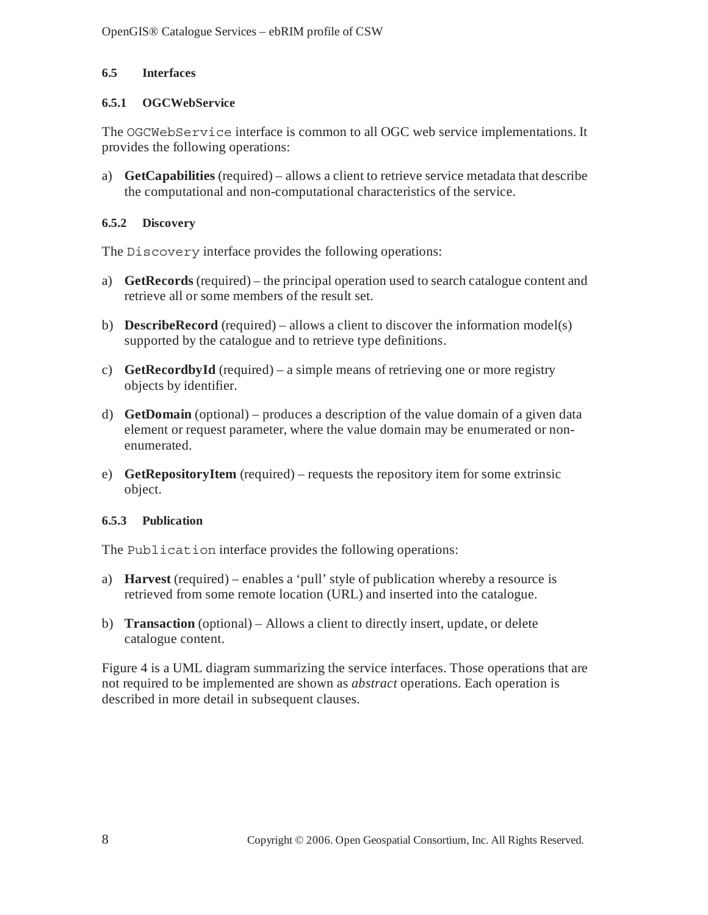### 6.5 Interfaces

#### 6.5.1 OGCWebService

The `OGCWebService` interface is common to all OGC web service implementations. It provides the following operations:

a) **GetCapabilities** (required) – allows a client to retrieve service metadata that describe the computational and non-computational characteristics of the service.

#### 6.5.2 Discovery

The `Discovery` interface provides the following operations:

a) **GetRecords** (required) – the principal operation used to search catalogue content and retrieve all or some members of the result set.

b) **DescribeRecord** (required) – allows a client to discover the information model(s) supported by the catalogue and to retrieve type definitions.

c) **GetRecordbyId** (required) – a simple means of retrieving one or more registry objects by identifier.

d) **GetDomain** (optional) – produces a description of the value domain of a given data element or request parameter, where the value domain may be enumerated or non-enumerated.

e) **GetRepositoryItem** (required) – requests the repository item for some extrinsic object.

#### 6.5.3 Publication

The `Publication` interface provides the following operations:

a) **Harvest** (required) – enables a 'pull' style of publication whereby a resource is retrieved from some remote location (URL) and inserted into the catalogue.

b) **Transaction** (optional) – Allows a client to directly insert, update, or delete catalogue content.

Figure 4 is a UML diagram summarizing the service interfaces. Those operations that are not required to be implemented are shown as *abstract* operations. Each operation is described in more detail in subsequent clauses.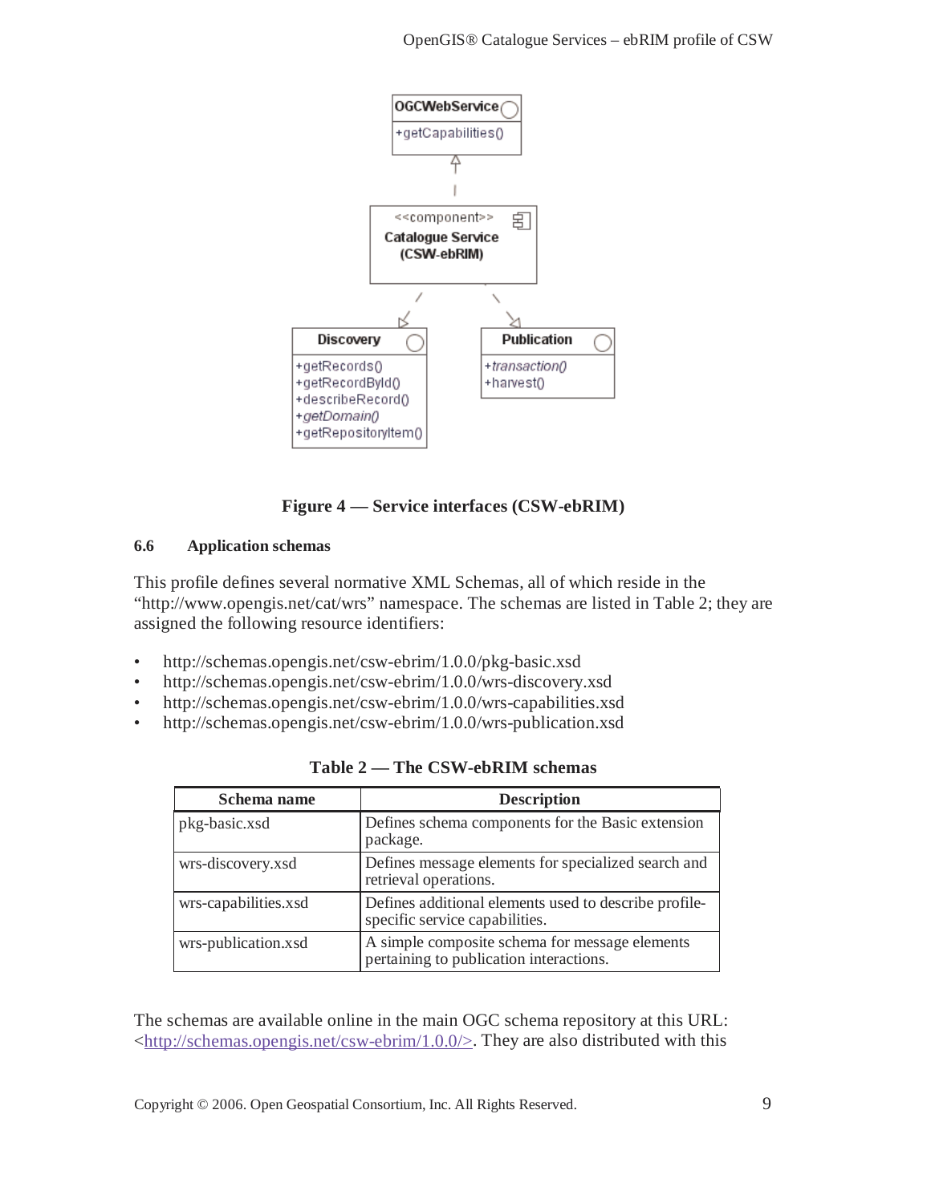Figure 4 — Service interfaces (CSW-ebRIM)

### 6.6 Application schemas

This profile defines several normative XML Schemas, all of which reside in the "http://www.opengis.net/cat/wrs" namespace. The schemas are listed in Table 2; they are assigned the following resource identifiers:

- http://schemas.opengis.net/csw-ebrim/1.0.0/pkg-basic.xsd
- http://schemas.opengis.net/csw-ebrim/1.0.0/wrs-discovery.xsd
- http://schemas.opengis.net/csw-ebrim/1.0.0/wrs-capabilities.xsd
- http://schemas.opengis.net/csw-ebrim/1.0.0/wrs-publication.xsd

**Table 2 — The CSW-ebRIM schemas**

| Schema name | Description |
|---|---|
| pkg-basic.xsd | Defines schema components for the Basic extension package. |
| wrs-discovery.xsd | Defines message elements for specialized search and retrieval operations. |
| wrs-capabilities.xsd | Defines additional elements used to describe profile-specific service capabilities. |
| wrs-publication.xsd | A simple composite schema for message elements pertaining to publication interactions. |

The schemas are available online in the main OGC schema repository at this URL: <http://schemas.opengis.net/csw-ebrim/1.0.0/>. They are also distributed with this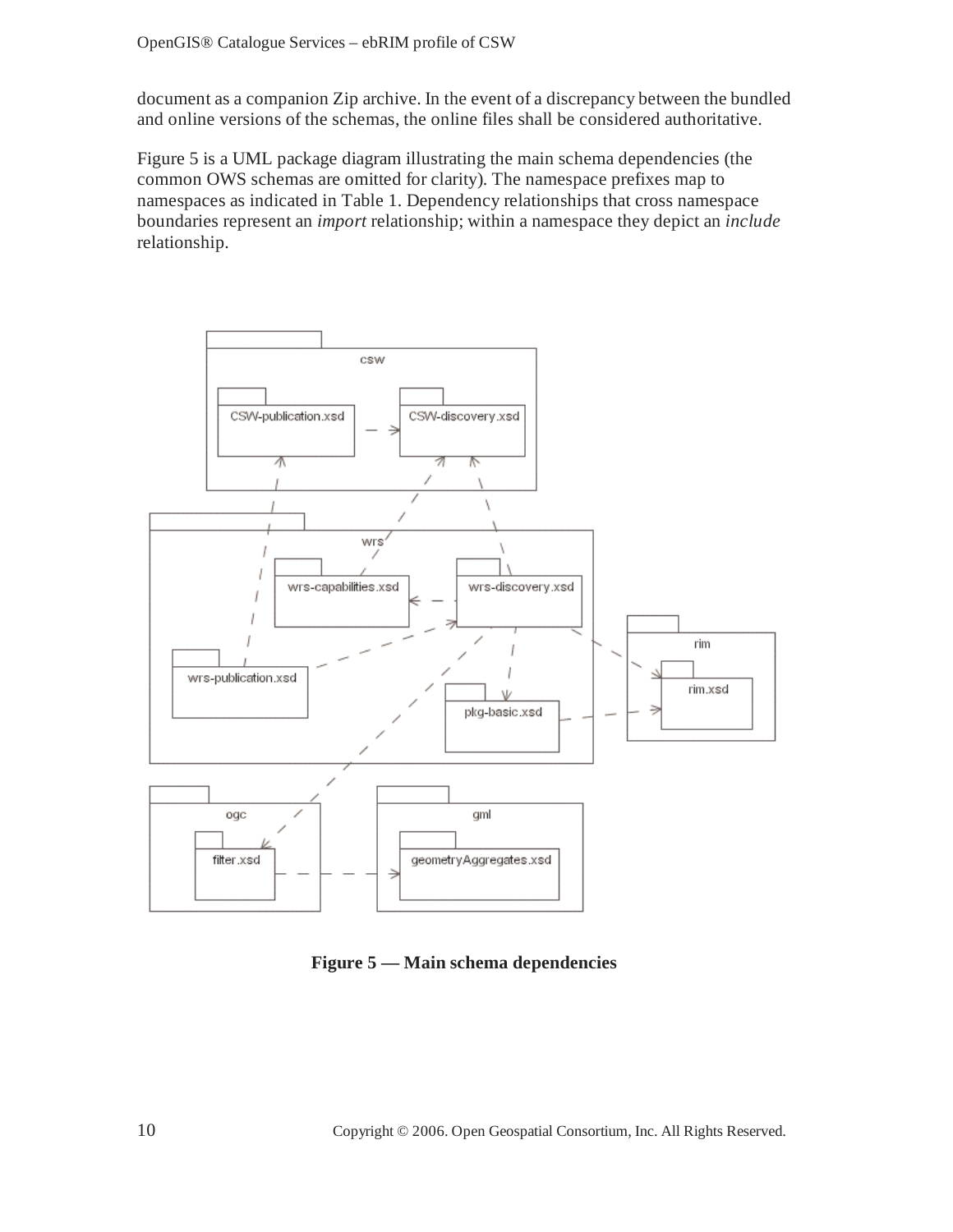document as a companion Zip archive. In the event of a discrepancy between the bundled and online versions of the schemas, the online files shall be considered authoritative.

Figure 5 is a UML package diagram illustrating the main schema dependencies (the common OWS schemas are omitted for clarity). The namespace prefixes map to namespaces as indicated in Table 1. Dependency relationships that cross namespace boundaries represent an *import* relationship; within a namespace they depict an *include* relationship.

**Figure 5 — Main schema dependencies**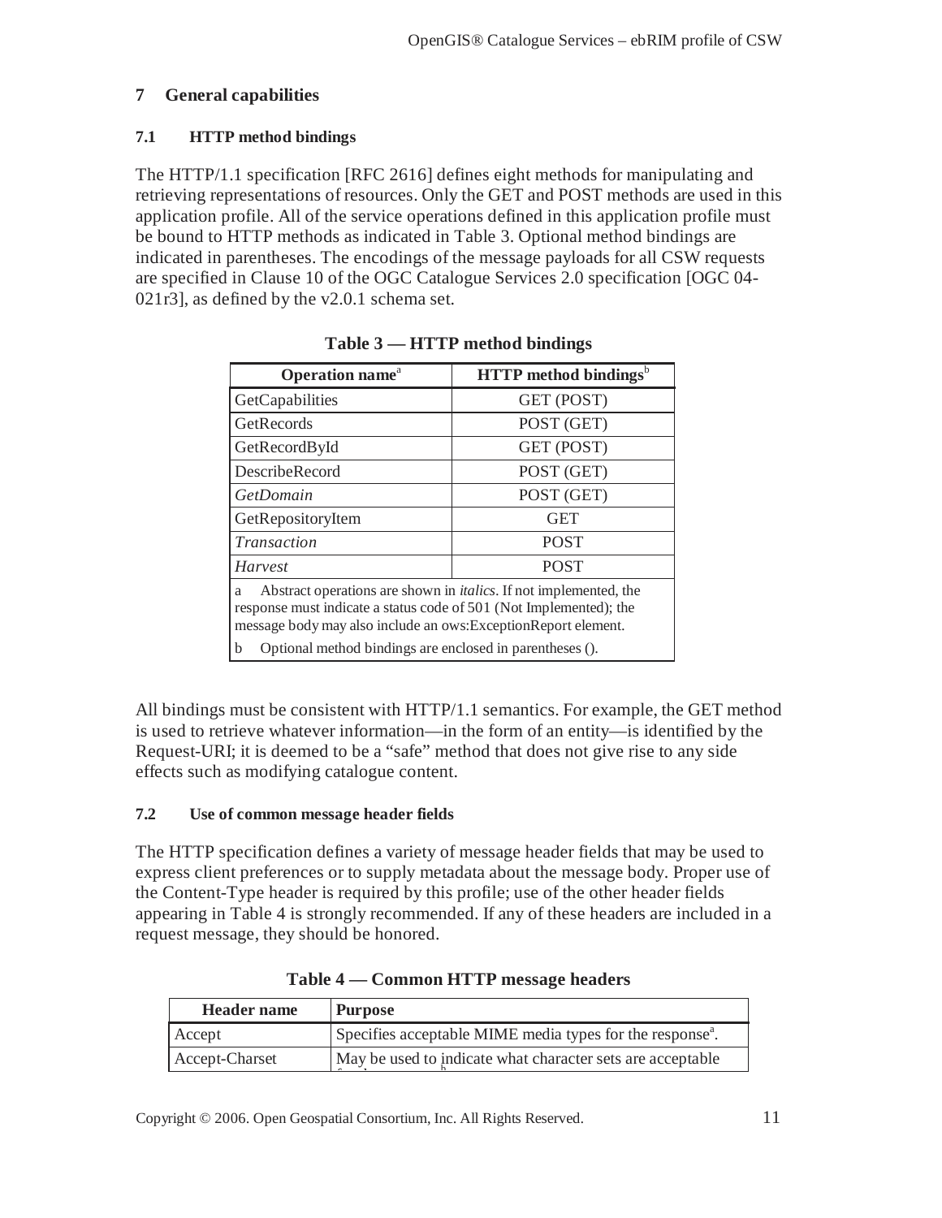# 7 General capabilities

## 7.1 HTTP method bindings

The HTTP/1.1 specification [RFC 2616] defines eight methods for manipulating and retrieving representations of resources. Only the GET and POST methods are used in this application profile. All of the service operations defined in this application profile must be bound to HTTP methods as indicated in Table 3. Optional method bindings are indicated in parentheses. The encodings of the message payloads for all CSW requests are specified in Clause 10 of the OGC Catalogue Services 2.0 specification [OGC 04-021r3], as defined by the v2.0.1 schema set.

**Table 3 — HTTP method bindings**

| Operation name[a] | HTTP method bindings[b] |
| --- | --- |
| GetCapabilities | GET (POST) |
| GetRecords | POST (GET) |
| GetRecordById | GET (POST) |
| DescribeRecord | POST (GET) |
| *GetDomain* | POST (GET) |
| GetRepositoryItem | GET |
| *Transaction* | POST |
| *Harvest* | POST |

a Abstract operations are shown in *italics*. If not implemented, the response must indicate a status code of 501 (Not Implemented); the message body may also include an ows:ExceptionReport element.

b Optional method bindings are enclosed in parentheses ().

All bindings must be consistent with HTTP/1.1 semantics. For example, the GET method is used to retrieve whatever information—in the form of an entity—is identified by the Request-URI; it is deemed to be a "safe" method that does not give rise to any side effects such as modifying catalogue content.

## 7.2 Use of common message header fields

The HTTP specification defines a variety of message header fields that may be used to express client preferences or to supply metadata about the message body. Proper use of the Content-Type header is required by this profile; use of the other header fields appearing in Table 4 is strongly recommended. If any of these headers are included in a request message, they should be honored.

**Table 4 — Common HTTP message headers**

| Header name | Purpose |
| --- | --- |
| Accept | Specifies acceptable MIME media types for the response[a]. |
| Accept-Charset | May be used to indicate what character sets are acceptable |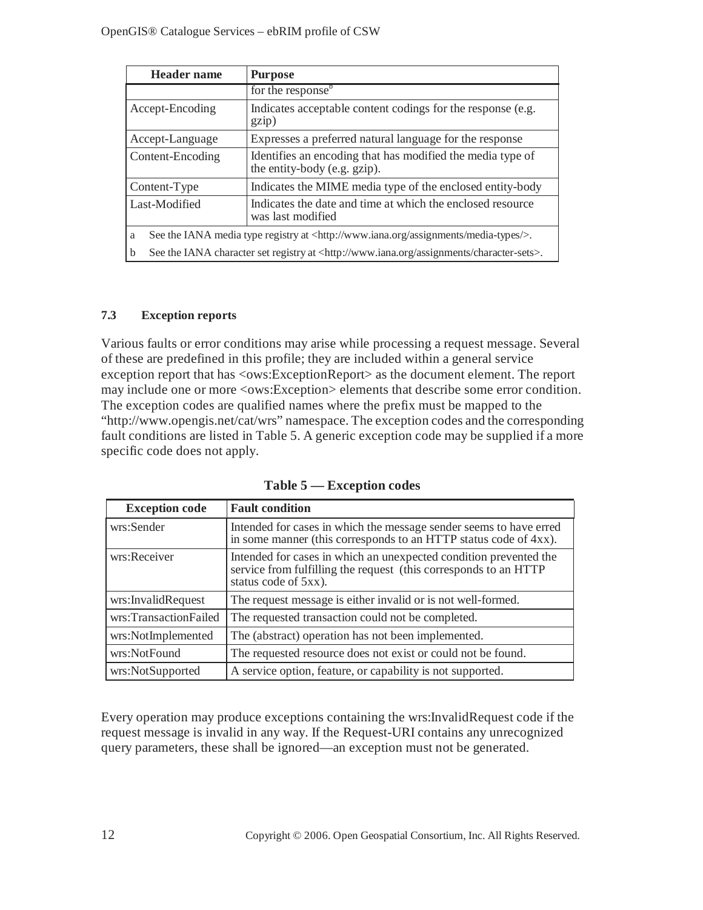| Header name | Purpose |
| --- | --- |
| | for the response[b] |
| Accept-Encoding | Indicates acceptable content codings for the response (e.g. gzip) |
| Accept-Language | Expresses a preferred natural language for the response |
| Content-Encoding | Identifies an encoding that has modified the media type of the entity-body (e.g. gzip). |
| Content-Type | Indicates the MIME media type of the enclosed entity-body |
| Last-Modified | Indicates the date and time at which the enclosed resource was last modified |

a See the IANA media type registry at <http://www.iana.org/assignments/media-types/>.

b See the IANA character set registry at <http://www.iana.org/assignments/character-sets>.

### 7.3 Exception reports

Various faults or error conditions may arise while processing a request message. Several of these are predefined in this profile; they are included within a general service exception report that has <ows:ExceptionReport> as the document element. The report may include one or more <ows:Exception> elements that describe some error condition. The exception codes are qualified names where the prefix must be mapped to the "http://www.opengis.net/cat/wrs" namespace. The exception codes and the corresponding fault conditions are listed in Table 5. A generic exception code may be supplied if a more specific code does not apply.

**Table 5 — Exception codes**

| Exception code | Fault condition |
| --- | --- |
| wrs:Sender | Intended for cases in which the message sender seems to have erred in some manner (this corresponds to an HTTP status code of 4xx). |
| wrs:Receiver | Intended for cases in which an unexpected condition prevented the service from fulfilling the request (this corresponds to an HTTP status code of 5xx). |
| wrs:InvalidRequest | The request message is either invalid or is not well-formed. |
| wrs:TransactionFailed | The requested transaction could not be completed. |
| wrs:NotImplemented | The (abstract) operation has not been implemented. |
| wrs:NotFound | The requested resource does not exist or could not be found. |
| wrs:NotSupported | A service option, feature, or capability is not supported. |

Every operation may produce exceptions containing the wrs:InvalidRequest code if the request message is invalid in any way. If the Request-URI contains any unrecognized query parameters, these shall be ignored—an exception must not be generated.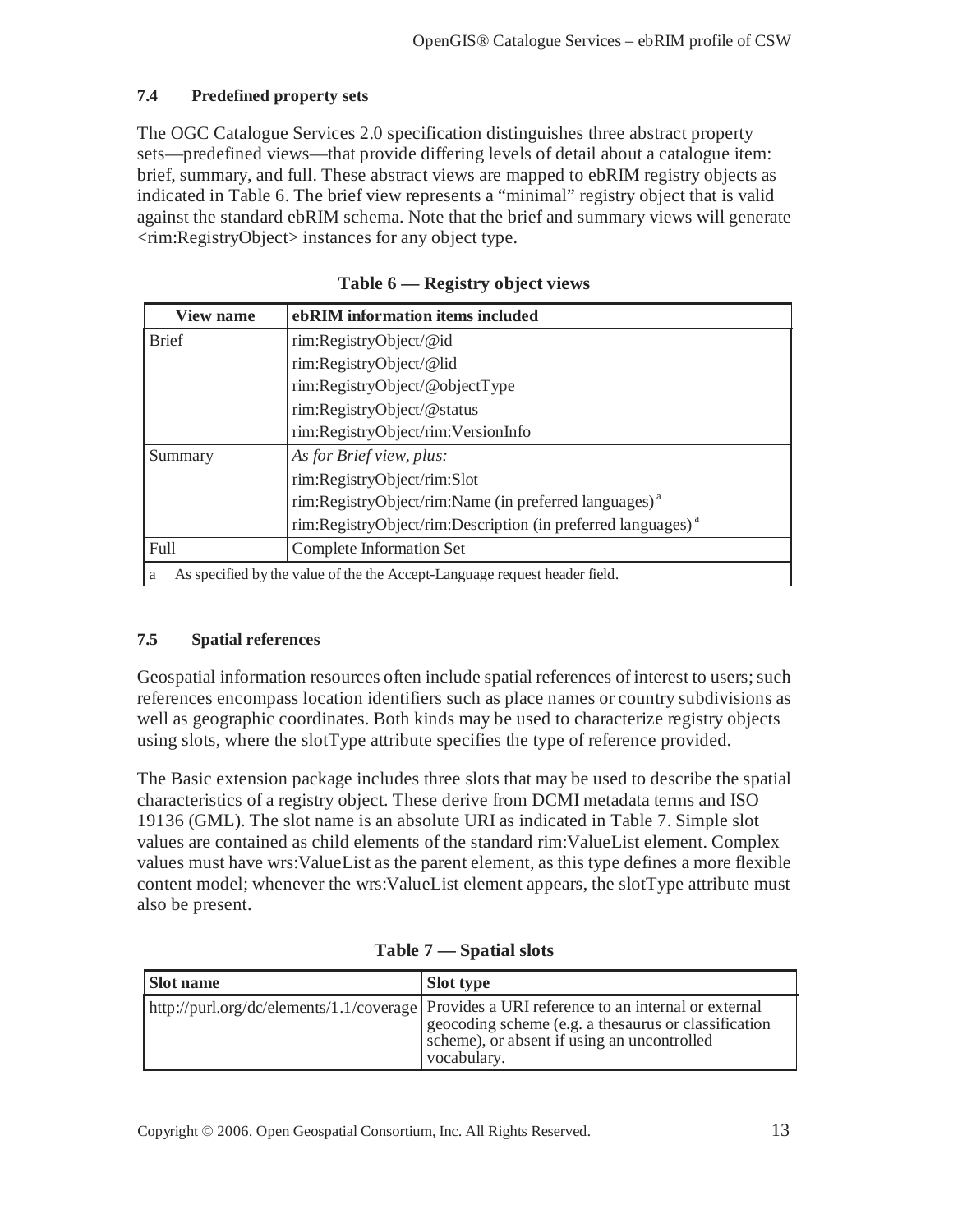### 7.4 Predefined property sets

The OGC Catalogue Services 2.0 specification distinguishes three abstract property sets—predefined views—that provide differing levels of detail about a catalogue item: brief, summary, and full. These abstract views are mapped to ebRIM registry objects as indicated in Table 6. The brief view represents a "minimal" registry object that is valid against the standard ebRIM schema. Note that the brief and summary views will generate <rim:RegistryObject> instances for any object type.

**Table 6 — Registry object views**

| View name | ebRIM information items included |
|---|---|
| Brief | rim:RegistryObject/@id |
| | rim:RegistryObject/@lid |
| | rim:RegistryObject/@objectType |
| | rim:RegistryObject/@status |
| | rim:RegistryObject/rim:VersionInfo |
| Summary | *As for Brief view, plus:* |
| | rim:RegistryObject/rim:Slot |
| | rim:RegistryObject/rim:Name (in preferred languages) [a] |
| | rim:RegistryObject/rim:Description (in preferred languages) [a] |
| Full | Complete Information Set |

a As specified by the value of the the Accept-Language request header field.

### 7.5 Spatial references

Geospatial information resources often include spatial references of interest to users; such references encompass location identifiers such as place names or country subdivisions as well as geographic coordinates. Both kinds may be used to characterize registry objects using slots, where the slotType attribute specifies the type of reference provided.

The Basic extension package includes three slots that may be used to describe the spatial characteristics of a registry object. These derive from DCMI metadata terms and ISO 19136 (GML). The slot name is an absolute URI as indicated in Table 7. Simple slot values are contained as child elements of the standard rim:ValueList element. Complex values must have wrs:ValueList as the parent element, as this type defines a more flexible content model; whenever the wrs:ValueList element appears, the slotType attribute must also be present.

**Table 7 — Spatial slots**

| Slot name | Slot type |
|---|---|
| http://purl.org/dc/elements/1.1/coverage | Provides a URI reference to an internal or external geocoding scheme (e.g. a thesaurus or classification scheme), or absent if using an uncontrolled vocabulary. |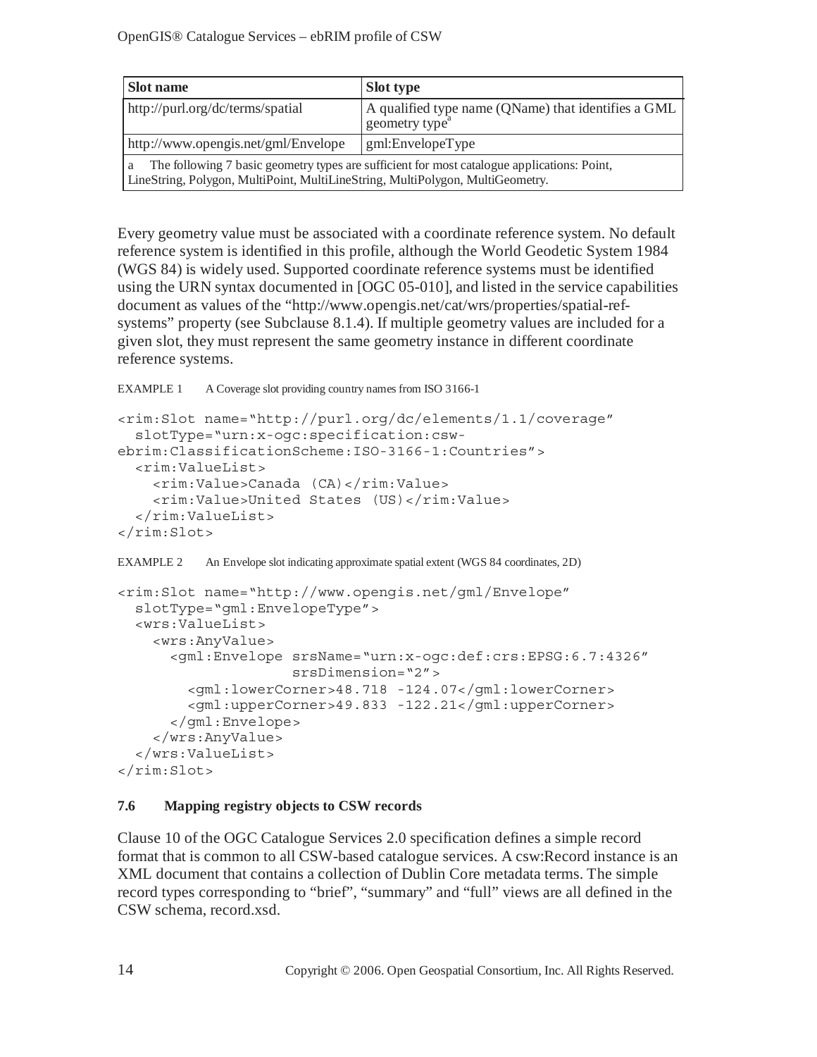| Slot name | Slot type |
| --- | --- |
| http://purl.org/dc/terms/spatial | A qualified type name (QName) that identifies a GML geometry type[a] |
| http://www.opengis.net/gml/Envelope | gml:EnvelopeType |

a The following 7 basic geometry types are sufficient for most catalogue applications: Point, LineString, Polygon, MultiPoint, MultiLineString, MultiPolygon, MultiGeometry.

Every geometry value must be associated with a coordinate reference system. No default reference system is identified in this profile, although the World Geodetic System 1984 (WGS 84) is widely used. Supported coordinate reference systems must be identified using the URN syntax documented in [OGC 05-010], and listed in the service capabilities document as values of the "http://www.opengis.net/cat/wrs/properties/spatial-ref-systems" property (see Subclause 8.1.4). If multiple geometry values are included for a given slot, they must represent the same geometry instance in different coordinate reference systems.

EXAMPLE 1 A Coverage slot providing country names from ISO 3166-1

```
<rim:Slot name="http://purl.org/dc/elements/1.1/coverage"
  slotType="urn:x-ogc:specification:csw-
ebrim:ClassificationScheme:ISO-3166-1:Countries">
  <rim:ValueList>
    <rim:Value>Canada (CA)</rim:Value>
    <rim:Value>United States (US)</rim:Value>
  </rim:ValueList>
</rim:Slot>
```

EXAMPLE 2 An Envelope slot indicating approximate spatial extent (WGS 84 coordinates, 2D)

```
<rim:Slot name="http://www.opengis.net/gml/Envelope"
  slotType="gml:EnvelopeType">
  <wrs:ValueList>
    <wrs:AnyValue>
      <gml:Envelope srsName="urn:x-ogc:def:crs:EPSG:6.7:4326"
                    srsDimension="2">
        <gml:lowerCorner>48.718 -124.07</gml:lowerCorner>
        <gml:upperCorner>49.833 -122.21</gml:upperCorner>
      </gml:Envelope>
    </wrs:AnyValue>
  </wrs:ValueList>
</rim:Slot>
```

### 7.6 Mapping registry objects to CSW records

Clause 10 of the OGC Catalogue Services 2.0 specification defines a simple record format that is common to all CSW-based catalogue services. A csw:Record instance is an XML document that contains a collection of Dublin Core metadata terms. The simple record types corresponding to "brief", "summary" and "full" views are all defined in the CSW schema, record.xsd.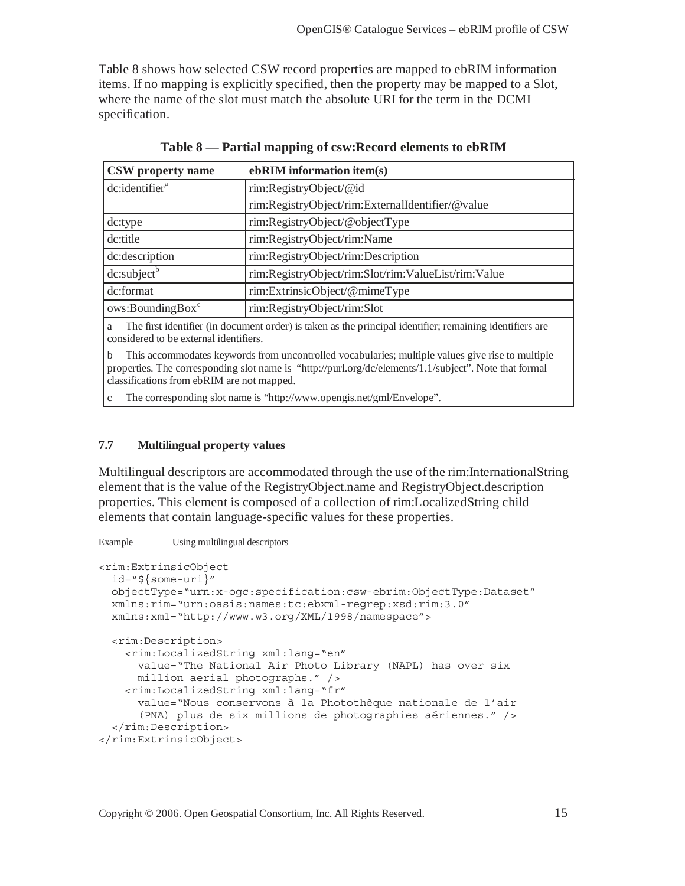Table 8 shows how selected CSW record properties are mapped to ebRIM information items. If no mapping is explicitly specified, then the property may be mapped to a Slot, where the name of the slot must match the absolute URI for the term in the DCMI specification.

**Table 8 — Partial mapping of csw:Record elements to ebRIM**

| CSW property name | ebRIM information item(s) |
|---|---|
| dc:identifier[a] | rim:RegistryObject/@id<br>rim:RegistryObject/rim:ExternalIdentifier/@value |
| dc:type | rim:RegistryObject/@objectType |
| dc:title | rim:RegistryObject/rim:Name |
| dc:description | rim:RegistryObject/rim:Description |
| dc:subject[b] | rim:RegistryObject/rim:Slot/rim:ValueList/rim:Value |
| dc:format | rim:ExtrinsicObject/@mimeType |
| ows:BoundingBox[c] | rim:RegistryObject/rim:Slot |

a The first identifier (in document order) is taken as the principal identifier; remaining identifiers are considered to be external identifiers.

b This accommodates keywords from uncontrolled vocabularies; multiple values give rise to multiple properties. The corresponding slot name is "http://purl.org/dc/elements/1.1/subject". Note that formal classifications from ebRIM are not mapped.

c The corresponding slot name is "http://www.opengis.net/gml/Envelope".

### 7.7 Multilingual property values

Multilingual descriptors are accommodated through the use of the rim:InternationalString element that is the value of the RegistryObject.name and RegistryObject.description properties. This element is composed of a collection of rim:LocalizedString child elements that contain language-specific values for these properties.

Example Using multilingual descriptors

```
<rim:ExtrinsicObject
  id="${some-uri}"
  objectType="urn:x-ogc:specification:csw-ebrim:ObjectType:Dataset"
  xmlns:rim="urn:oasis:names:tc:ebxml-regrep:xsd:rim:3.0"
  xmlns:xml="http://www.w3.org/XML/1998/namespace">

  <rim:Description>
    <rim:LocalizedString xml:lang="en"
      value="The National Air Photo Library (NAPL) has over six
      million aerial photographs." />
    <rim:LocalizedString xml:lang="fr"
      value="Nous conservons à la Photothèque nationale de l'air
      (PNA) plus de six millions de photographies aériennes." />
  </rim:Description>
</rim:ExtrinsicObject>
```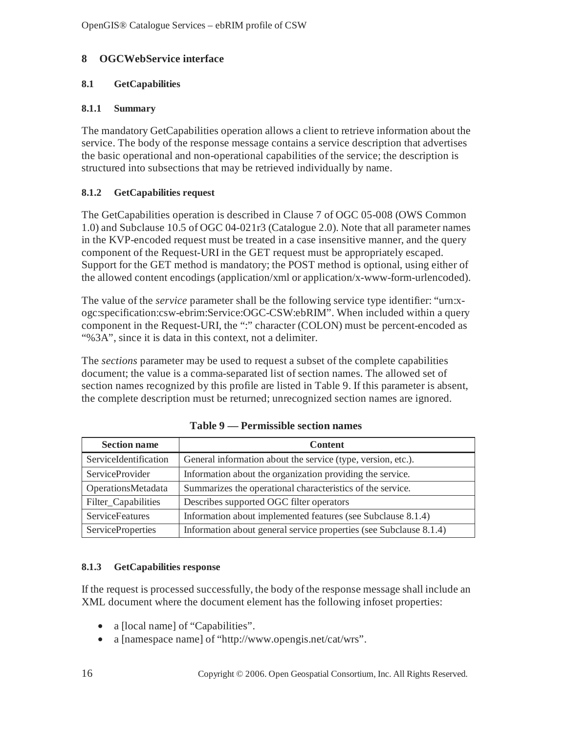# 8 OGCWebService interface

## 8.1 GetCapabilities

### 8.1.1 Summary

The mandatory GetCapabilities operation allows a client to retrieve information about the service. The body of the response message contains a service description that advertises the basic operational and non-operational capabilities of the service; the description is structured into subsections that may be retrieved individually by name.

### 8.1.2 GetCapabilities request

The GetCapabilities operation is described in Clause 7 of OGC 05-008 (OWS Common 1.0) and Subclause 10.5 of OGC 04-021r3 (Catalogue 2.0). Note that all parameter names in the KVP-encoded request must be treated in a case insensitive manner, and the query component of the Request-URI in the GET request must be appropriately escaped. Support for the GET method is mandatory; the POST method is optional, using either of the allowed content encodings (application/xml or application/x-www-form-urlencoded).

The value of the *service* parameter shall be the following service type identifier: "urn:x-ogc:specification:csw-ebrim:Service:OGC-CSW:ebRIM". When included within a query component in the Request-URI, the ":" character (COLON) must be percent-encoded as "%3A", since it is data in this context, not a delimiter.

The *sections* parameter may be used to request a subset of the complete capabilities document; the value is a comma-separated list of section names. The allowed set of section names recognized by this profile are listed in Table 9. If this parameter is absent, the complete description must be returned; unrecognized section names are ignored.

**Table 9 — Permissible section names**

| Section name | Content |
|---|---|
| ServiceIdentification | General information about the service (type, version, etc.). |
| ServiceProvider | Information about the organization providing the service. |
| OperationsMetadata | Summarizes the operational characteristics of the service. |
| Filter_Capabilities | Describes supported OGC filter operators |
| ServiceFeatures | Information about implemented features (see Subclause 8.1.4) |
| ServiceProperties | Information about general service properties (see Subclause 8.1.4) |

### 8.1.3 GetCapabilities response

If the request is processed successfully, the body of the response message shall include an XML document where the document element has the following infoset properties:

- a [local name] of "Capabilities".
- a [namespace name] of "http://www.opengis.net/cat/wrs".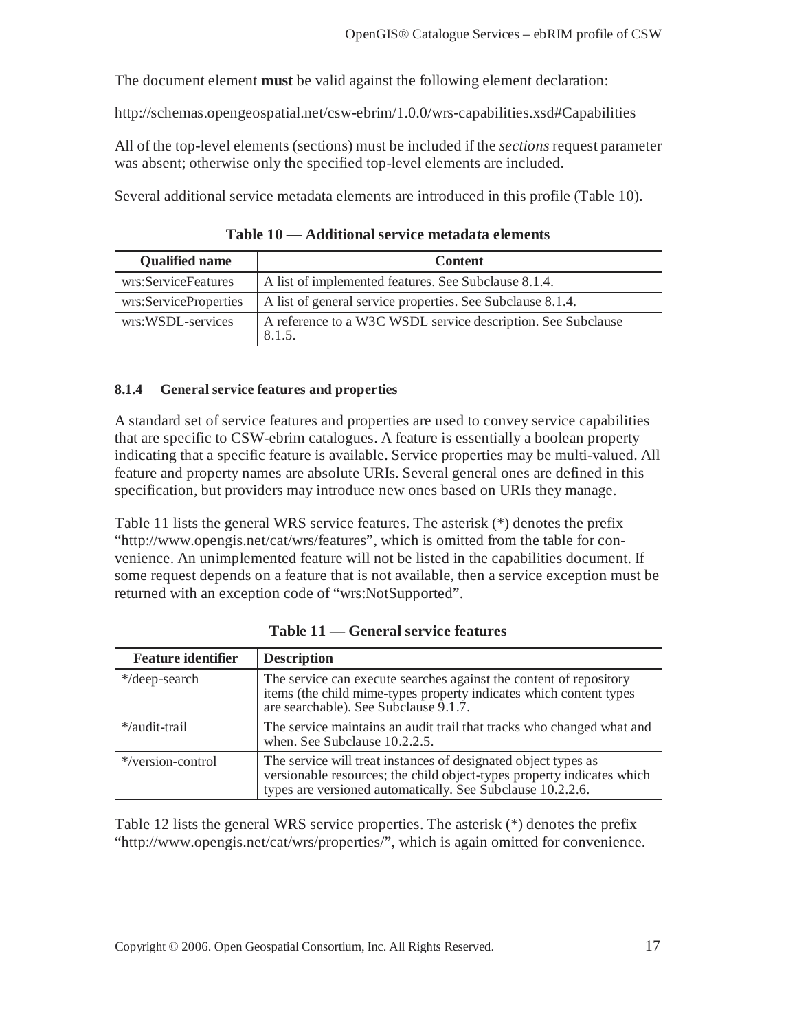The document element **must** be valid against the following element declaration:

http://schemas.opengeospatial.net/csw-ebrim/1.0.0/wrs-capabilities.xsd#Capabilities

All of the top-level elements (sections) must be included if the *sections* request parameter was absent; otherwise only the specified top-level elements are included.

Several additional service metadata elements are introduced in this profile (Table 10).

**Table 10 — Additional service metadata elements**

| Qualified name | Content |
| --- | --- |
| wrs:ServiceFeatures | A list of implemented features. See Subclause 8.1.4. |
| wrs:ServiceProperties | A list of general service properties. See Subclause 8.1.4. |
| wrs:WSDL-services | A reference to a W3C WSDL service description. See Subclause 8.1.5. |

#### 8.1.4 General service features and properties

A standard set of service features and properties are used to convey service capabilities that are specific to CSW-ebrim catalogues. A feature is essentially a boolean property indicating that a specific feature is available. Service properties may be multi-valued. All feature and property names are absolute URIs. Several general ones are defined in this specification, but providers may introduce new ones based on URIs they manage.

Table 11 lists the general WRS service features. The asterisk (*) denotes the prefix "http://www.opengis.net/cat/wrs/features", which is omitted from the table for convenience. An unimplemented feature will not be listed in the capabilities document. If some request depends on a feature that is not available, then a service exception must be returned with an exception code of "wrs:NotSupported".

**Table 11 — General service features**

| Feature identifier | Description |
| --- | --- |
| */deep-search | The service can execute searches against the content of repository items (the child mime-types property indicates which content types are searchable). See Subclause 9.1.7. |
| */audit-trail | The service maintains an audit trail that tracks who changed what and when. See Subclause 10.2.2.5. |
| */version-control | The service will treat instances of designated object types as versionable resources; the child object-types property indicates which types are versioned automatically. See Subclause 10.2.2.6. |

Table 12 lists the general WRS service properties. The asterisk (*) denotes the prefix "http://www.opengis.net/cat/wrs/properties/", which is again omitted for convenience.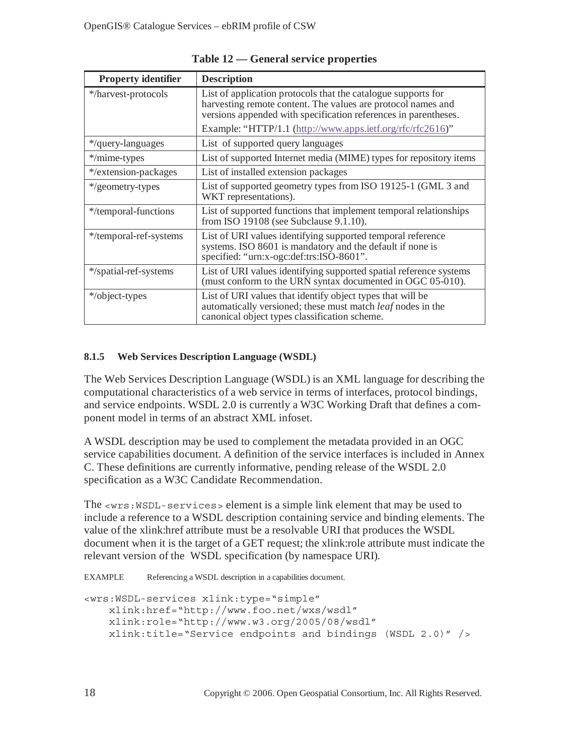**Table 12 — General service properties**

| Property identifier | Description |
|---|---|
| */harvest-protocols | List of application protocols that the catalogue supports for harvesting remote content. The values are protocol names and versions appended with specification references in parentheses.<br>Example: "HTTP/1.1 (http://www.apps.ietf.org/rfc/rfc2616)" |
| */query-languages | List of supported query languages |
| */mime-types | List of supported Internet media (MIME) types for repository items |
| */extension-packages | List of installed extension packages |
| */geometry-types | List of supported geometry types from ISO 19125-1 (GML 3 and WKT representations). |
| */temporal-functions | List of supported functions that implement temporal relationships from ISO 19108 (see Subclause 9.1.10). |
| */temporal-ref-systems | List of URI values identifying supported temporal reference systems. ISO 8601 is mandatory and the default if none is specified: "urn:x-ogc:def:trs:ISO-8601". |
| */spatial-ref-systems | List of URI values identifying supported spatial reference systems (must conform to the URN syntax documented in OGC 05-010). |
| */object-types | List of URI values that identify object types that will be automatically versioned; these must match *leaf* nodes in the canonical object types classification scheme. |

#### 8.1.5 Web Services Description Language (WSDL)

The Web Services Description Language (WSDL) is an XML language for describing the computational characteristics of a web service in terms of interfaces, protocol bindings, and service endpoints. WSDL 2.0 is currently a W3C Working Draft that defines a component model in terms of an abstract XML infoset.

A WSDL description may be used to complement the metadata provided in an OGC service capabilities document. A definition of the service interfaces is included in Annex C. These definitions are currently informative, pending release of the WSDL 2.0 specification as a W3C Candidate Recommendation.

The `<wrs:WSDL-services>` element is a simple link element that may be used to include a reference to a WSDL description containing service and binding elements. The value of the xlink:href attribute must be a resolvable URI that produces the WSDL document when it is the target of a GET request; the xlink:role attribute must indicate the relevant version of the WSDL specification (by namespace URI).

EXAMPLE Referencing a WSDL description in a capabilities document.

```
<wrs:WSDL-services xlink:type="simple"
    xlink:href="http://www.foo.net/wxs/wsdl"
    xlink:role="http://www.w3.org/2005/08/wsdl"
    xlink:title="Service endpoints and bindings (WSDL 2.0)" />
```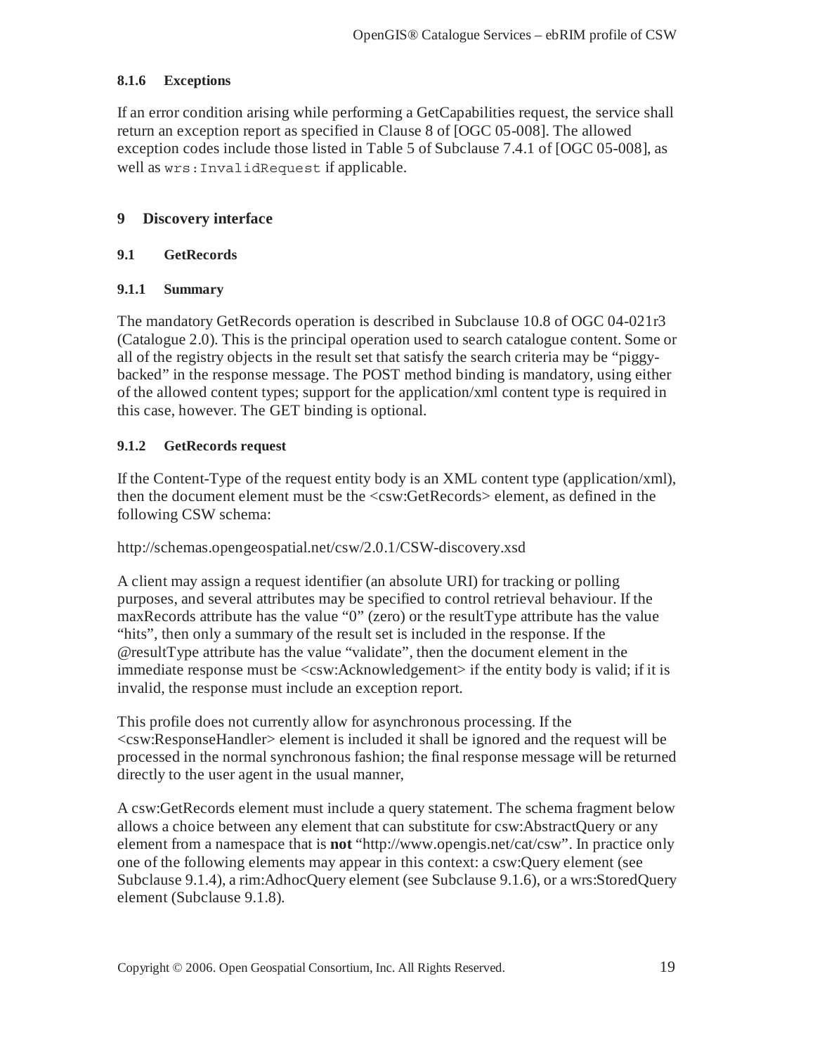#### 8.1.6 Exceptions

If an error condition arising while performing a GetCapabilities request, the service shall return an exception report as specified in Clause 8 of [OGC 05-008]. The allowed exception codes include those listed in Table 5 of Subclause 7.4.1 of [OGC 05-008], as well as `wrs:InvalidRequest` if applicable.

# 9 Discovery interface

## 9.1 GetRecords

### 9.1.1 Summary

The mandatory GetRecords operation is described in Subclause 10.8 of OGC 04-021r3 (Catalogue 2.0). This is the principal operation used to search catalogue content. Some or all of the registry objects in the result set that satisfy the search criteria may be "piggy-backed" in the response message. The POST method binding is mandatory, using either of the allowed content types; support for the application/xml content type is required in this case, however. The GET binding is optional.

### 9.1.2 GetRecords request

If the Content-Type of the request entity body is an XML content type (application/xml), then the document element must be the <csw:GetRecords> element, as defined in the following CSW schema:

http://schemas.opengeospatial.net/csw/2.0.1/CSW-discovery.xsd

A client may assign a request identifier (an absolute URI) for tracking or polling purposes, and several attributes may be specified to control retrieval behaviour. If the maxRecords attribute has the value "0" (zero) or the resultType attribute has the value "hits", then only a summary of the result set is included in the response. If the @resultType attribute has the value "validate", then the document element in the immediate response must be <csw:Acknowledgement> if the entity body is valid; if it is invalid, the response must include an exception report.

This profile does not currently allow for asynchronous processing. If the <csw:ResponseHandler> element is included it shall be ignored and the request will be processed in the normal synchronous fashion; the final response message will be returned directly to the user agent in the usual manner,

A csw:GetRecords element must include a query statement. The schema fragment below allows a choice between any element that can substitute for csw:AbstractQuery or any element from a namespace that is **not** "http://www.opengis.net/cat/csw". In practice only one of the following elements may appear in this context: a csw:Query element (see Subclause 9.1.4), a rim:AdhocQuery element (see Subclause 9.1.6), or a wrs:StoredQuery element (Subclause 9.1.8).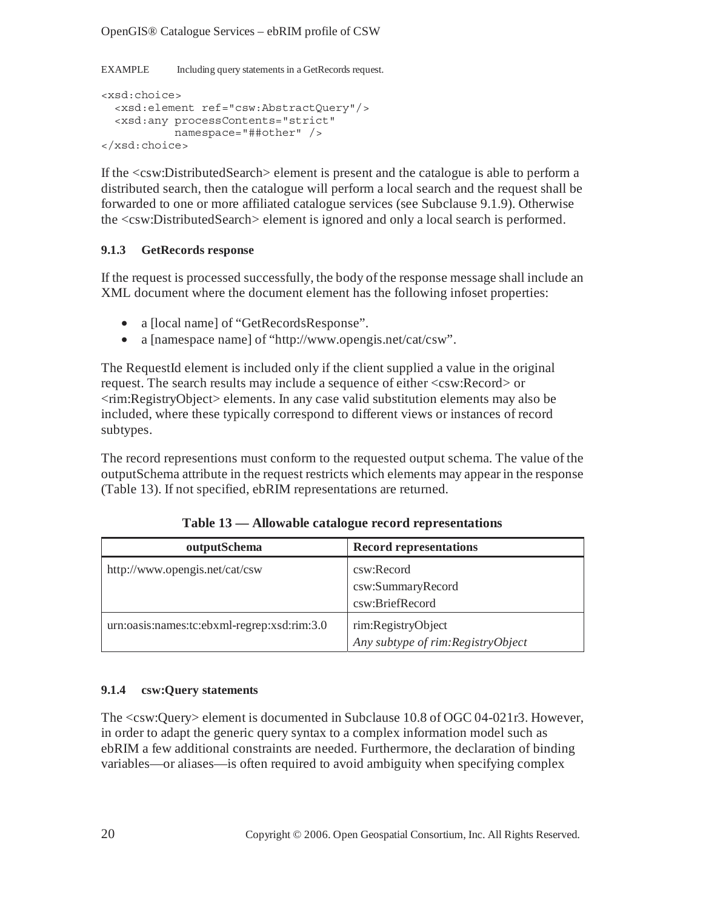EXAMPLE Including query statements in a GetRecords request.

```
<xsd:choice>
  <xsd:element ref="csw:AbstractQuery"/>
  <xsd:any processContents="strict"
           namespace="##other" />
</xsd:choice>
```

If the <csw:DistributedSearch> element is present and the catalogue is able to perform a distributed search, then the catalogue will perform a local search and the request shall be forwarded to one or more affiliated catalogue services (see Subclause 9.1.9). Otherwise the <csw:DistributedSearch> element is ignored and only a local search is performed.

### 9.1.3 GetRecords response

If the request is processed successfully, the body of the response message shall include an XML document where the document element has the following infoset properties:

- a [local name] of "GetRecordsResponse".
- a [namespace name] of "http://www.opengis.net/cat/csw".

The RequestId element is included only if the client supplied a value in the original request. The search results may include a sequence of either <csw:Record> or <rim:RegistryObject> elements. In any case valid substitution elements may also be included, where these typically correspond to different views or instances of record subtypes.

The record represention*s* must conform to the requested output schema. The value of the outputSchema attribute in the request restricts which elements may appear in the response (Table 13). If not specified, ebRIM representations are returned.

**Table 13 — Allowable catalogue record representations**

| outputSchema | Record representations |
|---|---|
| http://www.opengis.net/cat/csw | csw:Record<br>csw:SummaryRecord<br>csw:BriefRecord |
| urn:oasis:names:tc:ebxml-regrep:xsd:rim:3.0 | rim:RegistryObject<br>*Any subtype of rim:RegistryObject* |

### 9.1.4 csw:Query statements

The <csw:Query> element is documented in Subclause 10.8 of OGC 04-021r3. However, in order to adapt the generic query syntax to a complex information model such as ebRIM a few additional constraints are needed. Furthermore, the declaration of binding variables—or aliases—is often required to avoid ambiguity when specifying complex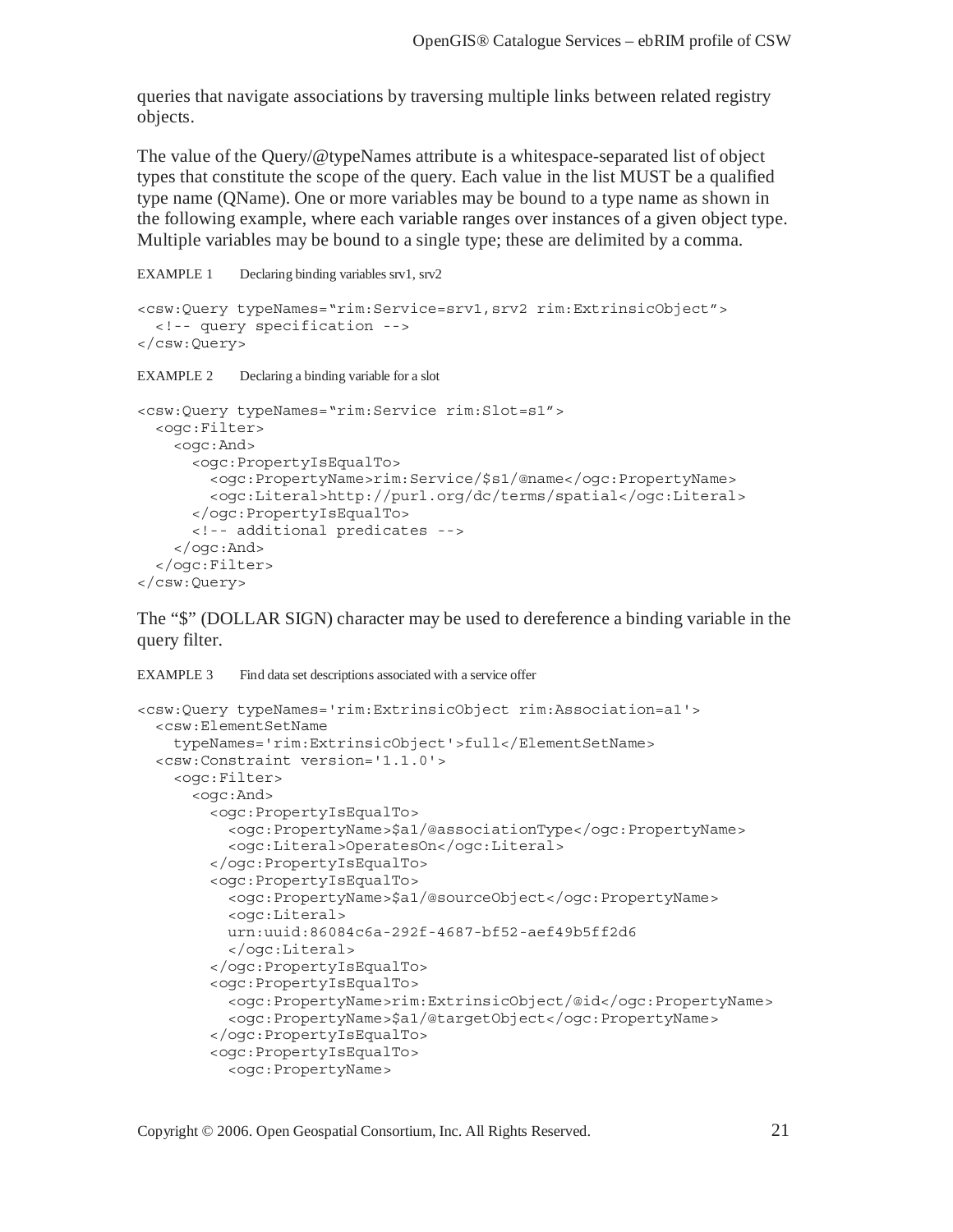queries that navigate associations by traversing multiple links between related registry objects.

The value of the Query/@typeNames attribute is a whitespace-separated list of object types that constitute the scope of the query. Each value in the list MUST be a qualified type name (QName). One or more variables may be bound to a type name as shown in the following example, where each variable ranges over instances of a given object type. Multiple variables may be bound to a single type; these are delimited by a comma.

EXAMPLE 1 Declaring binding variables srv1, srv2

```
<csw:Query typeNames="rim:Service=srv1,srv2 rim:ExtrinsicObject">
  <!-- query specification -->
</csw:Query>
```

EXAMPLE 2 Declaring a binding variable for a slot

```
<csw:Query typeNames="rim:Service rim:Slot=s1">
  <ogc:Filter>
    <ogc:And>
      <ogc:PropertyIsEqualTo>
        <ogc:PropertyName>rim:Service/$s1/@name</ogc:PropertyName>
        <ogc:Literal>http://purl.org/dc/terms/spatial</ogc:Literal>
      </ogc:PropertyIsEqualTo>
      <!-- additional predicates -->
    </ogc:And>
  </ogc:Filter>
</csw:Query>
```

The "$" (DOLLAR SIGN) character may be used to dereference a binding variable in the query filter.

EXAMPLE 3 Find data set descriptions associated with a service offer

```
<csw:Query typeNames='rim:ExtrinsicObject rim:Association=a1'>
  <csw:ElementSetName
    typeNames='rim:ExtrinsicObject'>full</ElementSetName>
  <csw:Constraint version='1.1.0'>
    <ogc:Filter>
      <ogc:And>
        <ogc:PropertyIsEqualTo>
          <ogc:PropertyName>$a1/@associationType</ogc:PropertyName>
          <ogc:Literal>OperatesOn</ogc:Literal>
        </ogc:PropertyIsEqualTo>
        <ogc:PropertyIsEqualTo>
          <ogc:PropertyName>$a1/@sourceObject</ogc:PropertyName>
          <ogc:Literal>
          urn:uuid:86084c6a-292f-4687-bf52-aef49b5ff2d6
          </ogc:Literal>
        </ogc:PropertyIsEqualTo>
        <ogc:PropertyIsEqualTo>
          <ogc:PropertyName>rim:ExtrinsicObject/@id</ogc:PropertyName>
          <ogc:PropertyName>$a1/@targetObject</ogc:PropertyName>
        </ogc:PropertyIsEqualTo>
        <ogc:PropertyIsEqualTo>
          <ogc:PropertyName>
```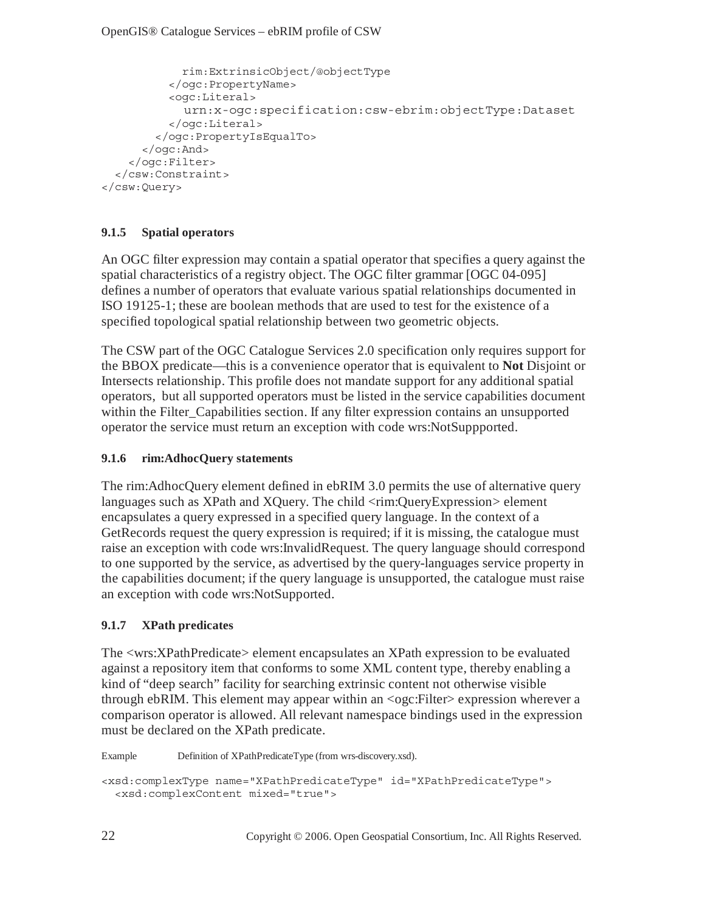```
          rim:ExtrinsicObject/@objectType
        </ogc:PropertyName>
        <ogc:Literal>
          urn:x-ogc:specification:csw-ebrim:objectType:Dataset
        </ogc:Literal>
      </ogc:PropertyIsEqualTo>
    </ogc:And>
  </ogc:Filter>
</csw:Constraint>
</csw:Query>
```

### 9.1.5 Spatial operators

An OGC filter expression may contain a spatial operator that specifies a query against the spatial characteristics of a registry object. The OGC filter grammar [OGC 04-095] defines a number of operators that evaluate various spatial relationships documented in ISO 19125-1; these are boolean methods that are used to test for the existence of a specified topological spatial relationship between two geometric objects.

The CSW part of the OGC Catalogue Services 2.0 specification only requires support for the BBOX predicate—this is a convenience operator that is equivalent to **Not** Disjoint or Intersects relationship. This profile does not mandate support for any additional spatial operators, but all supported operators must be listed in the service capabilities document within the Filter_Capabilities section. If any filter expression contains an unsupported operator the service must return an exception with code wrs:NotSuppported.

### 9.1.6 rim:AdhocQuery statements

The rim:AdhocQuery element defined in ebRIM 3.0 permits the use of alternative query languages such as XPath and XQuery. The child <rim:QueryExpression> element encapsulates a query expressed in a specified query language. In the context of a GetRecords request the query expression is required; if it is missing, the catalogue must raise an exception with code wrs:InvalidRequest. The query language should correspond to one supported by the service, as advertised by the query-languages service property in the capabilities document; if the query language is unsupported, the catalogue must raise an exception with code wrs:NotSupported.

### 9.1.7 XPath predicates

The <wrs:XPathPredicate> element encapsulates an XPath expression to be evaluated against a repository item that conforms to some XML content type, thereby enabling a kind of "deep search" facility for searching extrinsic content not otherwise visible through ebRIM. This element may appear within an <ogc:Filter> expression wherever a comparison operator is allowed. All relevant namespace bindings used in the expression must be declared on the XPath predicate.

Example Definition of XPathPredicateType (from wrs-discovery.xsd).

```
<xsd:complexType name="XPathPredicateType" id="XPathPredicateType">
  <xsd:complexContent mixed="true">
```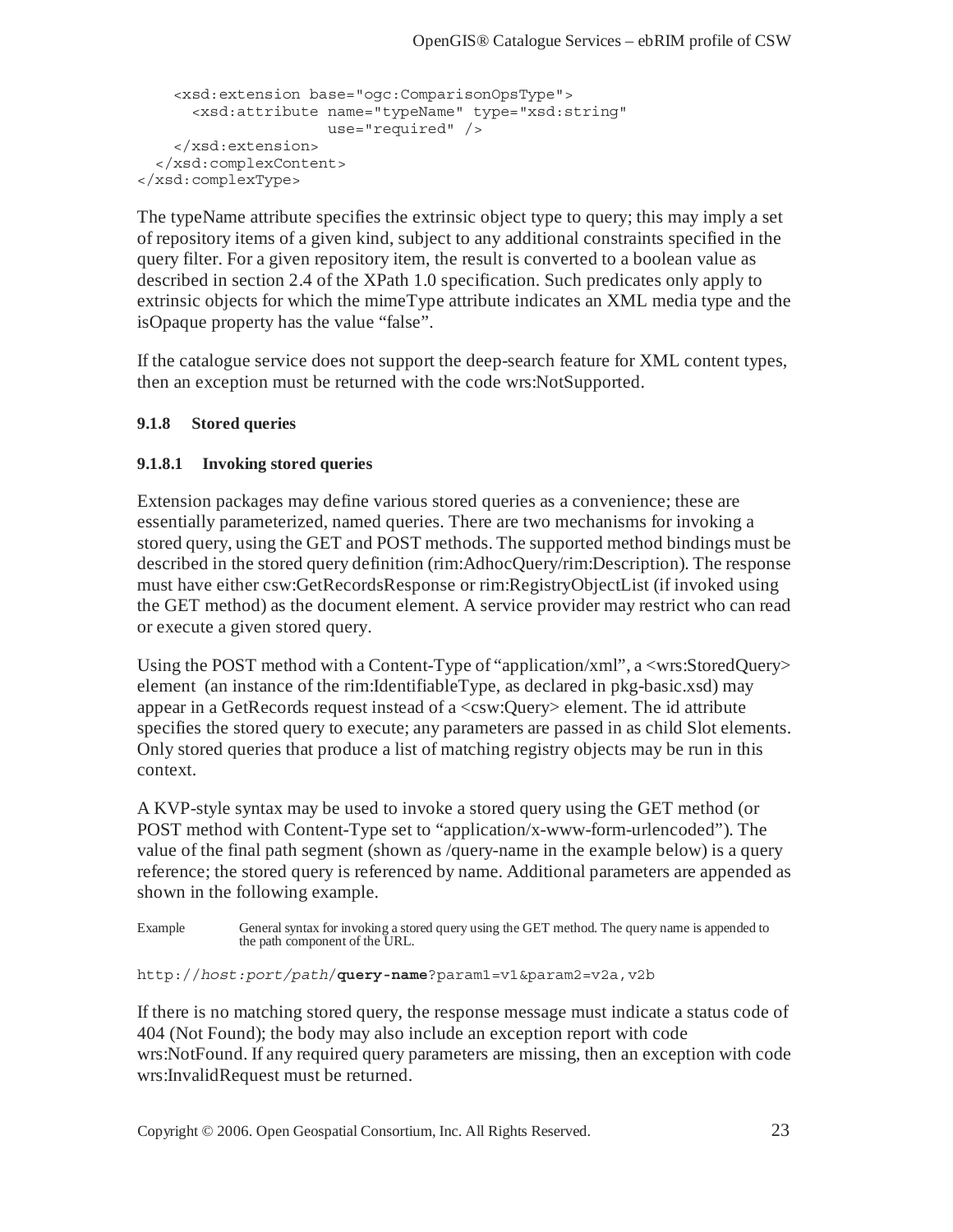```
    <xsd:extension base="ogc:ComparisonOpsType">
      <xsd:attribute name="typeName" type="xsd:string"
                     use="required" />
    </xsd:extension>
  </xsd:complexContent>
</xsd:complexType>
```

The typeName attribute specifies the extrinsic object type to query; this may imply a set of repository items of a given kind, subject to any additional constraints specified in the query filter. For a given repository item, the result is converted to a boolean value as described in section 2.4 of the XPath 1.0 specification. Such predicates only apply to extrinsic objects for which the mimeType attribute indicates an XML media type and the isOpaque property has the value "false".

If the catalogue service does not support the deep-search feature for XML content types, then an exception must be returned with the code wrs:NotSupported.

### 9.1.8 Stored queries

#### 9.1.8.1 Invoking stored queries

Extension packages may define various stored queries as a convenience; these are essentially parameterized, named queries. There are two mechanisms for invoking a stored query, using the GET and POST methods. The supported method bindings must be described in the stored query definition (rim:AdhocQuery/rim:Description). The response must have either csw:GetRecordsResponse or rim:RegistryObjectList (if invoked using the GET method) as the document element. A service provider may restrict who can read or execute a given stored query.

Using the POST method with a Content-Type of "application/xml", a <wrs:StoredQuery> element (an instance of the rim:IdentifiableType, as declared in pkg-basic.xsd) may appear in a GetRecords request instead of a <csw:Query> element. The id attribute specifies the stored query to execute; any parameters are passed in as child Slot elements. Only stored queries that produce a list of matching registry objects may be run in this context.

A KVP-style syntax may be used to invoke a stored query using the GET method (or POST method with Content-Type set to "application/x-www-form-urlencoded"). The value of the final path segment (shown as /query-name in the example below) is a query reference; the stored query is referenced by name. Additional parameters are appended as shown in the following example.

Example General syntax for invoking a stored query using the GET method. The query name is appended to the path component of the URL.

http://*host:port/path*/**query-name**?param1=v1&param2=v2a,v2b

If there is no matching stored query, the response message must indicate a status code of 404 (Not Found); the body may also include an exception report with code wrs:NotFound. If any required query parameters are missing, then an exception with code wrs:InvalidRequest must be returned.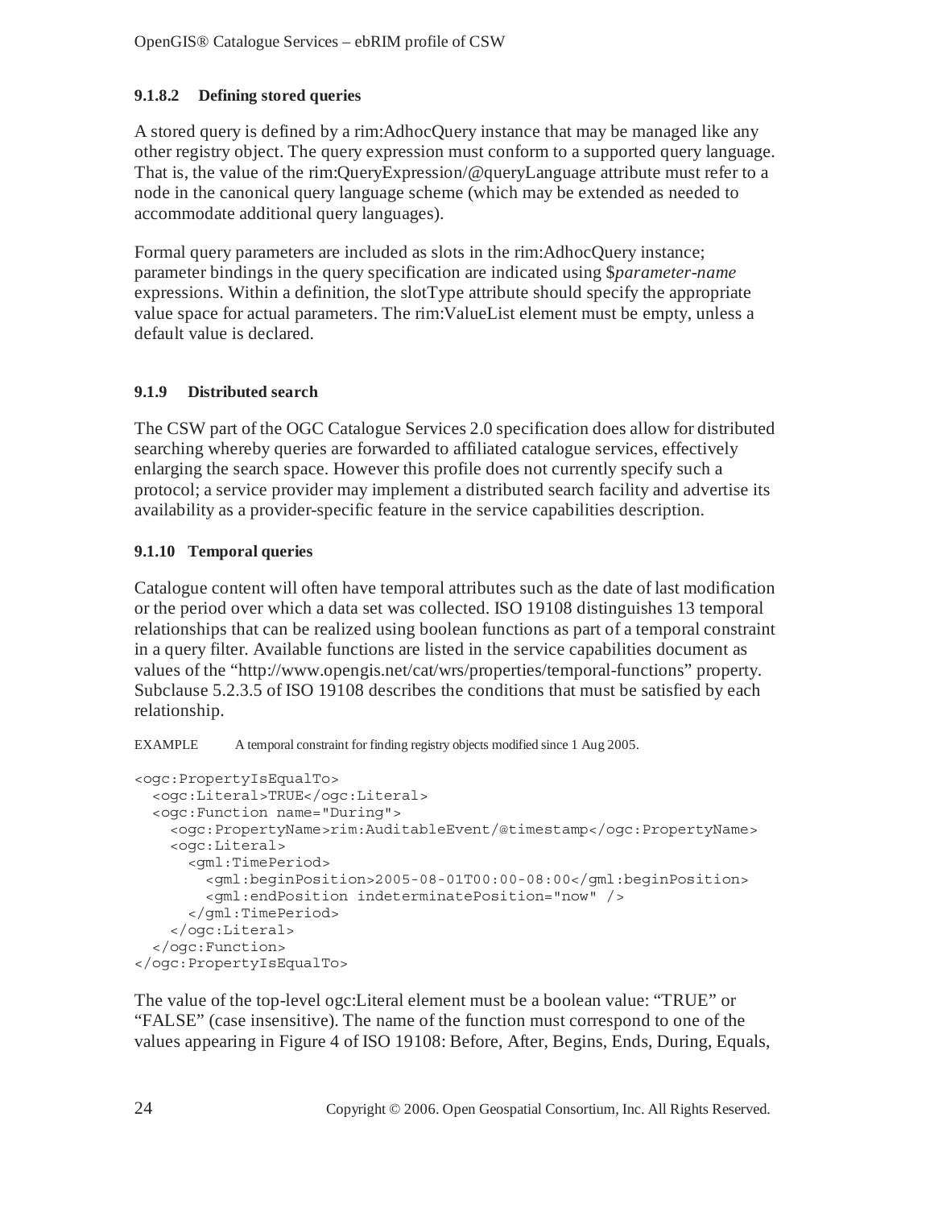#### 9.1.8.2 Defining stored queries

A stored query is defined by a rim:AdhocQuery instance that may be managed like any other registry object. The query expression must conform to a supported query language. That is, the value of the rim:QueryExpression/@queryLanguage attribute must refer to a node in the canonical query language scheme (which may be extended as needed to accommodate additional query languages).

Formal query parameters are included as slots in the rim:AdhocQuery instance; parameter bindings in the query specification are indicated using $*parameter-name* expressions. Within a definition, the slotType attribute should specify the appropriate value space for actual parameters. The rim:ValueList element must be empty, unless a default value is declared.

### 9.1.9 Distributed search

The CSW part of the OGC Catalogue Services 2.0 specification does allow for distributed searching whereby queries are forwarded to affiliated catalogue services, effectively enlarging the search space. However this profile does not currently specify such a protocol; a service provider may implement a distributed search facility and advertise its availability as a provider-specific feature in the service capabilities description.

### 9.1.10 Temporal queries

Catalogue content will often have temporal attributes such as the date of last modification or the period over which a data set was collected. ISO 19108 distinguishes 13 temporal relationships that can be realized using boolean functions as part of a temporal constraint in a query filter. Available functions are listed in the service capabilities document as values of the "http://www.opengis.net/cat/wrs/properties/temporal-functions" property. Subclause 5.2.3.5 of ISO 19108 describes the conditions that must be satisfied by each relationship.

EXAMPLE A temporal constraint for finding registry objects modified since 1 Aug 2005.

```
<ogc:PropertyIsEqualTo>
  <ogc:Literal>TRUE</ogc:Literal>
  <ogc:Function name="During">
    <ogc:PropertyName>rim:AuditableEvent/@timestamp</ogc:PropertyName>
    <ogc:Literal>
      <gml:TimePeriod>
        <gml:beginPosition>2005-08-01T00:00-08:00</gml:beginPosition>
        <gml:endPosition indeterminatePosition="now" />
      </gml:TimePeriod>
    </ogc:Literal>
  </ogc:Function>
</ogc:PropertyIsEqualTo>
```

The value of the top-level ogc:Literal element must be a boolean value: "TRUE" or "FALSE" (case insensitive). The name of the function must correspond to one of the values appearing in Figure 4 of ISO 19108: Before, After, Begins, Ends, During, Equals,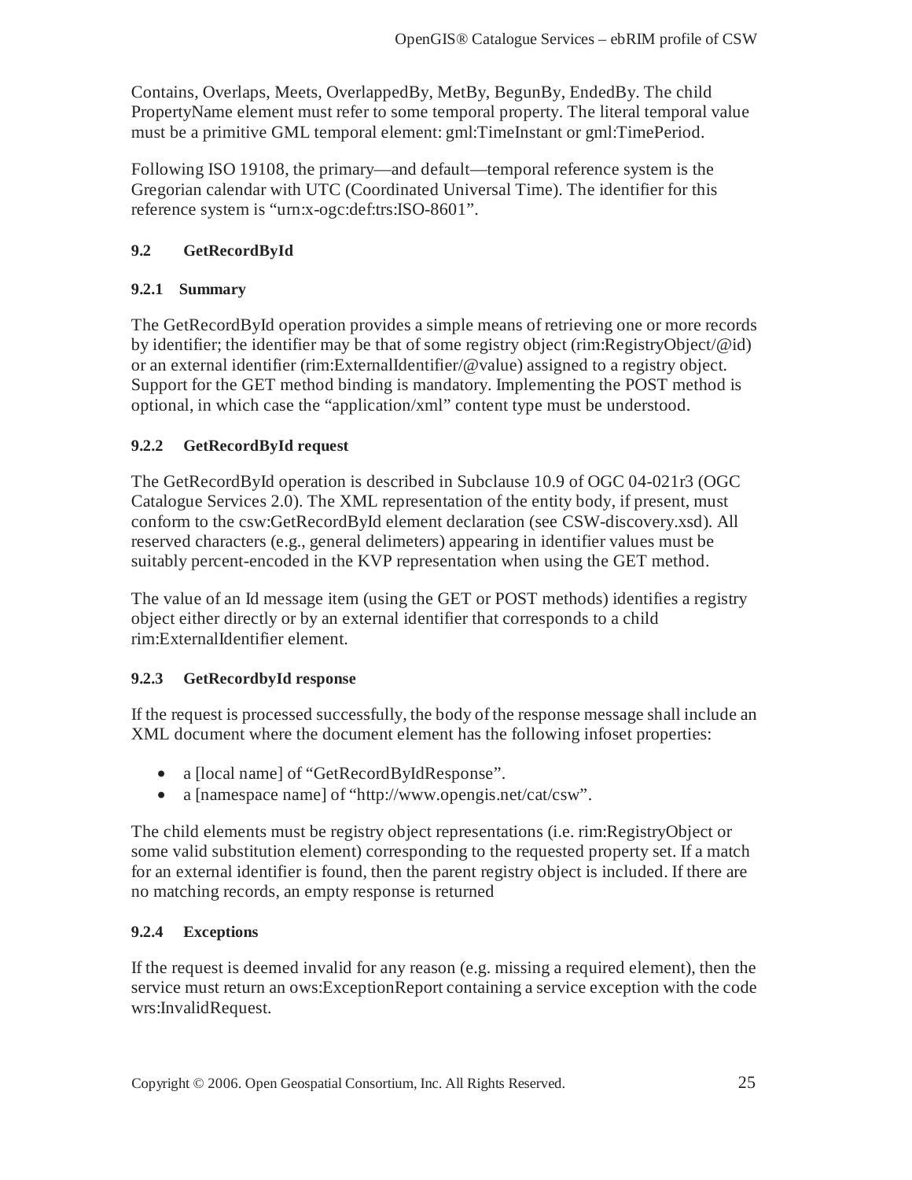Contains, Overlaps, Meets, OverlappedBy, MetBy, BegunBy, EndedBy. The child PropertyName element must refer to some temporal property. The literal temporal value must be a primitive GML temporal element: gml:TimeInstant or gml:TimePeriod.

Following ISO 19108, the primary—and default—temporal reference system is the Gregorian calendar with UTC (Coordinated Universal Time). The identifier for this reference system is "urn:x-ogc:def:trs:ISO-8601".

## 9.2 GetRecordById

### 9.2.1 Summary

The GetRecordById operation provides a simple means of retrieving one or more records by identifier; the identifier may be that of some registry object (rim:RegistryObject/@id) or an external identifier (rim:ExternalIdentifier/@value) assigned to a registry object. Support for the GET method binding is mandatory. Implementing the POST method is optional, in which case the "application/xml" content type must be understood.

### 9.2.2 GetRecordById request

The GetRecordById operation is described in Subclause 10.9 of OGC 04-021r3 (OGC Catalogue Services 2.0). The XML representation of the entity body, if present, must conform to the csw:GetRecordById element declaration (see CSW-discovery.xsd). All reserved characters (e.g., general delimeters) appearing in identifier values must be suitably percent-encoded in the KVP representation when using the GET method.

The value of an Id message item (using the GET or POST methods) identifies a registry object either directly or by an external identifier that corresponds to a child rim:ExternalIdentifier element.

### 9.2.3 GetRecordbyId response

If the request is processed successfully, the body of the response message shall include an XML document where the document element has the following infoset properties:

- a [local name] of "GetRecordByIdResponse".
- a [namespace name] of "http://www.opengis.net/cat/csw".

The child elements must be registry object representations (i.e. rim:RegistryObject or some valid substitution element) corresponding to the requested property set. If a match for an external identifier is found, then the parent registry object is included. If there are no matching records, an empty response is returned

### 9.2.4 Exceptions

If the request is deemed invalid for any reason (e.g. missing a required element), then the service must return an ows:ExceptionReport containing a service exception with the code wrs:InvalidRequest.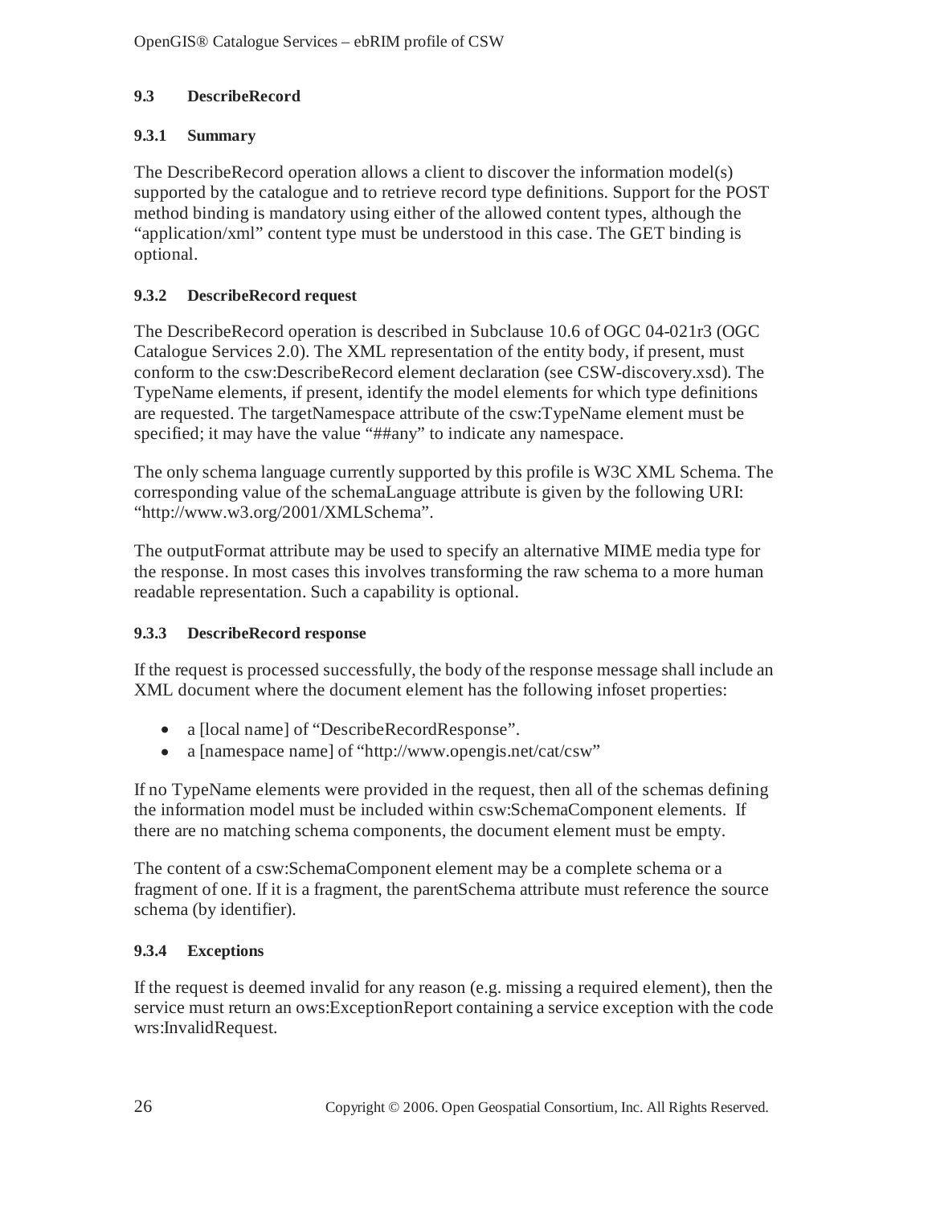### 9.3 DescribeRecord

#### 9.3.1 Summary

The DescribeRecord operation allows a client to discover the information model(s) supported by the catalogue and to retrieve record type definitions. Support for the POST method binding is mandatory using either of the allowed content types, although the "application/xml" content type must be understood in this case. The GET binding is optional.

#### 9.3.2 DescribeRecord request

The DescribeRecord operation is described in Subclause 10.6 of OGC 04-021r3 (OGC Catalogue Services 2.0). The XML representation of the entity body, if present, must conform to the csw:DescribeRecord element declaration (see CSW-discovery.xsd). The TypeName elements, if present, identify the model elements for which type definitions are requested. The targetNamespace attribute of the csw:TypeName element must be specified; it may have the value "##any" to indicate any namespace.

The only schema language currently supported by this profile is W3C XML Schema. The corresponding value of the schemaLanguage attribute is given by the following URI: "http://www.w3.org/2001/XMLSchema".

The outputFormat attribute may be used to specify an alternative MIME media type for the response. In most cases this involves transforming the raw schema to a more human readable representation. Such a capability is optional.

#### 9.3.3 DescribeRecord response

If the request is processed successfully, the body of the response message shall include an XML document where the document element has the following infoset properties:

- a [local name] of "DescribeRecordResponse".
- a [namespace name] of "http://www.opengis.net/cat/csw"

If no TypeName elements were provided in the request, then all of the schemas defining the information model must be included within csw:SchemaComponent elements. If there are no matching schema components, the document element must be empty.

The content of a csw:SchemaComponent element may be a complete schema or a fragment of one. If it is a fragment, the parentSchema attribute must reference the source schema (by identifier).

#### 9.3.4 Exceptions

If the request is deemed invalid for any reason (e.g. missing a required element), then the service must return an ows:ExceptionReport containing a service exception with the code wrs:InvalidRequest.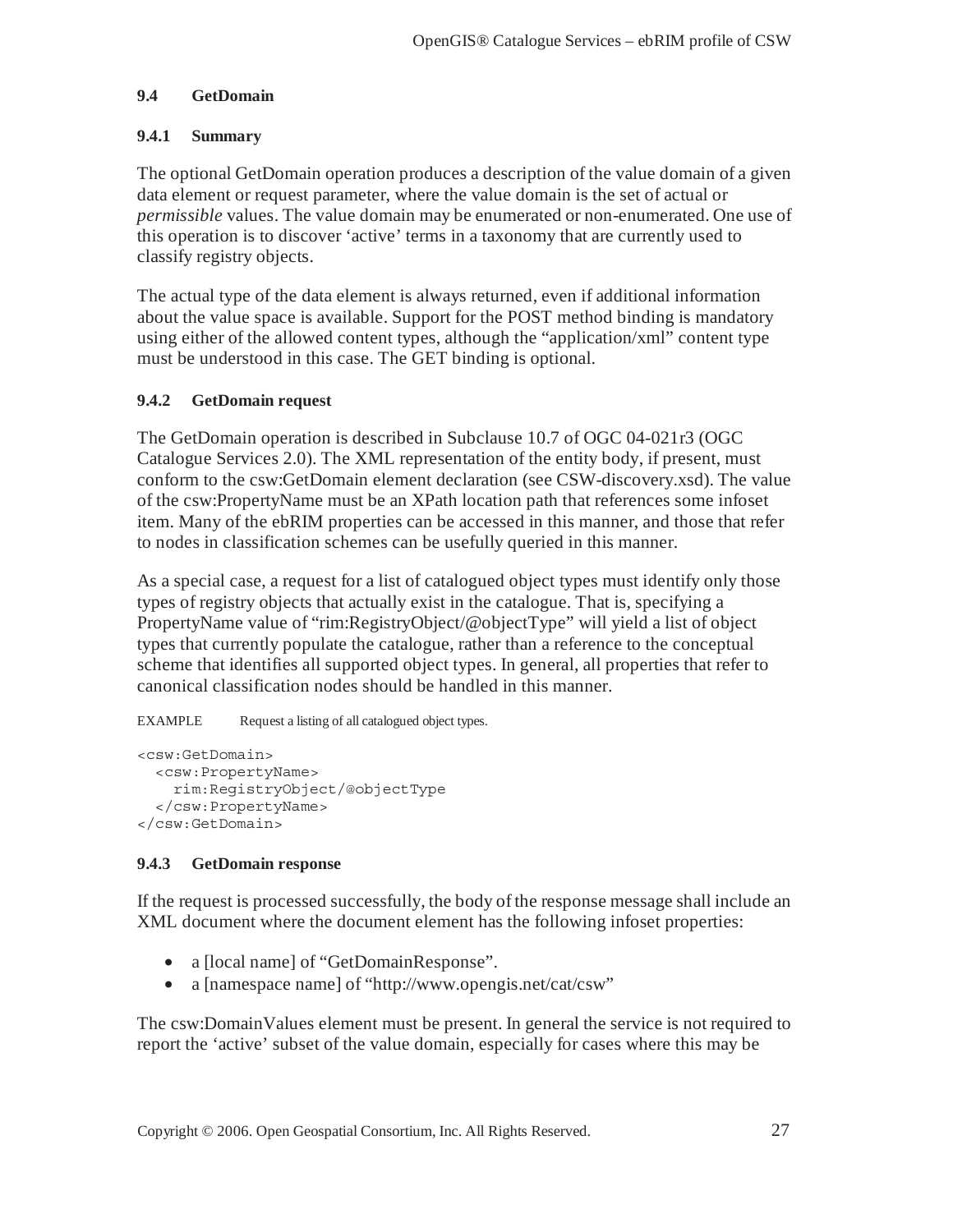### 9.4 GetDomain

#### 9.4.1 Summary

The optional GetDomain operation produces a description of the value domain of a given data element or request parameter, where the value domain is the set of actual or *permissible* values. The value domain may be enumerated or non-enumerated. One use of this operation is to discover 'active' terms in a taxonomy that are currently used to classify registry objects.

The actual type of the data element is always returned, even if additional information about the value space is available. Support for the POST method binding is mandatory using either of the allowed content types, although the "application/xml" content type must be understood in this case. The GET binding is optional.

#### 9.4.2 GetDomain request

The GetDomain operation is described in Subclause 10.7 of OGC 04-021r3 (OGC Catalogue Services 2.0). The XML representation of the entity body, if present, must conform to the csw:GetDomain element declaration (see CSW-discovery.xsd). The value of the csw:PropertyName must be an XPath location path that references some infoset item. Many of the ebRIM properties can be accessed in this manner, and those that refer to nodes in classification schemes can be usefully queried in this manner.

As a special case, a request for a list of catalogued object types must identify only those types of registry objects that actually exist in the catalogue. That is, specifying a PropertyName value of "rim:RegistryObject/@objectType" will yield a list of object types that currently populate the catalogue, rather than a reference to the conceptual scheme that identifies all supported object types. In general, all properties that refer to canonical classification nodes should be handled in this manner.

EXAMPLE Request a listing of all catalogued object types.

```
<csw:GetDomain>
  <csw:PropertyName>
    rim:RegistryObject/@objectType
  </csw:PropertyName>
</csw:GetDomain>
```

#### 9.4.3 GetDomain response

If the request is processed successfully, the body of the response message shall include an XML document where the document element has the following infoset properties:

- a [local name] of "GetDomainResponse".
- a [namespace name] of "http://www.opengis.net/cat/csw"

The csw:DomainValues element must be present. In general the service is not required to report the 'active' subset of the value domain, especially for cases where this may be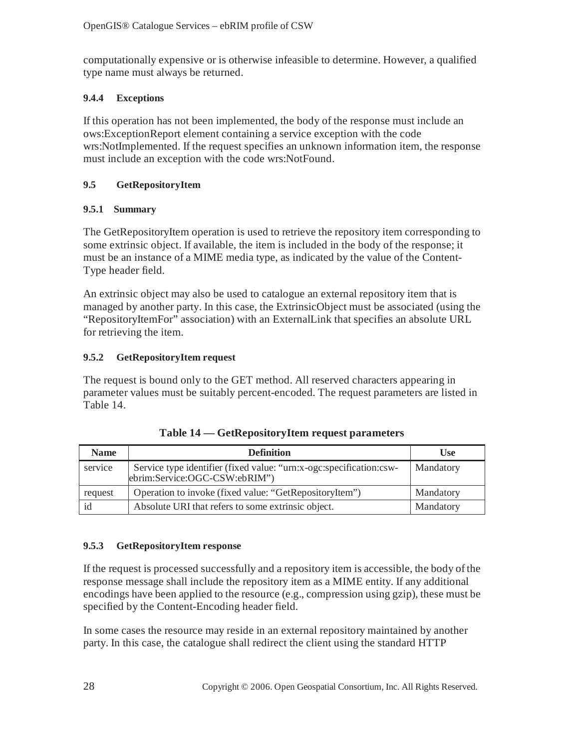computationally expensive or is otherwise infeasible to determine. However, a qualified type name must always be returned.

#### 9.4.4 Exceptions

If this operation has not been implemented, the body of the response must include an ows:ExceptionReport element containing a service exception with the code wrs:NotImplemented. If the request specifies an unknown information item, the response must include an exception with the code wrs:NotFound.

### 9.5 GetRepositoryItem

#### 9.5.1 Summary

The GetRepositoryItem operation is used to retrieve the repository item corresponding to some extrinsic object. If available, the item is included in the body of the response; it must be an instance of a MIME media type, as indicated by the value of the Content-Type header field.

An extrinsic object may also be used to catalogue an external repository item that is managed by another party. In this case, the ExtrinsicObject must be associated (using the "RepositoryItemFor" association) with an ExternalLink that specifies an absolute URL for retrieving the item.

#### 9.5.2 GetRepositoryItem request

The request is bound only to the GET method. All reserved characters appearing in parameter values must be suitably percent-encoded. The request parameters are listed in Table 14.

**Table 14 — GetRepositoryItem request parameters**

| Name | Definition | Use |
|---|---|---|
| service | Service type identifier (fixed value: "urn:x-ogc:specification:csw-ebrim:Service:OGC-CSW:ebRIM") | Mandatory |
| request | Operation to invoke (fixed value: "GetRepositoryItem") | Mandatory |
| id | Absolute URI that refers to some extrinsic object. | Mandatory |

#### 9.5.3 GetRepositoryItem response

If the request is processed successfully and a repository item is accessible, the body of the response message shall include the repository item as a MIME entity. If any additional encodings have been applied to the resource (e.g., compression using gzip), these must be specified by the Content-Encoding header field.

In some cases the resource may reside in an external repository maintained by another party. In this case, the catalogue shall redirect the client using the standard HTTP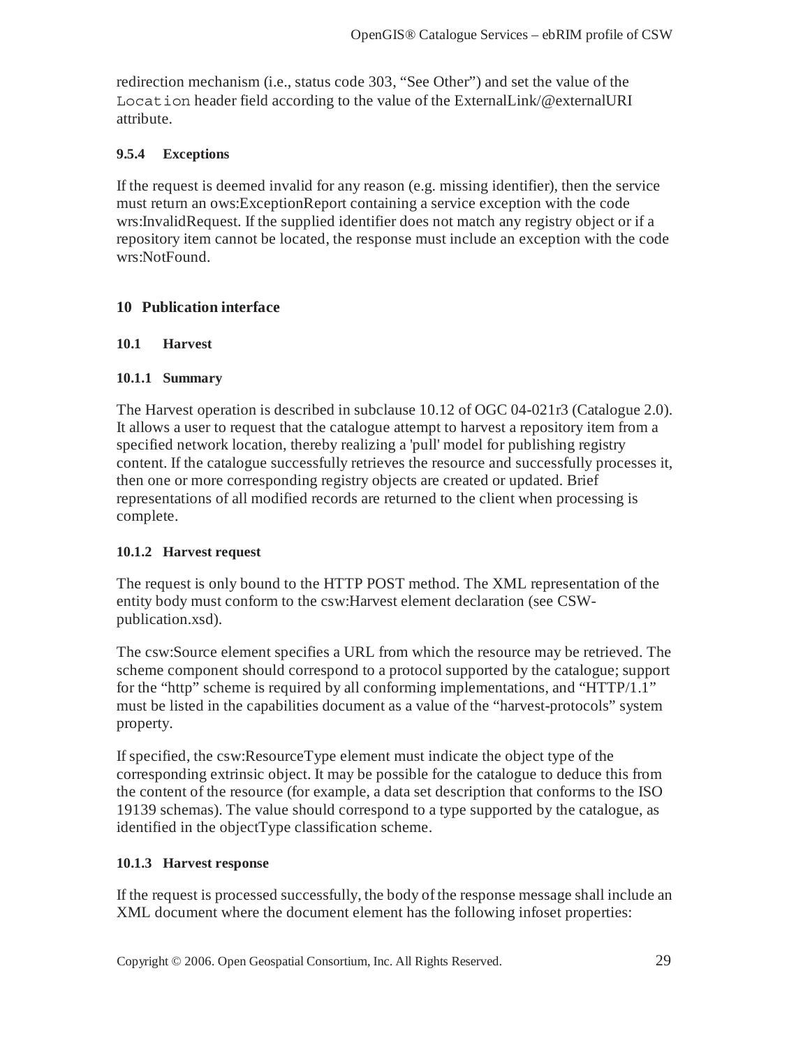redirection mechanism (i.e., status code 303, "See Other") and set the value of the `Location` header field according to the value of the ExternalLink/@externalURI attribute.

#### 9.5.4 Exceptions

If the request is deemed invalid for any reason (e.g. missing identifier), then the service must return an ows:ExceptionReport containing a service exception with the code wrs:InvalidRequest. If the supplied identifier does not match any registry object or if a repository item cannot be located, the response must include an exception with the code wrs:NotFound.

## 10 Publication interface

### 10.1 Harvest

#### 10.1.1 Summary

The Harvest operation is described in subclause 10.12 of OGC 04-021r3 (Catalogue 2.0). It allows a user to request that the catalogue attempt to harvest a repository item from a specified network location, thereby realizing a 'pull' model for publishing registry content. If the catalogue successfully retrieves the resource and successfully processes it, then one or more corresponding registry objects are created or updated. Brief representations of all modified records are returned to the client when processing is complete.

#### 10.1.2 Harvest request

The request is only bound to the HTTP POST method. The XML representation of the entity body must conform to the csw:Harvest element declaration (see CSW-publication.xsd).

The csw:Source element specifies a URL from which the resource may be retrieved. The scheme component should correspond to a protocol supported by the catalogue; support for the "http" scheme is required by all conforming implementations, and "HTTP/1.1" must be listed in the capabilities document as a value of the "harvest-protocols" system property.

If specified, the csw:ResourceType element must indicate the object type of the corresponding extrinsic object. It may be possible for the catalogue to deduce this from the content of the resource (for example, a data set description that conforms to the ISO 19139 schemas). The value should correspond to a type supported by the catalogue, as identified in the objectType classification scheme.

#### 10.1.3 Harvest response

If the request is processed successfully, the body of the response message shall include an XML document where the document element has the following infoset properties: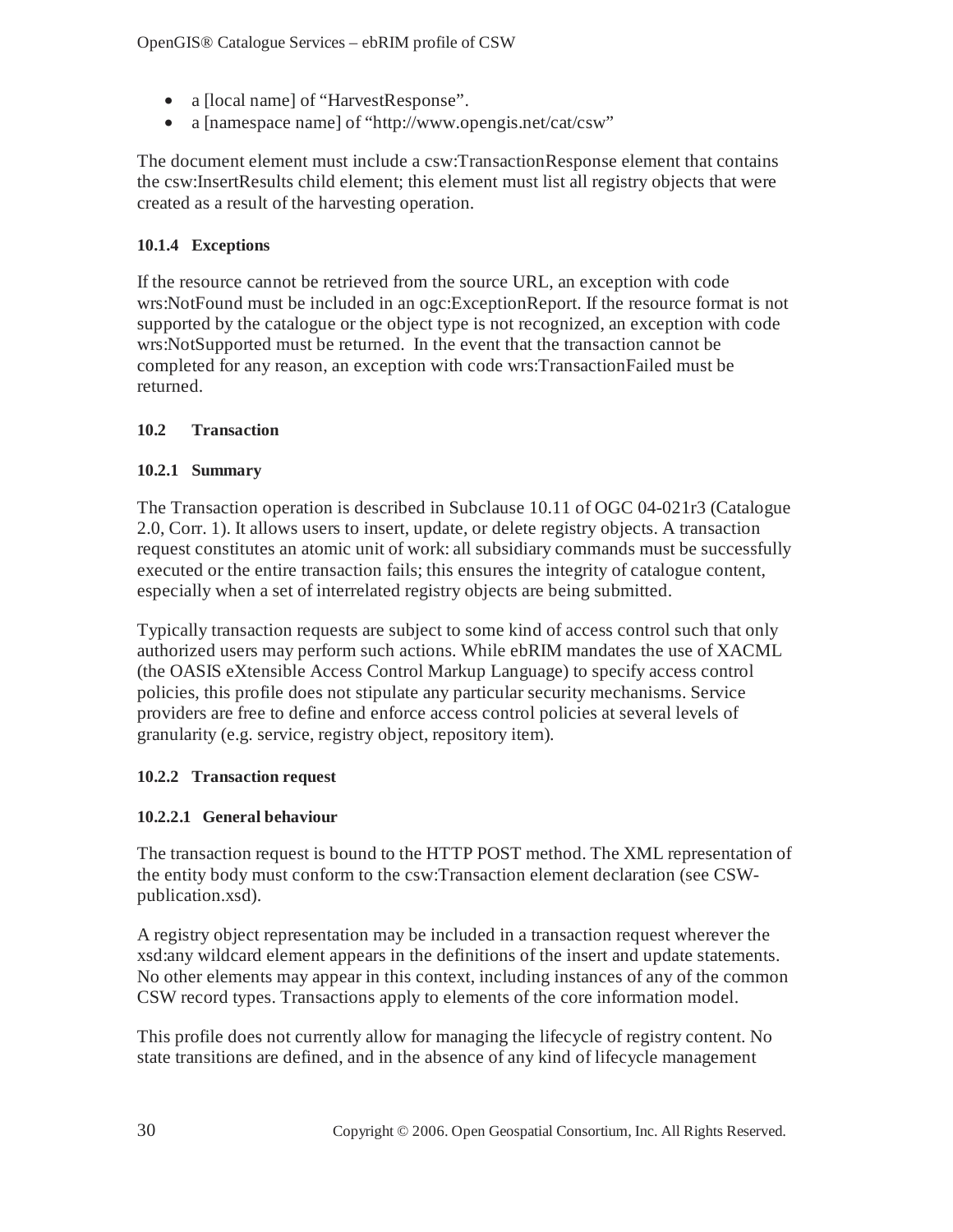- a [local name] of "HarvestResponse".
- a [namespace name] of "http://www.opengis.net/cat/csw"

The document element must include a csw:TransactionResponse element that contains the csw:InsertResults child element; this element must list all registry objects that were created as a result of the harvesting operation.

#### 10.1.4 Exceptions

If the resource cannot be retrieved from the source URL, an exception with code wrs:NotFound must be included in an ogc:ExceptionReport. If the resource format is not supported by the catalogue or the object type is not recognized, an exception with code wrs:NotSupported must be returned. In the event that the transaction cannot be completed for any reason, an exception with code wrs:TransactionFailed must be returned.

### 10.2 Transaction

#### 10.2.1 Summary

The Transaction operation is described in Subclause 10.11 of OGC 04-021r3 (Catalogue 2.0, Corr. 1). It allows users to insert, update, or delete registry objects. A transaction request constitutes an atomic unit of work: all subsidiary commands must be successfully executed or the entire transaction fails; this ensures the integrity of catalogue content, especially when a set of interrelated registry objects are being submitted.

Typically transaction requests are subject to some kind of access control such that only authorized users may perform such actions. While ebRIM mandates the use of XACML (the OASIS eXtensible Access Control Markup Language) to specify access control policies, this profile does not stipulate any particular security mechanisms. Service providers are free to define and enforce access control policies at several levels of granularity (e.g. service, registry object, repository item).

#### 10.2.2 Transaction request

##### 10.2.2.1 General behaviour

The transaction request is bound to the HTTP POST method. The XML representation of the entity body must conform to the csw:Transaction element declaration (see CSW-publication.xsd).

A registry object representation may be included in a transaction request wherever the xsd:any wildcard element appears in the definitions of the insert and update statements. No other elements may appear in this context, including instances of any of the common CSW record types. Transactions apply to elements of the core information model.

This profile does not currently allow for managing the lifecycle of registry content. No state transitions are defined, and in the absence of any kind of lifecycle management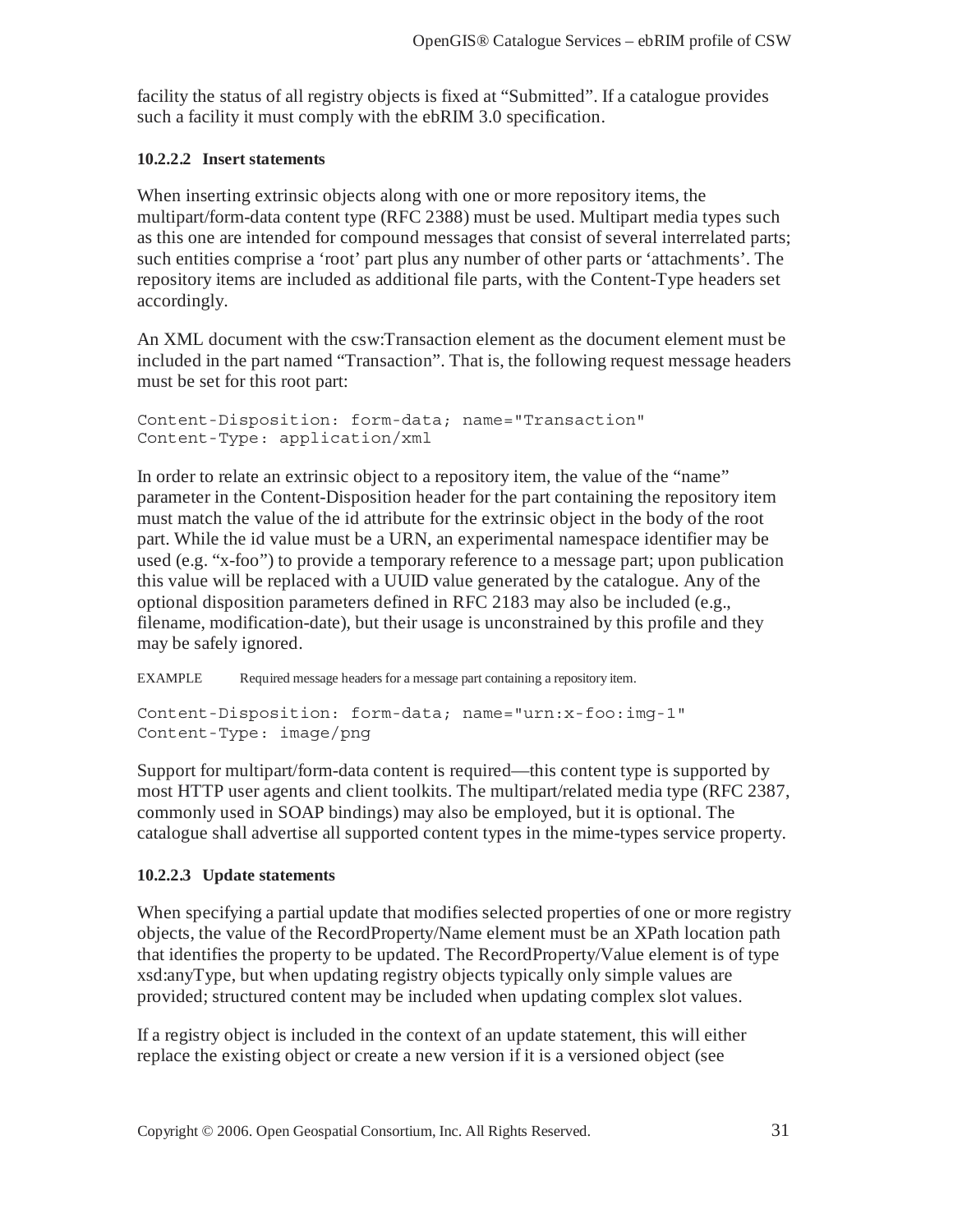facility the status of all registry objects is fixed at "Submitted". If a catalogue provides such a facility it must comply with the ebRIM 3.0 specification.

#### 10.2.2.2 Insert statements

When inserting extrinsic objects along with one or more repository items, the multipart/form-data content type (RFC 2388) must be used. Multipart media types such as this one are intended for compound messages that consist of several interrelated parts; such entities comprise a 'root' part plus any number of other parts or 'attachments'. The repository items are included as additional file parts, with the Content-Type headers set accordingly.

An XML document with the csw:Transaction element as the document element must be included in the part named "Transaction". That is, the following request message headers must be set for this root part:

```
Content-Disposition: form-data; name="Transaction"
Content-Type: application/xml
```

In order to relate an extrinsic object to a repository item, the value of the "name" parameter in the Content-Disposition header for the part containing the repository item must match the value of the id attribute for the extrinsic object in the body of the root part. While the id value must be a URN, an experimental namespace identifier may be used (e.g. "x-foo") to provide a temporary reference to a message part; upon publication this value will be replaced with a UUID value generated by the catalogue. Any of the optional disposition parameters defined in RFC 2183 may also be included (e.g., filename, modification-date), but their usage is unconstrained by this profile and they may be safely ignored.

EXAMPLE Required message headers for a message part containing a repository item.

```
Content-Disposition: form-data; name="urn:x-foo:img-1"
Content-Type: image/png
```

Support for multipart/form-data content is required—this content type is supported by most HTTP user agents and client toolkits. The multipart/related media type (RFC 2387, commonly used in SOAP bindings) may also be employed, but it is optional. The catalogue shall advertise all supported content types in the mime-types service property.

#### 10.2.2.3 Update statements

When specifying a partial update that modifies selected properties of one or more registry objects, the value of the RecordProperty/Name element must be an XPath location path that identifies the property to be updated. The RecordProperty/Value element is of type xsd:anyType, but when updating registry objects typically only simple values are provided; structured content may be included when updating complex slot values.

If a registry object is included in the context of an update statement, this will either replace the existing object or create a new version if it is a versioned object (see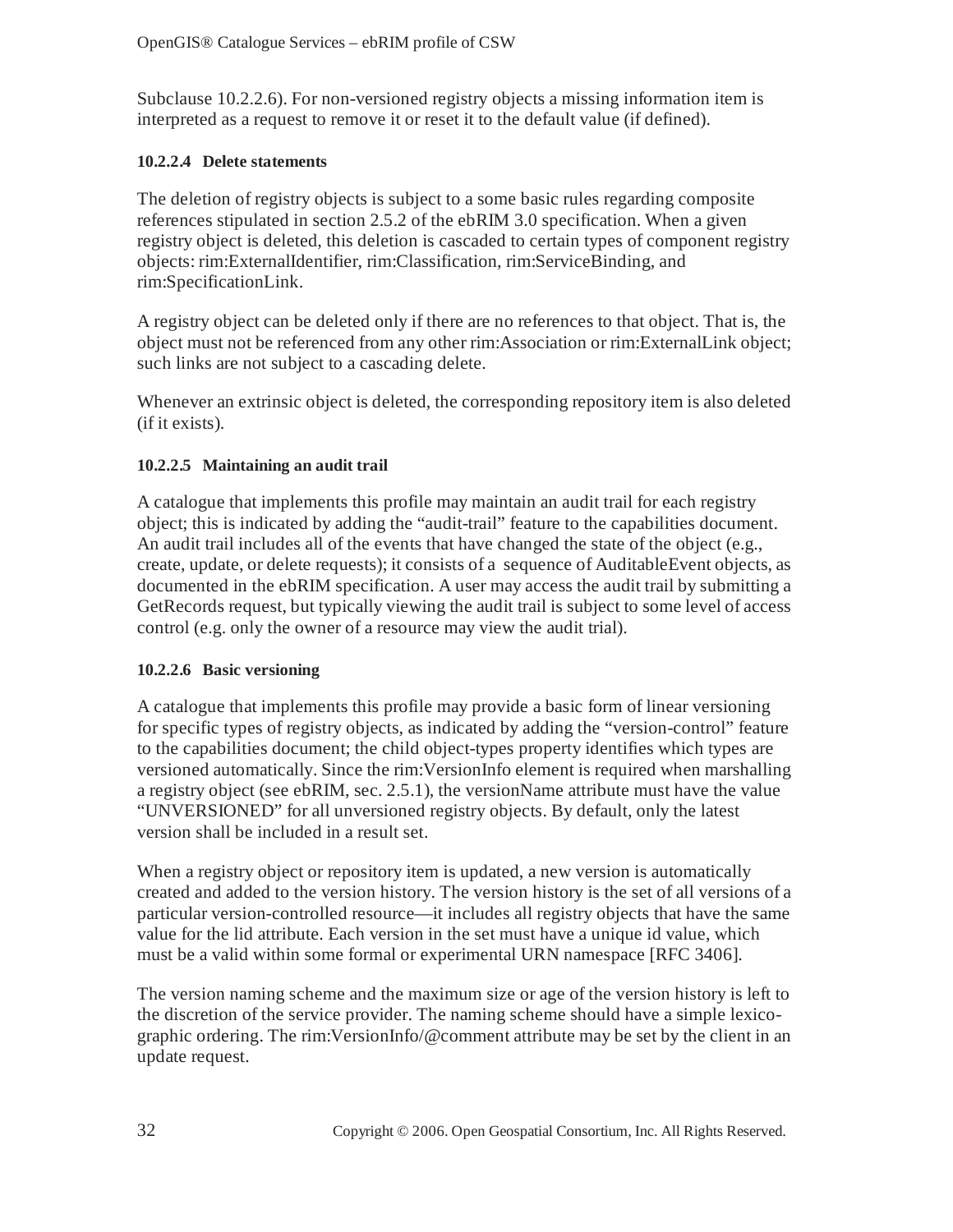Subclause 10.2.2.6). For non-versioned registry objects a missing information item is interpreted as a request to remove it or reset it to the default value (if defined).

#### 10.2.2.4 Delete statements

The deletion of registry objects is subject to a some basic rules regarding composite references stipulated in section 2.5.2 of the ebRIM 3.0 specification. When a given registry object is deleted, this deletion is cascaded to certain types of component registry objects: rim:ExternalIdentifier, rim:Classification, rim:ServiceBinding, and rim:SpecificationLink.

A registry object can be deleted only if there are no references to that object. That is, the object must not be referenced from any other rim:Association or rim:ExternalLink object; such links are not subject to a cascading delete.

Whenever an extrinsic object is deleted, the corresponding repository item is also deleted (if it exists).

#### 10.2.2.5 Maintaining an audit trail

A catalogue that implements this profile may maintain an audit trail for each registry object; this is indicated by adding the "audit-trail" feature to the capabilities document. An audit trail includes all of the events that have changed the state of the object (e.g., create, update, or delete requests); it consists of a sequence of AuditableEvent objects, as documented in the ebRIM specification. A user may access the audit trail by submitting a GetRecords request, but typically viewing the audit trail is subject to some level of access control (e.g. only the owner of a resource may view the audit trial).

#### 10.2.2.6 Basic versioning

A catalogue that implements this profile may provide a basic form of linear versioning for specific types of registry objects, as indicated by adding the "version-control" feature to the capabilities document; the child object-types property identifies which types are versioned automatically. Since the rim:VersionInfo element is required when marshalling a registry object (see ebRIM, sec. 2.5.1), the versionName attribute must have the value "UNVERSIONED" for all unversioned registry objects. By default, only the latest version shall be included in a result set.

When a registry object or repository item is updated, a new version is automatically created and added to the version history. The version history is the set of all versions of a particular version-controlled resource—it includes all registry objects that have the same value for the lid attribute. Each version in the set must have a unique id value, which must be a valid within some formal or experimental URN namespace [RFC 3406].

The version naming scheme and the maximum size or age of the version history is left to the discretion of the service provider. The naming scheme should have a simple lexico-graphic ordering. The rim:VersionInfo/@comment attribute may be set by the client in an update request.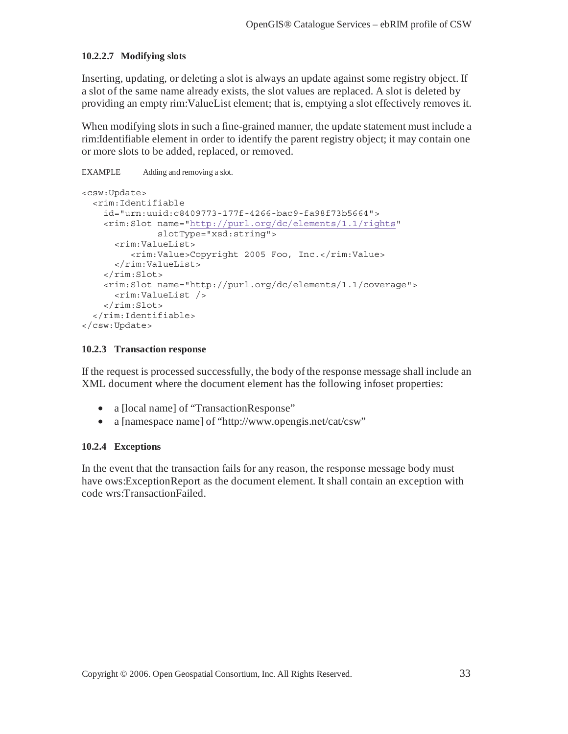#### 10.2.2.7 Modifying slots

Inserting, updating, or deleting a slot is always an update against some registry object. If a slot of the same name already exists, the slot values are replaced. A slot is deleted by providing an empty rim:ValueList element; that is, emptying a slot effectively removes it.

When modifying slots in such a fine-grained manner, the update statement must include a rim:Identifiable element in order to identify the parent registry object; it may contain one or more slots to be added, replaced, or removed.

EXAMPLE Adding and removing a slot.

```
<csw:Update>
  <rim:Identifiable
    id="urn:uuid:c8409773-177f-4266-bac9-fa98f73b5664">
    <rim:Slot name="http://purl.org/dc/elements/1.1/rights"
              slotType="xsd:string">
      <rim:ValueList>
         <rim:Value>Copyright 2005 Foo, Inc.</rim:Value>
      </rim:ValueList>
    </rim:Slot>
    <rim:Slot name="http://purl.org/dc/elements/1.1/coverage">
      <rim:ValueList />
    </rim:Slot>
  </rim:Identifiable>
</csw:Update>
```

### 10.2.3 Transaction response

If the request is processed successfully, the body of the response message shall include an XML document where the document element has the following infoset properties:

- a [local name] of "TransactionResponse"
- a [namespace name] of "http://www.opengis.net/cat/csw"

### 10.2.4 Exceptions

In the event that the transaction fails for any reason, the response message body must have ows:ExceptionReport as the document element. It shall contain an exception with code wrs:TransactionFailed.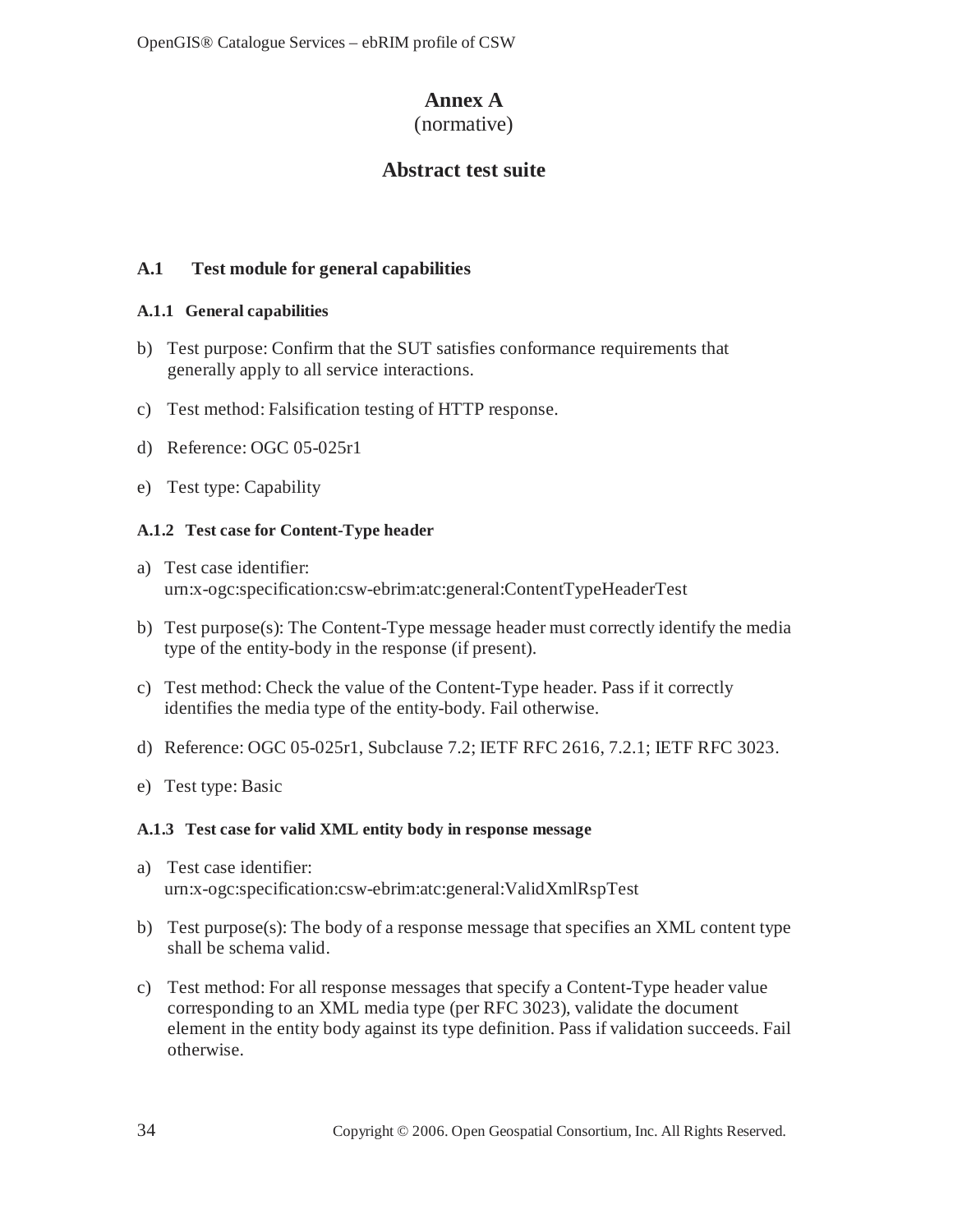# Annex A
(normative)

# Abstract test suite

## A.1 Test module for general capabilities

### A.1.1 General capabilities

b) Test purpose: Confirm that the SUT satisfies conformance requirements that generally apply to all service interactions.

c) Test method: Falsification testing of HTTP response.

d) Reference: OGC 05-025r1

e) Test type: Capability

### A.1.2 Test case for Content-Type header

a) Test case identifier: urn:x-ogc:specification:csw-ebrim:atc:general:ContentTypeHeaderTest

b) Test purpose(s): The Content-Type message header must correctly identify the media type of the entity-body in the response (if present).

c) Test method: Check the value of the Content-Type header. Pass if it correctly identifies the media type of the entity-body. Fail otherwise.

d) Reference: OGC 05-025r1, Subclause 7.2; IETF RFC 2616, 7.2.1; IETF RFC 3023.

e) Test type: Basic

### A.1.3 Test case for valid XML entity body in response message

a) Test case identifier: urn:x-ogc:specification:csw-ebrim:atc:general:ValidXmlRspTest

b) Test purpose(s): The body of a response message that specifies an XML content type shall be schema valid.

c) Test method: For all response messages that specify a Content-Type header value corresponding to an XML media type (per RFC 3023), validate the document element in the entity body against its type definition. Pass if validation succeeds. Fail otherwise.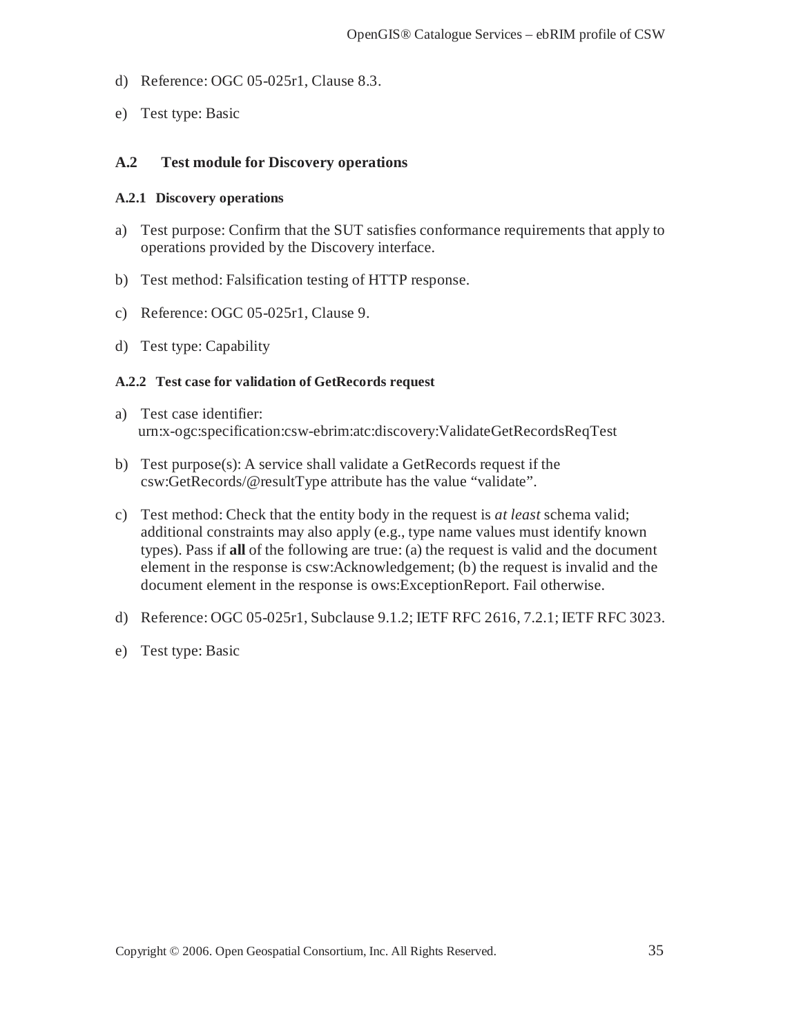d) Reference: OGC 05-025r1, Clause 8.3.

e) Test type: Basic

## A.2 Test module for Discovery operations

### A.2.1 Discovery operations

a) Test purpose: Confirm that the SUT satisfies conformance requirements that apply to operations provided by the Discovery interface.

b) Test method: Falsification testing of HTTP response.

c) Reference: OGC 05-025r1, Clause 9.

d) Test type: Capability

### A.2.2 Test case for validation of GetRecords request

a) Test case identifier: urn:x-ogc:specification:csw-ebrim:atc:discovery:ValidateGetRecordsReqTest

b) Test purpose(s): A service shall validate a GetRecords request if the csw:GetRecords/@resultType attribute has the value "validate".

c) Test method: Check that the entity body in the request is *at least* schema valid; additional constraints may also apply (e.g., type name values must identify known types). Pass if **all** of the following are true: (a) the request is valid and the document element in the response is csw:Acknowledgement; (b) the request is invalid and the document element in the response is ows:ExceptionReport. Fail otherwise.

d) Reference: OGC 05-025r1, Subclause 9.1.2; IETF RFC 2616, 7.2.1; IETF RFC 3023.

e) Test type: Basic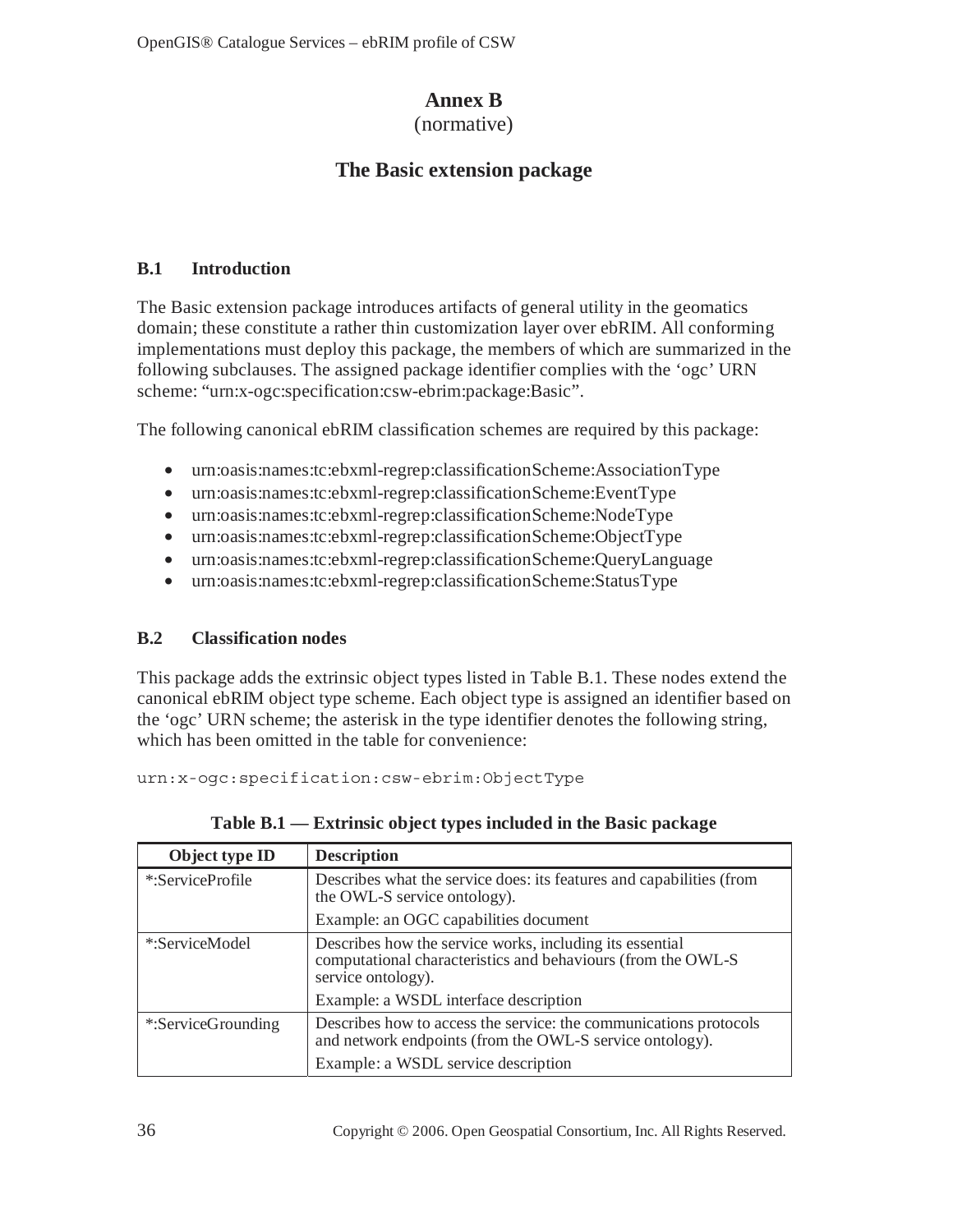# Annex B
(normative)

# The Basic extension package

## B.1 Introduction

The Basic extension package introduces artifacts of general utility in the geomatics domain; these constitute a rather thin customization layer over ebRIM. All conforming implementations must deploy this package, the members of which are summarized in the following subclauses. The assigned package identifier complies with the 'ogc' URN scheme: "urn:x-ogc:specification:csw-ebrim:package:Basic".

The following canonical ebRIM classification schemes are required by this package:

- urn:oasis:names:tc:ebxml-regrep:classificationScheme:AssociationType
- urn:oasis:names:tc:ebxml-regrep:classificationScheme:EventType
- urn:oasis:names:tc:ebxml-regrep:classificationScheme:NodeType
- urn:oasis:names:tc:ebxml-regrep:classificationScheme:ObjectType
- urn:oasis:names:tc:ebxml-regrep:classificationScheme:QueryLanguage
- urn:oasis:names:tc:ebxml-regrep:classificationScheme:StatusType

## B.2 Classification nodes

This package adds the extrinsic object types listed in Table B.1. These nodes extend the canonical ebRIM object type scheme. Each object type is assigned an identifier based on the 'ogc' URN scheme; the asterisk in the type identifier denotes the following string, which has been omitted in the table for convenience:

```
urn:x-ogc:specification:csw-ebrim:ObjectType
```

**Table B.1 — Extrinsic object types included in the Basic package**

| Object type ID | Description |
|---|---|
| *:ServiceProfile | Describes what the service does: its features and capabilities (from the OWL-S service ontology).<br>Example: an OGC capabilities document |
| *:ServiceModel | Describes how the service works, including its essential computational characteristics and behaviours (from the OWL-S service ontology).<br>Example: a WSDL interface description |
| *:ServiceGrounding | Describes how to access the service: the communications protocols and network endpoints (from the OWL-S service ontology).<br>Example: a WSDL service description |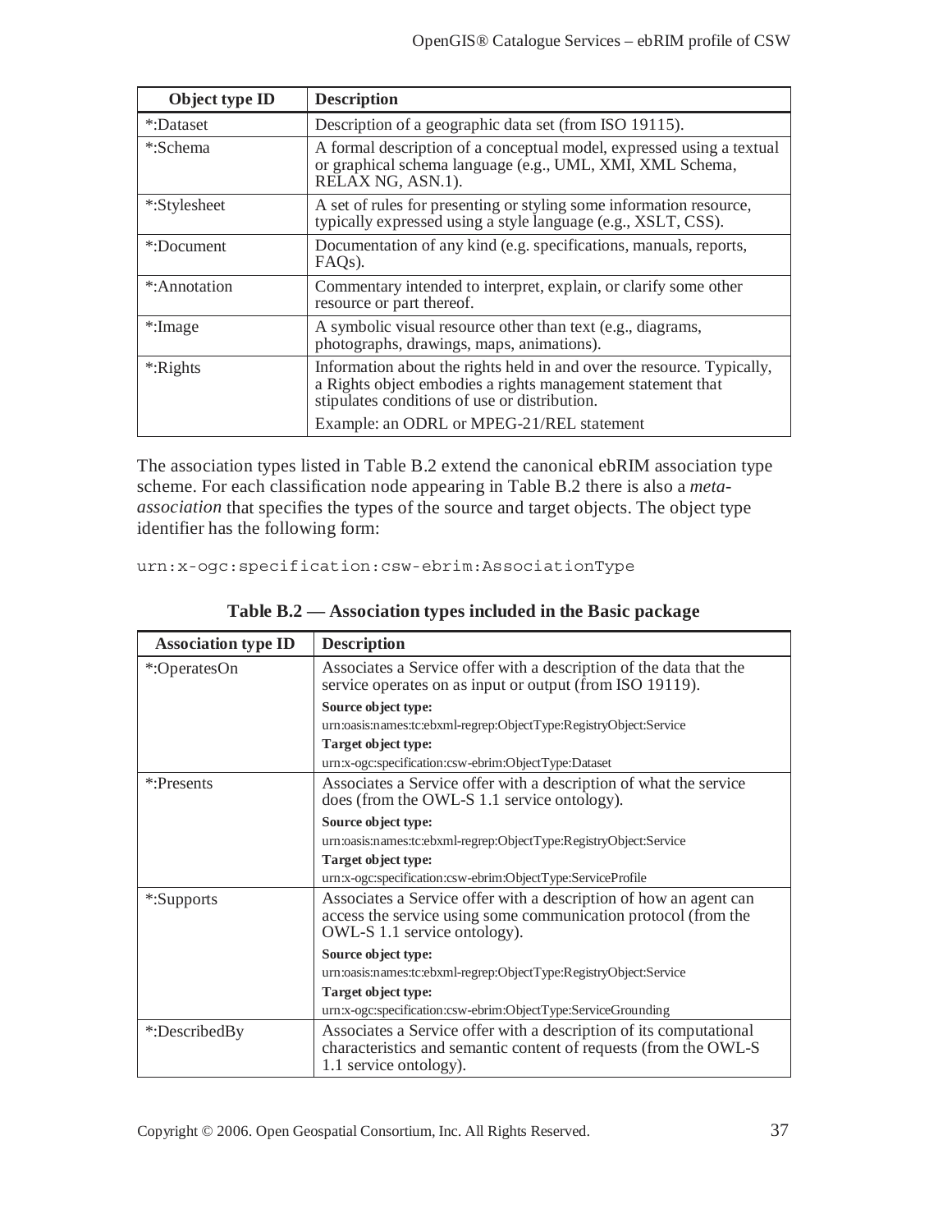| Object type ID | Description |
| --- | --- |
| *:Dataset | Description of a geographic data set (from ISO 19115). |
| *:Schema | A formal description of a conceptual model, expressed using a textual or graphical schema language (e.g., UML, XMI, XML Schema, RELAX NG, ASN.1). |
| *:Stylesheet | A set of rules for presenting or styling some information resource, typically expressed using a style language (e.g., XSLT, CSS). |
| *:Document | Documentation of any kind (e.g. specifications, manuals, reports, FAQs). |
| *:Annotation | Commentary intended to interpret, explain, or clarify some other resource or part thereof. |
| *:Image | A symbolic visual resource other than text (e.g., diagrams, photographs, drawings, maps, animations). |
| *:Rights | Information about the rights held in and over the resource. Typically, a Rights object embodies a rights management statement that stipulates conditions of use or distribution.<br>Example: an ODRL or MPEG-21/REL statement |

The association types listed in Table B.2 extend the canonical ebRIM association type scheme. For each classification node appearing in Table B.2 there is also a *meta-association* that specifies the types of the source and target objects. The object type identifier has the following form:

```
urn:x-ogc:specification:csw-ebrim:AssociationType
```

**Table B.2 — Association types included in the Basic package**

| Association type ID | Description |
| --- | --- |
| *:OperatesOn | Associates a Service offer with a description of the data that the service operates on as input or output (from ISO 19119).<br>**Source object type:**<br>urn:oasis:names:tc:ebxml-regrep:ObjectType:RegistryObject:Service<br>**Target object type:**<br>urn:x-ogc:specification:csw-ebrim:ObjectType:Dataset |
| *:Presents | Associates a Service offer with a description of what the service does (from the OWL-S 1.1 service ontology).<br>**Source object type:**<br>urn:oasis:names:tc:ebxml-regrep:ObjectType:RegistryObject:Service<br>**Target object type:**<br>urn:x-ogc:specification:csw-ebrim:ObjectType:ServiceProfile |
| *:Supports | Associates a Service offer with a description of how an agent can access the service using some communication protocol (from the OWL-S 1.1 service ontology).<br>**Source object type:**<br>urn:oasis:names:tc:ebxml-regrep:ObjectType:RegistryObject:Service<br>**Target object type:**<br>urn:x-ogc:specification:csw-ebrim:ObjectType:ServiceGrounding |
| *:DescribedBy | Associates a Service offer with a description of its computational characteristics and semantic content of requests (from the OWL-S 1.1 service ontology). |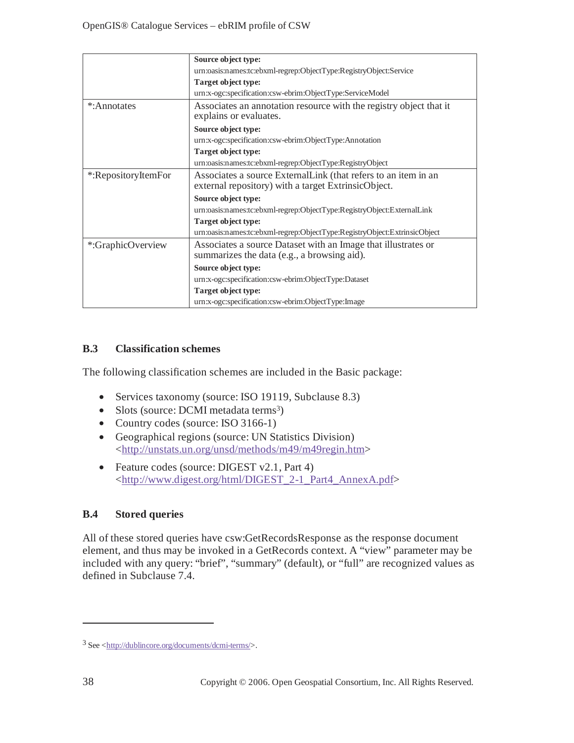| | |
|---|---|
| | **Source object type:** urn:oasis:names:tc:ebxml-regrep:ObjectType:RegistryObject:Service **Target object type:** urn:x-ogc:specification:csw-ebrim:ObjectType:ServiceModel |
| *:Annotates | Associates an annotation resource with the registry object that it explains or evaluates. **Source object type:** urn:x-ogc:specification:csw-ebrim:ObjectType:Annotation **Target object type:** urn:oasis:names:tc:ebxml-regrep:ObjectType:RegistryObject |
| *:RepositoryItemFor | Associates a source ExternalLink (that refers to an item in an external repository) with a target ExtrinsicObject. **Source object type:** urn:oasis:names:tc:ebxml-regrep:ObjectType:RegistryObject:ExternalLink **Target object type:** urn:oasis:names:tc:ebxml-regrep:ObjectType:RegistryObject:ExtrinsicObject |
| *:GraphicOverview | Associates a source Dataset with an Image that illustrates or summarizes the data (e.g., a browsing aid). **Source object type:** urn:x-ogc:specification:csw-ebrim:ObjectType:Dataset **Target object type:** urn:x-ogc:specification:csw-ebrim:ObjectType:Image |

## B.3 Classification schemes

The following classification schemes are included in the Basic package:

- Services taxonomy (source: ISO 19119, Subclause 8.3)
- Slots (source: DCMI metadata terms[3])
- Country codes (source: ISO 3166-1)
- Geographical regions (source: UN Statistics Division) <http://unstats.un.org/unsd/methods/m49/m49regin.htm>
- Feature codes (source: DIGEST v2.1, Part 4) <http://www.digest.org/html/DIGEST_2-1_Part4_AnnexA.pdf>

## B.4 Stored queries

All of these stored queries have csw:GetRecordsResponse as the response document element, and thus may be invoked in a GetRecords context. A "view" parameter may be included with any query: "brief", "summary" (default), or "full" are recognized values as defined in Subclause 7.4.

---

[3] See <http://dublincore.org/documents/dcmi-terms/>.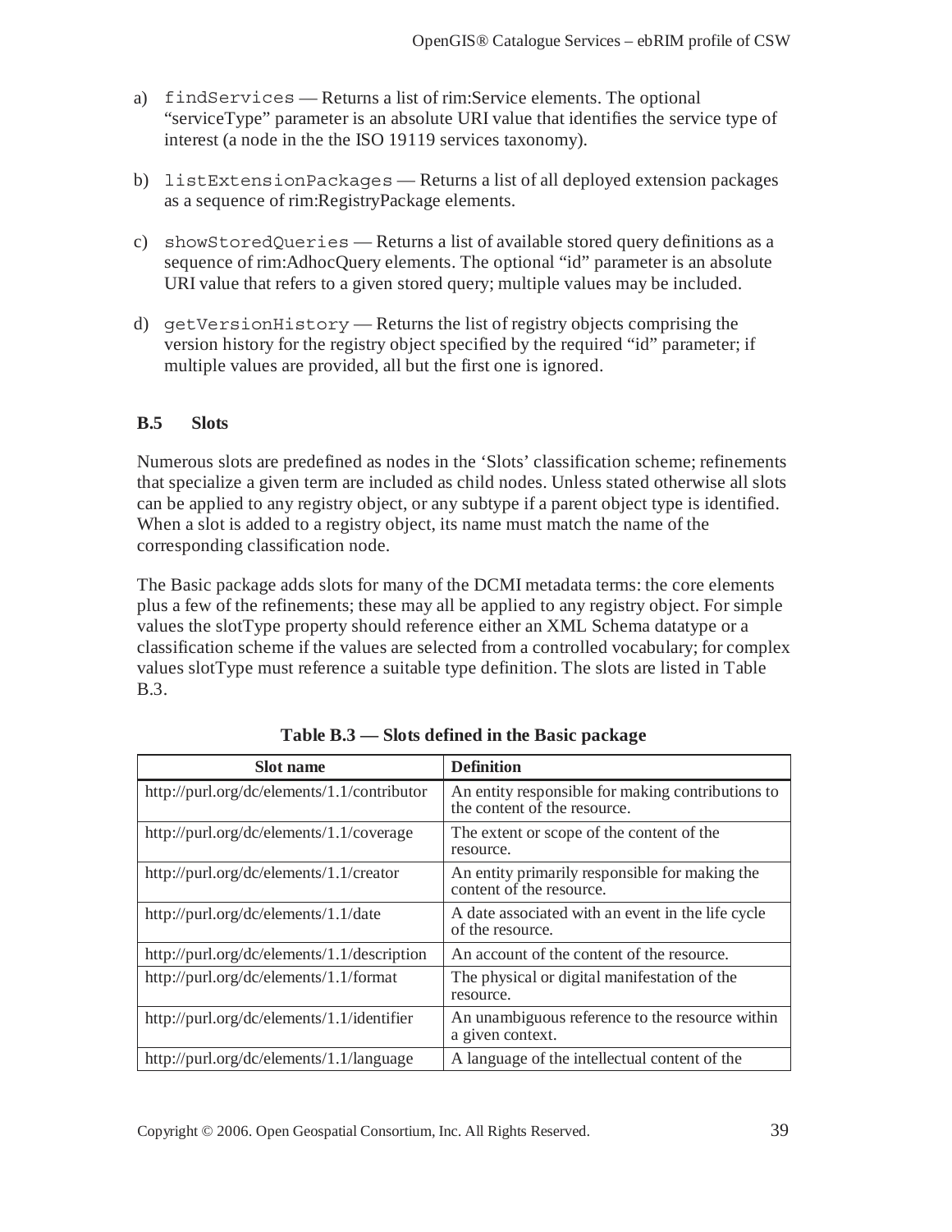a) `findServices` — Returns a list of rim:Service elements. The optional "serviceType" parameter is an absolute URI value that identifies the service type of interest (a node in the the ISO 19119 services taxonomy).

b) `listExtensionPackages` — Returns a list of all deployed extension packages as a sequence of rim:RegistryPackage elements.

c) `showStoredQueries` — Returns a list of available stored query definitions as a sequence of rim:AdhocQuery elements. The optional "id" parameter is an absolute URI value that refers to a given stored query; multiple values may be included.

d) `getVersionHistory` — Returns the list of registry objects comprising the version history for the registry object specified by the required "id" parameter; if multiple values are provided, all but the first one is ignored.

## B.5 Slots

Numerous slots are predefined as nodes in the 'Slots' classification scheme; refinements that specialize a given term are included as child nodes. Unless stated otherwise all slots can be applied to any registry object, or any subtype if a parent object type is identified. When a slot is added to a registry object, its name must match the name of the corresponding classification node.

The Basic package adds slots for many of the DCMI metadata terms: the core elements plus a few of the refinements; these may all be applied to any registry object. For simple values the slotType property should reference either an XML Schema datatype or a classification scheme if the values are selected from a controlled vocabulary; for complex values slotType must reference a suitable type definition. The slots are listed in Table B.3.

**Table B.3 — Slots defined in the Basic package**

| Slot name | Definition |
|---|---|
| http://purl.org/dc/elements/1.1/contributor | An entity responsible for making contributions to the content of the resource. |
| http://purl.org/dc/elements/1.1/coverage | The extent or scope of the content of the resource. |
| http://purl.org/dc/elements/1.1/creator | An entity primarily responsible for making the content of the resource. |
| http://purl.org/dc/elements/1.1/date | A date associated with an event in the life cycle of the resource. |
| http://purl.org/dc/elements/1.1/description | An account of the content of the resource. |
| http://purl.org/dc/elements/1.1/format | The physical or digital manifestation of the resource. |
| http://purl.org/dc/elements/1.1/identifier | An unambiguous reference to the resource within a given context. |
| http://purl.org/dc/elements/1.1/language | A language of the intellectual content of the |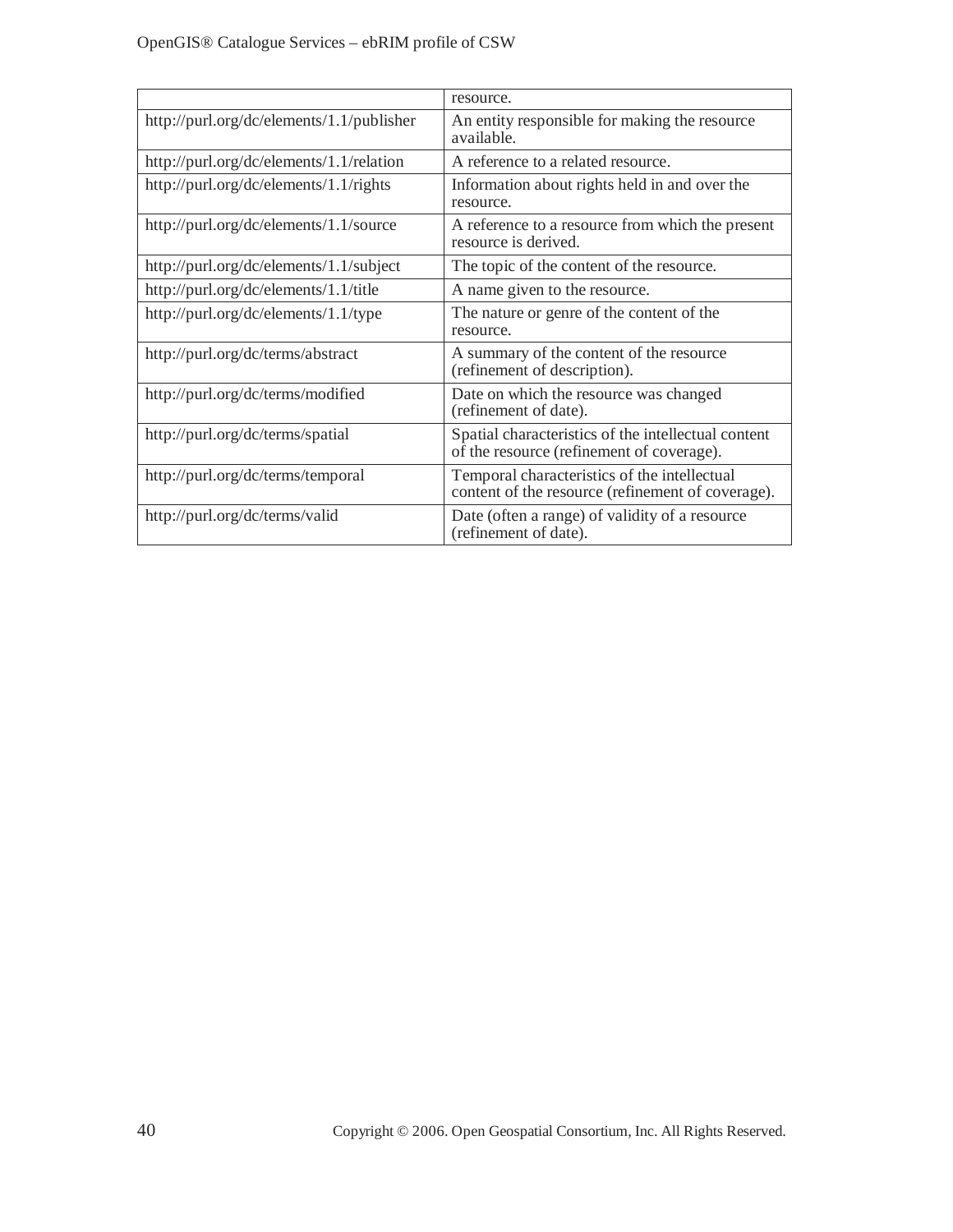| | |
|---|---|
| | resource. |
| http://purl.org/dc/elements/1.1/publisher | An entity responsible for making the resource available. |
| http://purl.org/dc/elements/1.1/relation | A reference to a related resource. |
| http://purl.org/dc/elements/1.1/rights | Information about rights held in and over the resource. |
| http://purl.org/dc/elements/1.1/source | A reference to a resource from which the present resource is derived. |
| http://purl.org/dc/elements/1.1/subject | The topic of the content of the resource. |
| http://purl.org/dc/elements/1.1/title | A name given to the resource. |
| http://purl.org/dc/elements/1.1/type | The nature or genre of the content of the resource. |
| http://purl.org/dc/terms/abstract | A summary of the content of the resource (refinement of description). |
| http://purl.org/dc/terms/modified | Date on which the resource was changed (refinement of date). |
| http://purl.org/dc/terms/spatial | Spatial characteristics of the intellectual content of the resource (refinement of coverage). |
| http://purl.org/dc/terms/temporal | Temporal characteristics of the intellectual content of the resource (refinement of coverage). |
| http://purl.org/dc/terms/valid | Date (often a range) of validity of a resource (refinement of date). |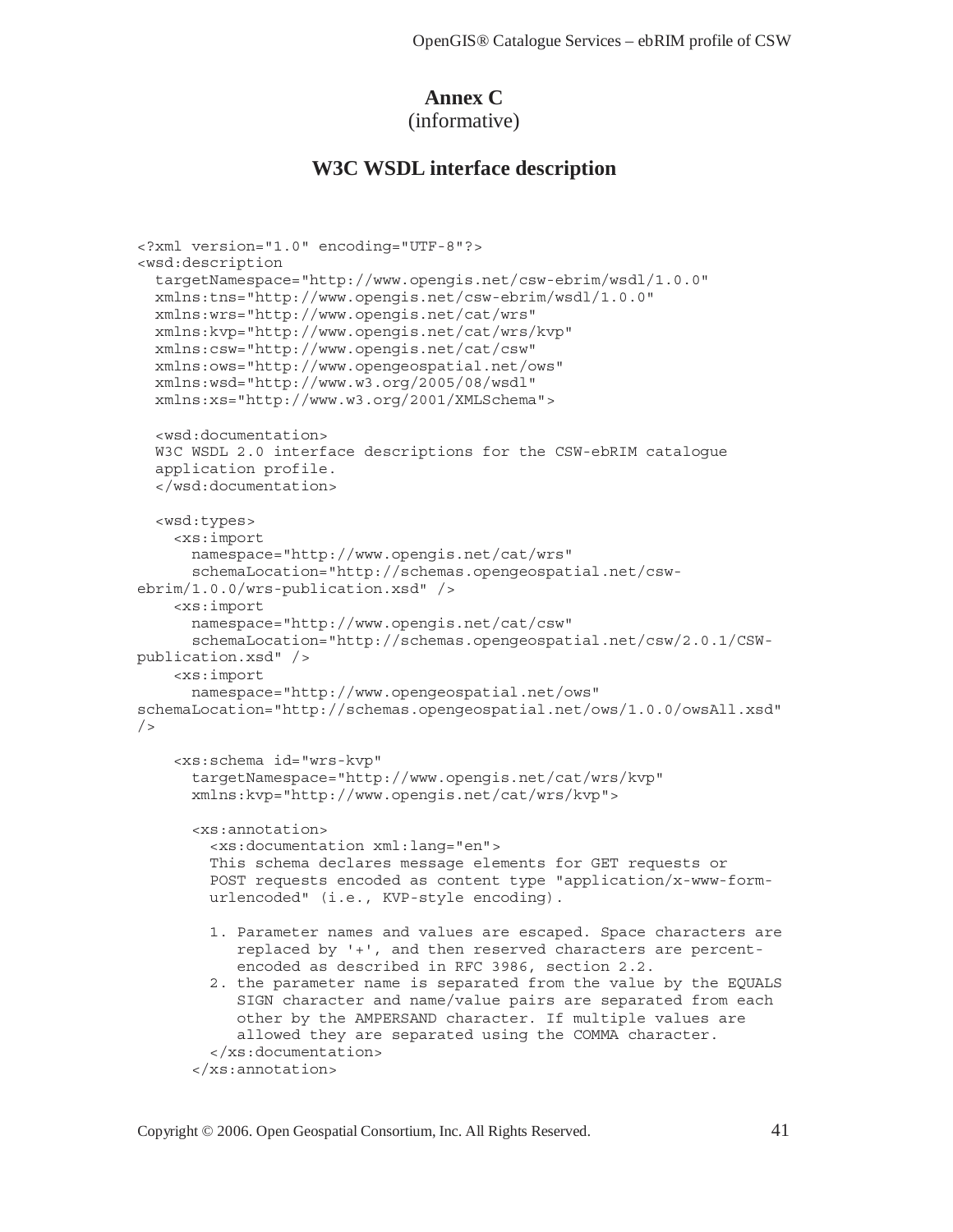# Annex C
(informative)

## W3C WSDL interface description

```
<?xml version="1.0" encoding="UTF-8"?>
<wsd:description
  targetNamespace="http://www.opengis.net/csw-ebrim/wsdl/1.0.0"
  xmlns:tns="http://www.opengis.net/csw-ebrim/wsdl/1.0.0"
  xmlns:wrs="http://www.opengis.net/cat/wrs"
  xmlns:kvp="http://www.opengis.net/cat/wrs/kvp"
  xmlns:csw="http://www.opengis.net/cat/csw"
  xmlns:ows="http://www.opengeospatial.net/ows"
  xmlns:wsd="http://www.w3.org/2005/08/wsdl"
  xmlns:xs="http://www.w3.org/2001/XMLSchema">

  <wsd:documentation>
  W3C WSDL 2.0 interface descriptions for the CSW-ebRIM catalogue
  application profile.
  </wsd:documentation>

  <wsd:types>
    <xs:import
      namespace="http://www.opengis.net/cat/wrs"
      schemaLocation="http://schemas.opengeospatial.net/csw-
ebrim/1.0.0/wrs-publication.xsd" />
    <xs:import
      namespace="http://www.opengis.net/cat/csw"
      schemaLocation="http://schemas.opengeospatial.net/csw/2.0.1/CSW-
publication.xsd" />
    <xs:import
      namespace="http://www.opengeospatial.net/ows"
schemaLocation="http://schemas.opengeospatial.net/ows/1.0.0/owsAll.xsd"
/>

    <xs:schema id="wrs-kvp"
      targetNamespace="http://www.opengis.net/cat/wrs/kvp"
      xmlns:kvp="http://www.opengis.net/cat/wrs/kvp">

      <xs:annotation>
        <xs:documentation xml:lang="en">
        This schema declares message elements for GET requests or
        POST requests encoded as content type "application/x-www-form-
        urlencoded" (i.e., KVP-style encoding).

        1. Parameter names and values are escaped. Space characters are
           replaced by '+', and then reserved characters are percent-
           encoded as described in RFC 3986, section 2.2.
        2. the parameter name is separated from the value by the EQUALS
           SIGN character and name/value pairs are separated from each
           other by the AMPERSAND character. If multiple values are
           allowed they are separated using the COMMA character.
        </xs:documentation>
      </xs:annotation>
```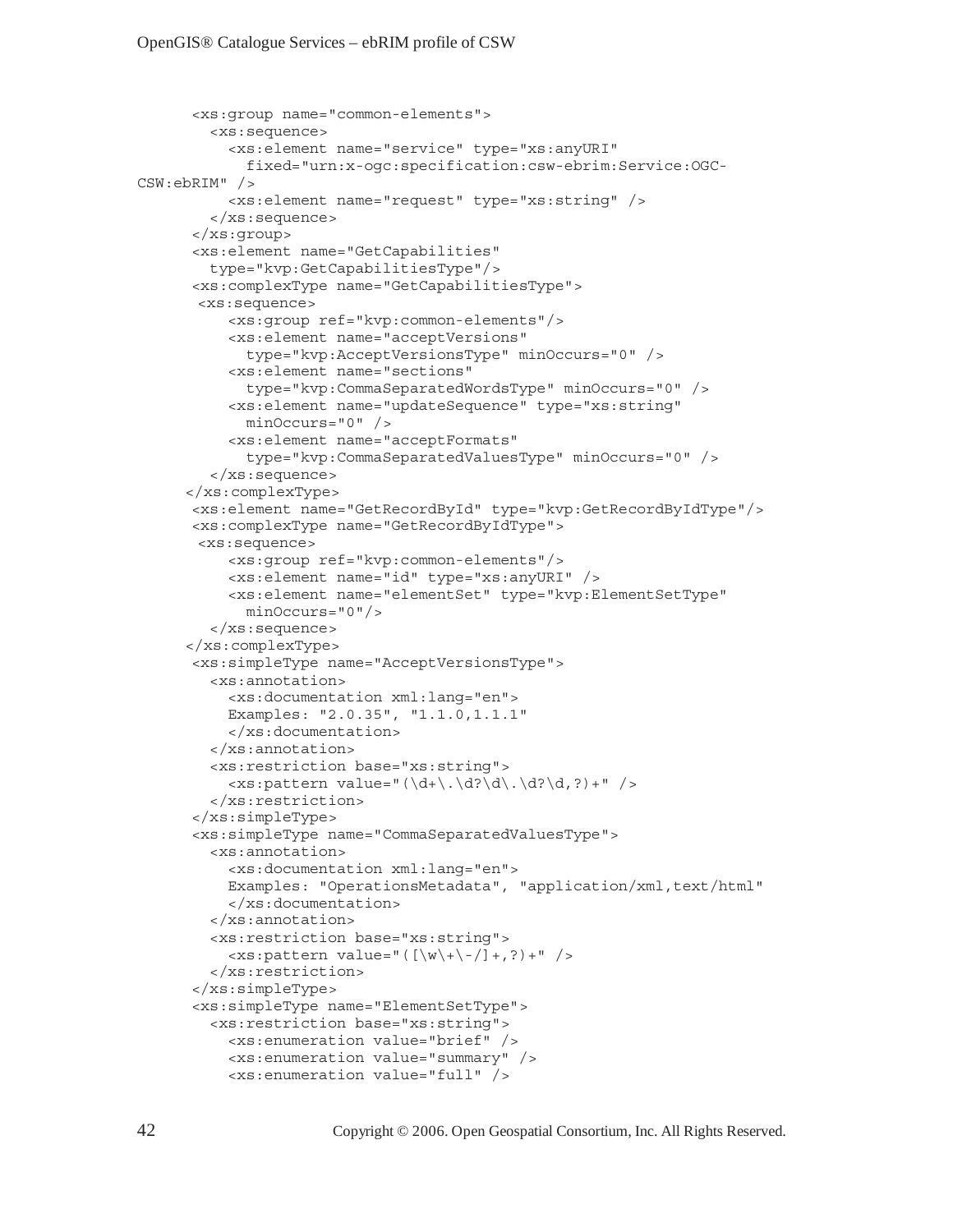```
      <xs:group name="common-elements">
        <xs:sequence>
          <xs:element name="service" type="xs:anyURI"
            fixed="urn:x-ogc:specification:csw-ebrim:Service:OGC-
CSW:ebRIM" />
          <xs:element name="request" type="xs:string" />
        </xs:sequence>
      </xs:group>
      <xs:element name="GetCapabilities"
        type="kvp:GetCapabilitiesType"/>
      <xs:complexType name="GetCapabilitiesType">
       <xs:sequence>
          <xs:group ref="kvp:common-elements"/>
          <xs:element name="acceptVersions"
            type="kvp:AcceptVersionsType" minOccurs="0" />
          <xs:element name="sections"
            type="kvp:CommaSeparatedWordsType" minOccurs="0" />
          <xs:element name="updateSequence" type="xs:string"
            minOccurs="0" />
          <xs:element name="acceptFormats"
            type="kvp:CommaSeparatedValuesType" minOccurs="0" />
        </xs:sequence>
     </xs:complexType>
      <xs:element name="GetRecordById" type="kvp:GetRecordByIdType"/>
      <xs:complexType name="GetRecordByIdType">
       <xs:sequence>
          <xs:group ref="kvp:common-elements"/>
          <xs:element name="id" type="xs:anyURI" />
          <xs:element name="elementSet" type="kvp:ElementSetType"
            minOccurs="0"/>
        </xs:sequence>
     </xs:complexType>
      <xs:simpleType name="AcceptVersionsType">
        <xs:annotation>
          <xs:documentation xml:lang="en">
          Examples: "2.0.35", "1.1.0,1.1.1"
          </xs:documentation>
        </xs:annotation>
        <xs:restriction base="xs:string">
          <xs:pattern value="(\d+\.\d?\d\.\d?\d,?)+" />
        </xs:restriction>
      </xs:simpleType>
      <xs:simpleType name="CommaSeparatedValuesType">
        <xs:annotation>
          <xs:documentation xml:lang="en">
          Examples: "OperationsMetadata", "application/xml,text/html"
          </xs:documentation>
        </xs:annotation>
        <xs:restriction base="xs:string">
          <xs:pattern value="([\w\+\-/]+,?)+" />
        </xs:restriction>
      </xs:simpleType>
      <xs:simpleType name="ElementSetType">
        <xs:restriction base="xs:string">
          <xs:enumeration value="brief" />
          <xs:enumeration value="summary" />
          <xs:enumeration value="full" />
```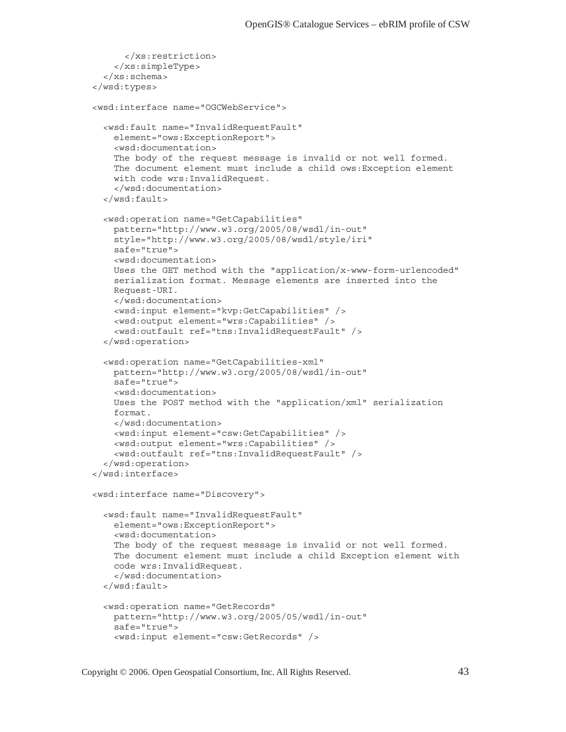```
      </xs:restriction>
    </xs:simpleType>
  </xs:schema>
</wsd:types>

<wsd:interface name="OGCWebService">

  <wsd:fault name="InvalidRequestFault"
    element="ows:ExceptionReport">
    <wsd:documentation>
    The body of the request message is invalid or not well formed.
    The document element must include a child ows:Exception element
    with code wrs:InvalidRequest.
    </wsd:documentation>
  </wsd:fault>

  <wsd:operation name="GetCapabilities"
    pattern="http://www.w3.org/2005/08/wsdl/in-out"
    style="http://www.w3.org/2005/08/wsdl/style/iri"
    safe="true">
    <wsd:documentation>
    Uses the GET method with the "application/x-www-form-urlencoded"
    serialization format. Message elements are inserted into the
    Request-URI.
    </wsd:documentation>
    <wsd:input element="kvp:GetCapabilities" />
    <wsd:output element="wrs:Capabilities" />
    <wsd:outfault ref="tns:InvalidRequestFault" />
  </wsd:operation>

  <wsd:operation name="GetCapabilities-xml"
    pattern="http://www.w3.org/2005/08/wsdl/in-out"
    safe="true">
    <wsd:documentation>
    Uses the POST method with the "application/xml" serialization
    format.
    </wsd:documentation>
    <wsd:input element="csw:GetCapabilities" />
    <wsd:output element="wrs:Capabilities" />
    <wsd:outfault ref="tns:InvalidRequestFault" />
  </wsd:operation>
</wsd:interface>

<wsd:interface name="Discovery">

  <wsd:fault name="InvalidRequestFault"
    element="ows:ExceptionReport">
    <wsd:documentation>
    The body of the request message is invalid or not well formed.
    The document element must include a child Exception element with
    code wrs:InvalidRequest.
    </wsd:documentation>
  </wsd:fault>

  <wsd:operation name="GetRecords"
    pattern="http://www.w3.org/2005/05/wsdl/in-out"
    safe="true">
    <wsd:input element="csw:GetRecords" />
```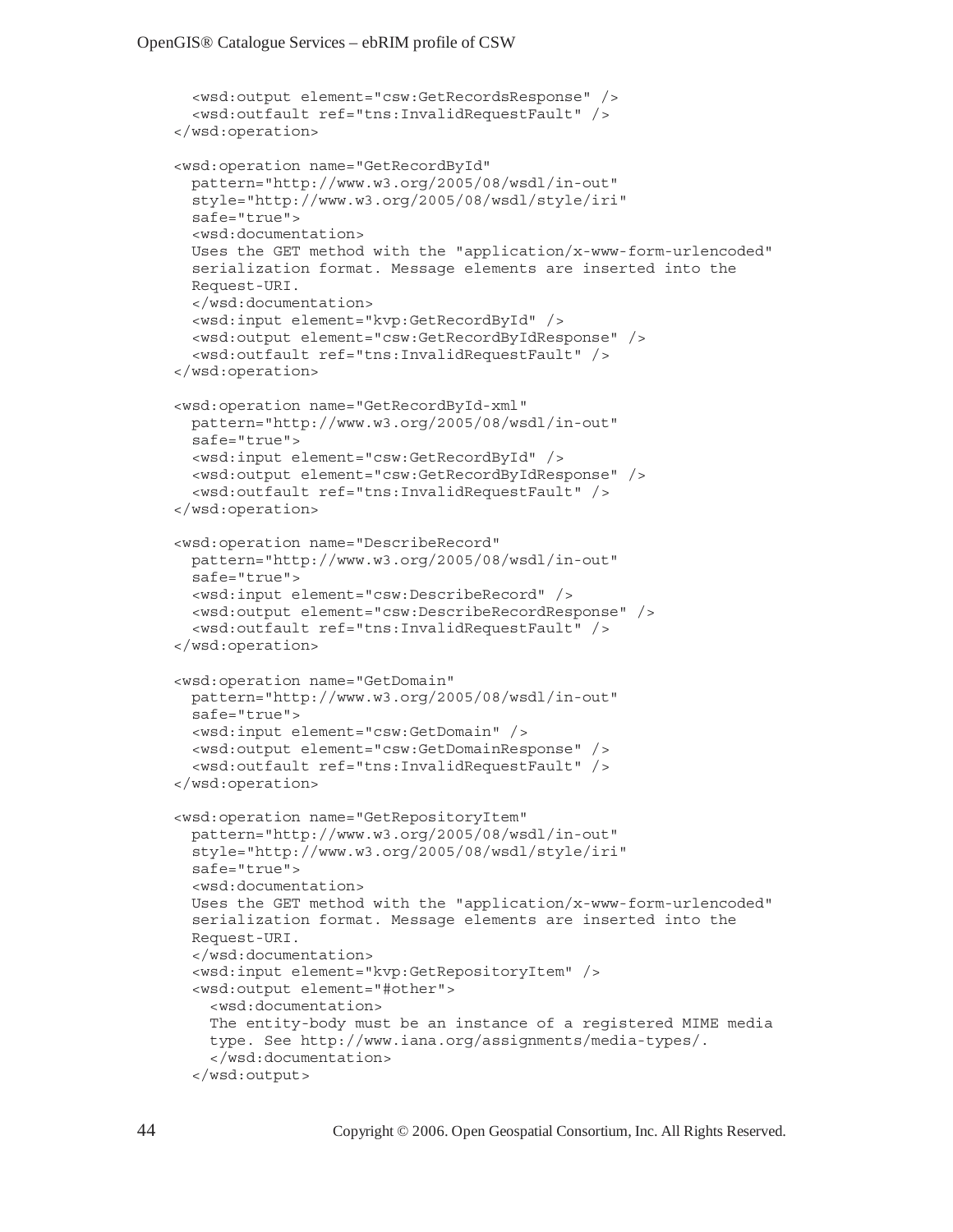```
    <wsd:output element="csw:GetRecordsResponse" />
    <wsd:outfault ref="tns:InvalidRequestFault" />
  </wsd:operation>

  <wsd:operation name="GetRecordById"
    pattern="http://www.w3.org/2005/08/wsdl/in-out"
    style="http://www.w3.org/2005/08/wsdl/style/iri"
    safe="true">
    <wsd:documentation>
    Uses the GET method with the "application/x-www-form-urlencoded"
    serialization format. Message elements are inserted into the
    Request-URI.
    </wsd:documentation>
    <wsd:input element="kvp:GetRecordById" />
    <wsd:output element="csw:GetRecordByIdResponse" />
    <wsd:outfault ref="tns:InvalidRequestFault" />
  </wsd:operation>

  <wsd:operation name="GetRecordById-xml"
    pattern="http://www.w3.org/2005/08/wsdl/in-out"
    safe="true">
    <wsd:input element="csw:GetRecordById" />
    <wsd:output element="csw:GetRecordByIdResponse" />
    <wsd:outfault ref="tns:InvalidRequestFault" />
  </wsd:operation>

  <wsd:operation name="DescribeRecord"
    pattern="http://www.w3.org/2005/08/wsdl/in-out"
    safe="true">
    <wsd:input element="csw:DescribeRecord" />
    <wsd:output element="csw:DescribeRecordResponse" />
    <wsd:outfault ref="tns:InvalidRequestFault" />
  </wsd:operation>

  <wsd:operation name="GetDomain"
    pattern="http://www.w3.org/2005/08/wsdl/in-out"
    safe="true">
    <wsd:input element="csw:GetDomain" />
    <wsd:output element="csw:GetDomainResponse" />
    <wsd:outfault ref="tns:InvalidRequestFault" />
  </wsd:operation>

  <wsd:operation name="GetRepositoryItem"
    pattern="http://www.w3.org/2005/08/wsdl/in-out"
    style="http://www.w3.org/2005/08/wsdl/style/iri"
    safe="true">
    <wsd:documentation>
    Uses the GET method with the "application/x-www-form-urlencoded"
    serialization format. Message elements are inserted into the
    Request-URI.
    </wsd:documentation>
    <wsd:input element="kvp:GetRepositoryItem" />
    <wsd:output element="#other">
      <wsd:documentation>
      The entity-body must be an instance of a registered MIME media
      type. See http://www.iana.org/assignments/media-types/.
      </wsd:documentation>
    </wsd:output>
```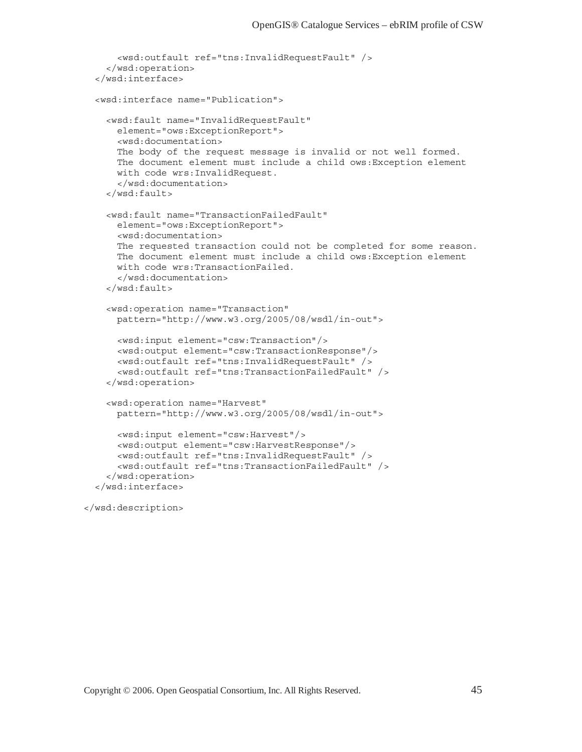```
      <wsd:outfault ref="tns:InvalidRequestFault" />
    </wsd:operation>
  </wsd:interface>

  <wsd:interface name="Publication">

    <wsd:fault name="InvalidRequestFault"
      element="ows:ExceptionReport">
      <wsd:documentation>
      The body of the request message is invalid or not well formed.
      The document element must include a child ows:Exception element
      with code wrs:InvalidRequest.
      </wsd:documentation>
    </wsd:fault>

    <wsd:fault name="TransactionFailedFault"
      element="ows:ExceptionReport">
      <wsd:documentation>
      The requested transaction could not be completed for some reason.
      The document element must include a child ows:Exception element
      with code wrs:TransactionFailed.
      </wsd:documentation>
    </wsd:fault>

    <wsd:operation name="Transaction"
      pattern="http://www.w3.org/2005/08/wsdl/in-out">

      <wsd:input element="csw:Transaction"/>
      <wsd:output element="csw:TransactionResponse"/>
      <wsd:outfault ref="tns:InvalidRequestFault" />
      <wsd:outfault ref="tns:TransactionFailedFault" />
    </wsd:operation>

    <wsd:operation name="Harvest"
      pattern="http://www.w3.org/2005/08/wsdl/in-out">

      <wsd:input element="csw:Harvest"/>
      <wsd:output element="csw:HarvestResponse"/>
      <wsd:outfault ref="tns:InvalidRequestFault" />
      <wsd:outfault ref="tns:TransactionFailedFault" />
    </wsd:operation>
  </wsd:interface>

</wsd:description>
```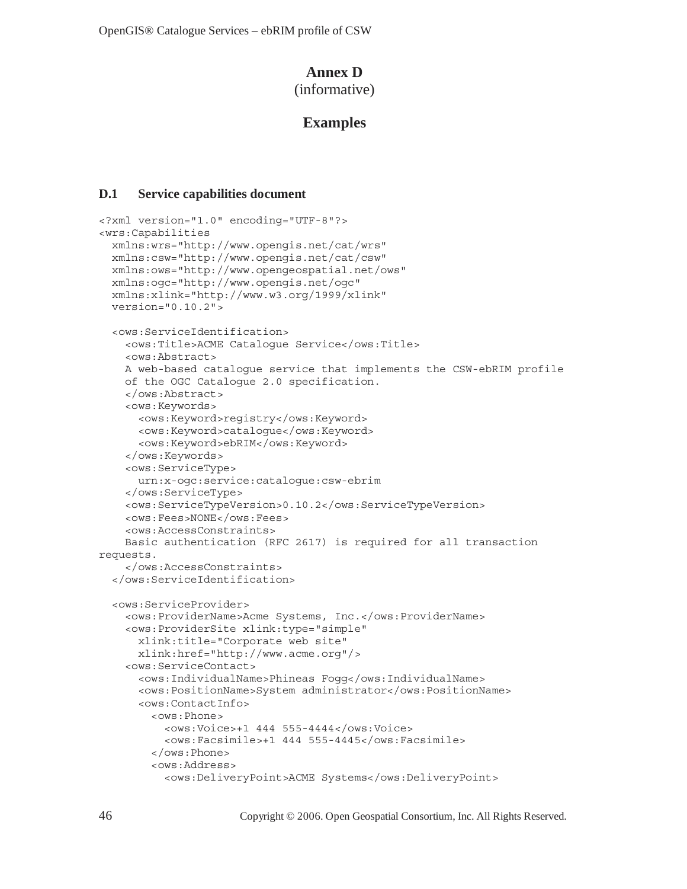# Annex D
(informative)

# Examples

## D.1 Service capabilities document

```
<?xml version="1.0" encoding="UTF-8"?>
<wrs:Capabilities
  xmlns:wrs="http://www.opengis.net/cat/wrs"
  xmlns:csw="http://www.opengis.net/cat/csw"
  xmlns:ows="http://www.opengeospatial.net/ows"
  xmlns:ogc="http://www.opengis.net/ogc"
  xmlns:xlink="http://www.w3.org/1999/xlink"
  version="0.10.2">

  <ows:ServiceIdentification>
    <ows:Title>ACME Catalogue Service</ows:Title>
    <ows:Abstract>
    A web-based catalogue service that implements the CSW-ebRIM profile
    of the OGC Catalogue 2.0 specification.
    </ows:Abstract>
    <ows:Keywords>
      <ows:Keyword>registry</ows:Keyword>
      <ows:Keyword>catalogue</ows:Keyword>
      <ows:Keyword>ebRIM</ows:Keyword>
    </ows:Keywords>
    <ows:ServiceType>
      urn:x-ogc:service:catalogue:csw-ebrim
    </ows:ServiceType>
    <ows:ServiceTypeVersion>0.10.2</ows:ServiceTypeVersion>
    <ows:Fees>NONE</ows:Fees>
    <ows:AccessConstraints>
    Basic authentication (RFC 2617) is required for all transaction
requests.
    </ows:AccessConstraints>
  </ows:ServiceIdentification>

  <ows:ServiceProvider>
    <ows:ProviderName>Acme Systems, Inc.</ows:ProviderName>
    <ows:ProviderSite xlink:type="simple"
      xlink:title="Corporate web site"
      xlink:href="http://www.acme.org"/>
    <ows:ServiceContact>
      <ows:IndividualName>Phineas Fogg</ows:IndividualName>
      <ows:PositionName>System administrator</ows:PositionName>
      <ows:ContactInfo>
        <ows:Phone>
          <ows:Voice>+1 444 555-4444</ows:Voice>
          <ows:Facsimile>+1 444 555-4445</ows:Facsimile>
        </ows:Phone>
        <ows:Address>
          <ows:DeliveryPoint>ACME Systems</ows:DeliveryPoint>
```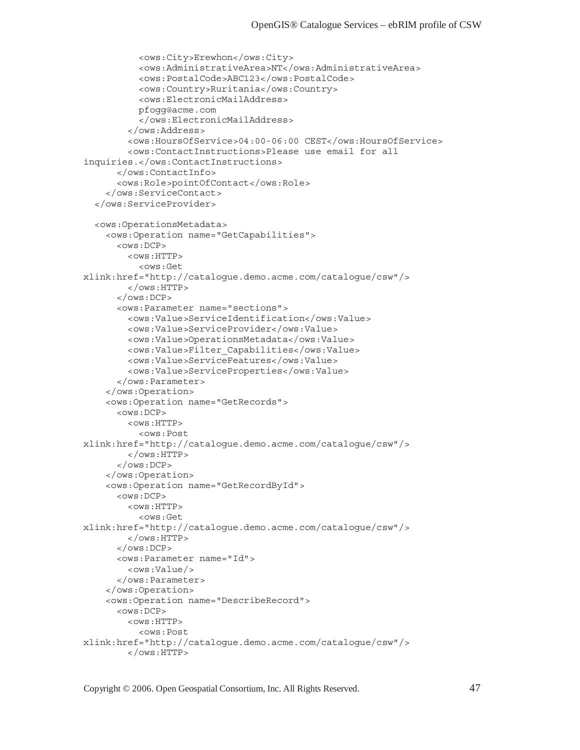```
          <ows:City>Erewhon</ows:City>
          <ows:AdministrativeArea>NT</ows:AdministrativeArea>
          <ows:PostalCode>ABC123</ows:PostalCode>
          <ows:Country>Ruritania</ows:Country>
          <ows:ElectronicMailAddress>
          pfogg@acme.com
          </ows:ElectronicMailAddress>
        </ows:Address>
        <ows:HoursOfService>04:00-06:00 CEST</ows:HoursOfService>
        <ows:ContactInstructions>Please use email for all
inquiries.</ows:ContactInstructions>
      </ows:ContactInfo>
      <ows:Role>pointOfContact</ows:Role>
    </ows:ServiceContact>
  </ows:ServiceProvider>

  <ows:OperationsMetadata>
    <ows:Operation name="GetCapabilities">
      <ows:DCP>
        <ows:HTTP>
          <ows:Get
xlink:href="http://catalogue.demo.acme.com/catalogue/csw"/>
        </ows:HTTP>
      </ows:DCP>
      <ows:Parameter name="sections">
        <ows:Value>ServiceIdentification</ows:Value>
        <ows:Value>ServiceProvider</ows:Value>
        <ows:Value>OperationsMetadata</ows:Value>
        <ows:Value>Filter_Capabilities</ows:Value>
        <ows:Value>ServiceFeatures</ows:Value>
        <ows:Value>ServiceProperties</ows:Value>
      </ows:Parameter>
    </ows:Operation>
    <ows:Operation name="GetRecords">
      <ows:DCP>
        <ows:HTTP>
          <ows:Post
xlink:href="http://catalogue.demo.acme.com/catalogue/csw"/>
        </ows:HTTP>
      </ows:DCP>
    </ows:Operation>
    <ows:Operation name="GetRecordById">
      <ows:DCP>
        <ows:HTTP>
          <ows:Get
xlink:href="http://catalogue.demo.acme.com/catalogue/csw"/>
        </ows:HTTP>
      </ows:DCP>
      <ows:Parameter name="Id">
        <ows:Value/>
      </ows:Parameter>
    </ows:Operation>
    <ows:Operation name="DescribeRecord">
      <ows:DCP>
        <ows:HTTP>
          <ows:Post
xlink:href="http://catalogue.demo.acme.com/catalogue/csw"/>
        </ows:HTTP>
```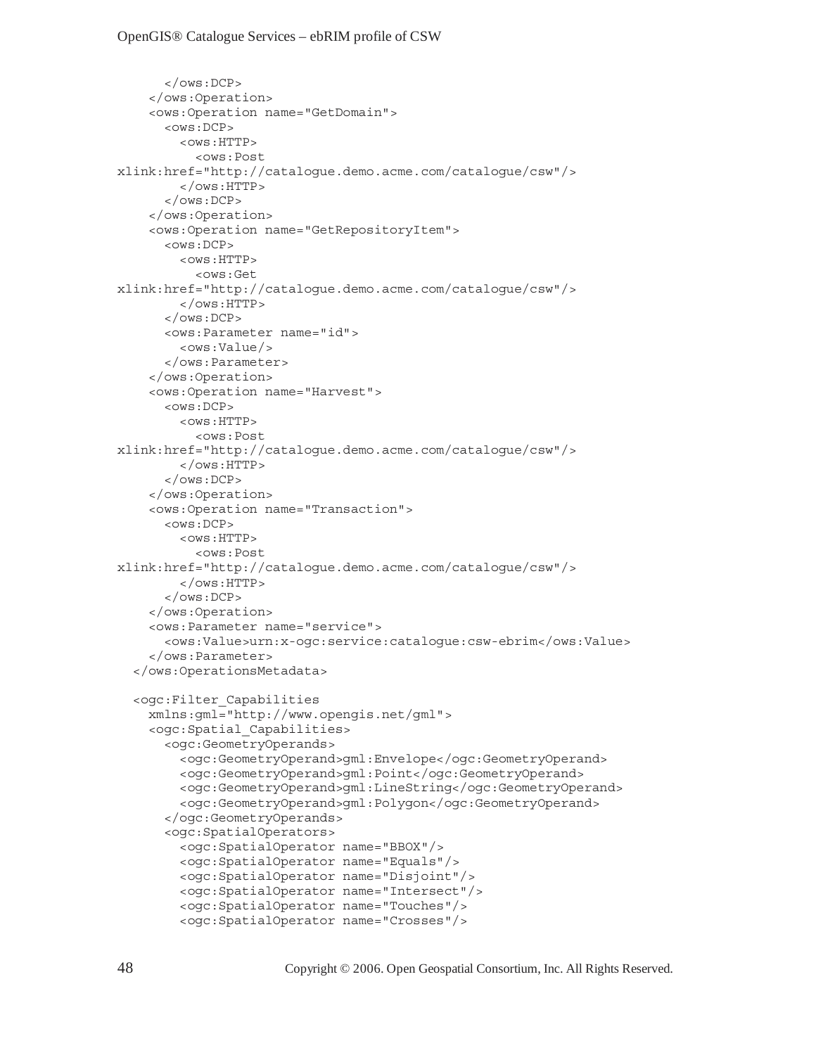```
      </ows:DCP>
    </ows:Operation>
    <ows:Operation name="GetDomain">
      <ows:DCP>
        <ows:HTTP>
          <ows:Post
xlink:href="http://catalogue.demo.acme.com/catalogue/csw"/>
        </ows:HTTP>
      </ows:DCP>
    </ows:Operation>
    <ows:Operation name="GetRepositoryItem">
      <ows:DCP>
        <ows:HTTP>
          <ows:Get
xlink:href="http://catalogue.demo.acme.com/catalogue/csw"/>
        </ows:HTTP>
      </ows:DCP>
      <ows:Parameter name="id">
        <ows:Value/>
      </ows:Parameter>
    </ows:Operation>
    <ows:Operation name="Harvest">
      <ows:DCP>
        <ows:HTTP>
          <ows:Post
xlink:href="http://catalogue.demo.acme.com/catalogue/csw"/>
        </ows:HTTP>
      </ows:DCP>
    </ows:Operation>
    <ows:Operation name="Transaction">
      <ows:DCP>
        <ows:HTTP>
          <ows:Post
xlink:href="http://catalogue.demo.acme.com/catalogue/csw"/>
        </ows:HTTP>
      </ows:DCP>
    </ows:Operation>
    <ows:Parameter name="service">
      <ows:Value>urn:x-ogc:service:catalogue:csw-ebrim</ows:Value>
    </ows:Parameter>
  </ows:OperationsMetadata>

  <ogc:Filter_Capabilities
    xmlns:gml="http://www.opengis.net/gml">
    <ogc:Spatial_Capabilities>
      <ogc:GeometryOperands>
        <ogc:GeometryOperand>gml:Envelope</ogc:GeometryOperand>
        <ogc:GeometryOperand>gml:Point</ogc:GeometryOperand>
        <ogc:GeometryOperand>gml:LineString</ogc:GeometryOperand>
        <ogc:GeometryOperand>gml:Polygon</ogc:GeometryOperand>
      </ogc:GeometryOperands>
      <ogc:SpatialOperators>
        <ogc:SpatialOperator name="BBOX"/>
        <ogc:SpatialOperator name="Equals"/>
        <ogc:SpatialOperator name="Disjoint"/>
        <ogc:SpatialOperator name="Intersect"/>
        <ogc:SpatialOperator name="Touches"/>
        <ogc:SpatialOperator name="Crosses"/>
```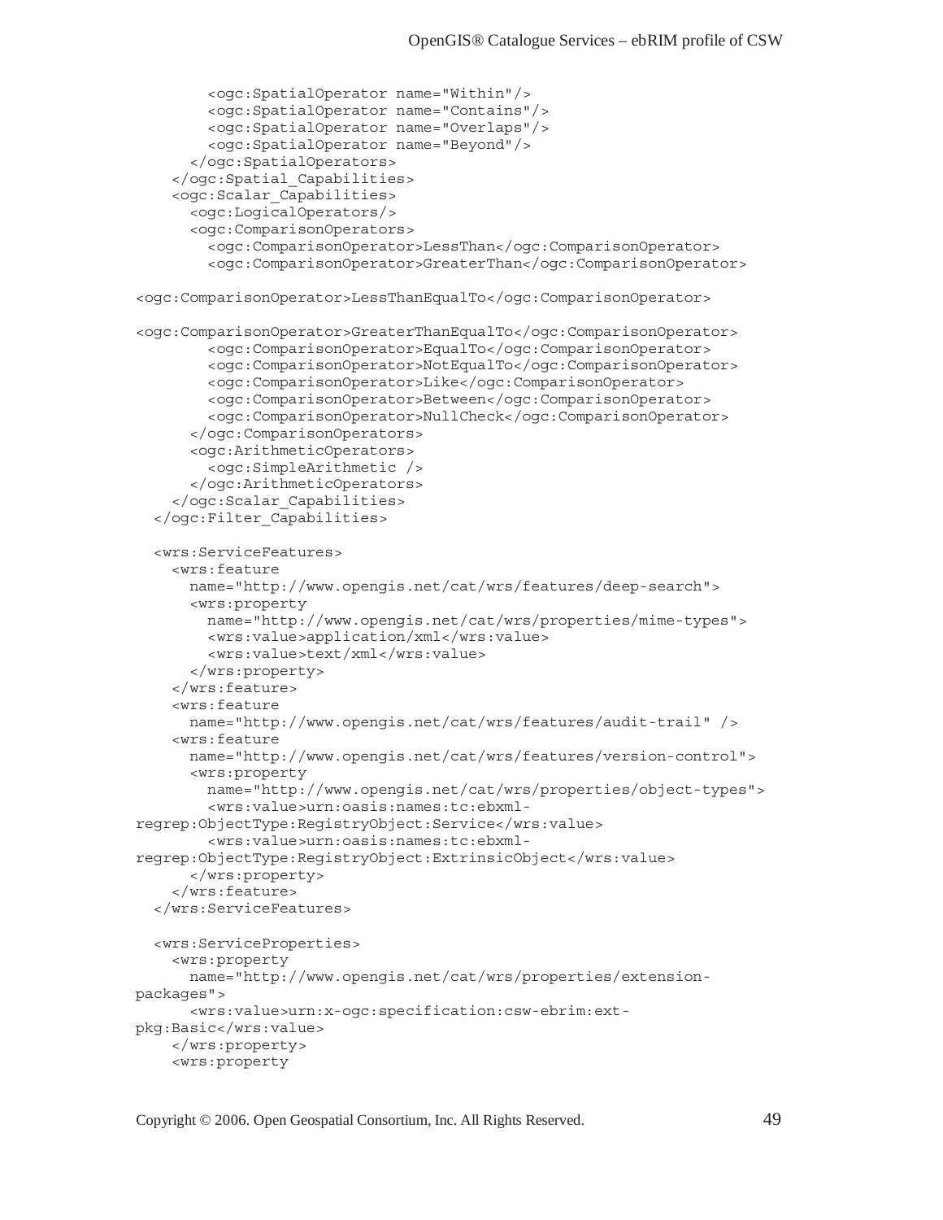```
        <ogc:SpatialOperator name="Within"/>
        <ogc:SpatialOperator name="Contains"/>
        <ogc:SpatialOperator name="Overlaps"/>
        <ogc:SpatialOperator name="Beyond"/>
      </ogc:SpatialOperators>
    </ogc:Spatial_Capabilities>
    <ogc:Scalar_Capabilities>
      <ogc:LogicalOperators/>
      <ogc:ComparisonOperators>
        <ogc:ComparisonOperator>LessThan</ogc:ComparisonOperator>
        <ogc:ComparisonOperator>GreaterThan</ogc:ComparisonOperator>

<ogc:ComparisonOperator>LessThanEqualTo</ogc:ComparisonOperator>

<ogc:ComparisonOperator>GreaterThanEqualTo</ogc:ComparisonOperator>
        <ogc:ComparisonOperator>EqualTo</ogc:ComparisonOperator>
        <ogc:ComparisonOperator>NotEqualTo</ogc:ComparisonOperator>
        <ogc:ComparisonOperator>Like</ogc:ComparisonOperator>
        <ogc:ComparisonOperator>Between</ogc:ComparisonOperator>
        <ogc:ComparisonOperator>NullCheck</ogc:ComparisonOperator>
      </ogc:ComparisonOperators>
      <ogc:ArithmeticOperators>
        <ogc:SimpleArithmetic />
      </ogc:ArithmeticOperators>
    </ogc:Scalar_Capabilities>
  </ogc:Filter_Capabilities>

  <wrs:ServiceFeatures>
    <wrs:feature
      name="http://www.opengis.net/cat/wrs/features/deep-search">
      <wrs:property
        name="http://www.opengis.net/cat/wrs/properties/mime-types">
        <wrs:value>application/xml</wrs:value>
        <wrs:value>text/xml</wrs:value>
      </wrs:property>
    </wrs:feature>
    <wrs:feature
      name="http://www.opengis.net/cat/wrs/features/audit-trail" />
    <wrs:feature
      name="http://www.opengis.net/cat/wrs/features/version-control">
      <wrs:property
        name="http://www.opengis.net/cat/wrs/properties/object-types">
        <wrs:value>urn:oasis:names:tc:ebxml-
regrep:ObjectType:RegistryObject:Service</wrs:value>
        <wrs:value>urn:oasis:names:tc:ebxml-
regrep:ObjectType:RegistryObject:ExtrinsicObject</wrs:value>
      </wrs:property>
    </wrs:feature>
  </wrs:ServiceFeatures>

  <wrs:ServiceProperties>
    <wrs:property
      name="http://www.opengis.net/cat/wrs/properties/extension-
packages">
      <wrs:value>urn:x-ogc:specification:csw-ebrim:ext-
pkg:Basic</wrs:value>
    </wrs:property>
    <wrs:property
```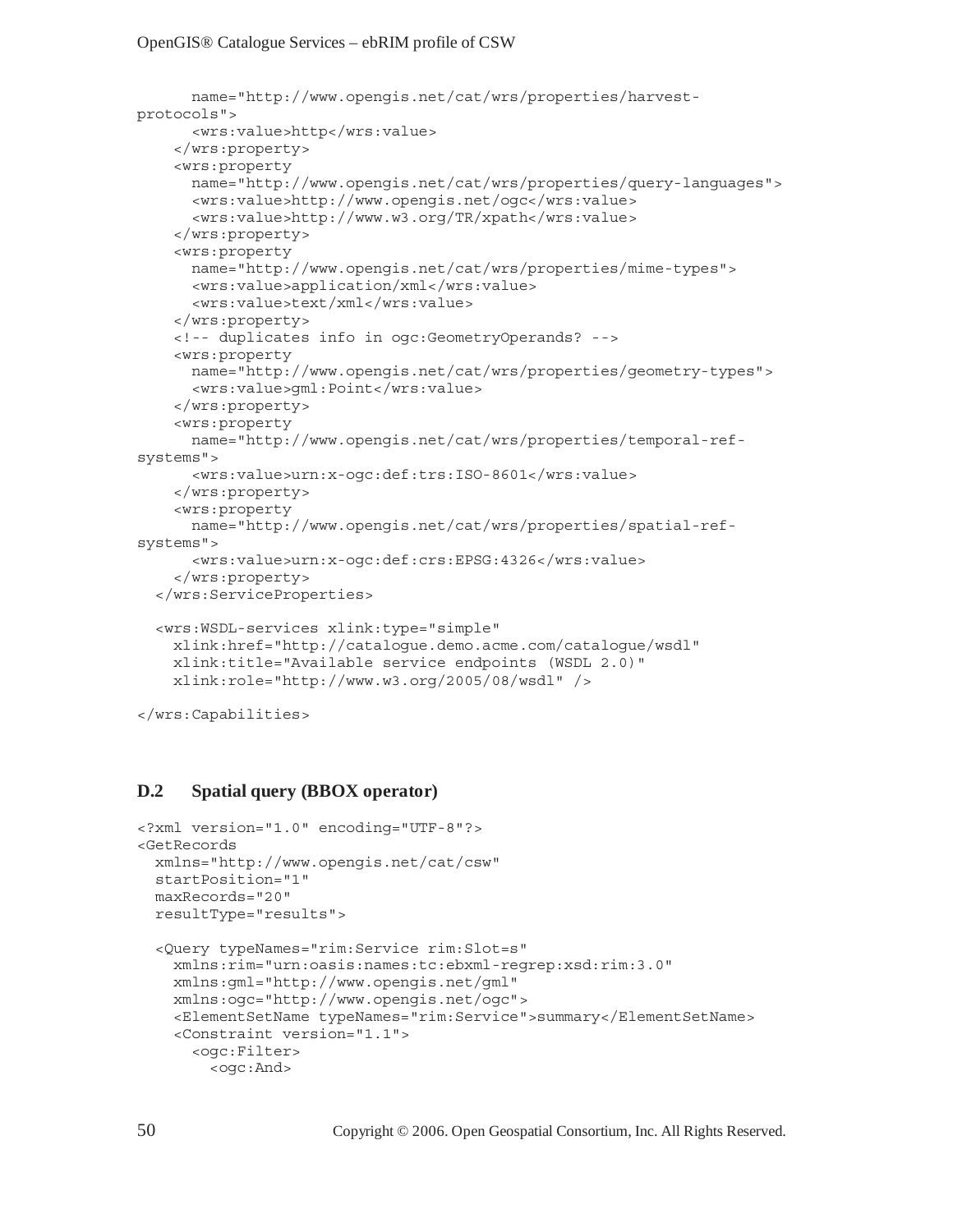```
      name="http://www.opengis.net/cat/wrs/properties/harvest-
protocols">
      <wrs:value>http</wrs:value>
    </wrs:property>
    <wrs:property
      name="http://www.opengis.net/cat/wrs/properties/query-languages">
      <wrs:value>http://www.opengis.net/ogc</wrs:value>
      <wrs:value>http://www.w3.org/TR/xpath</wrs:value>
    </wrs:property>
    <wrs:property
      name="http://www.opengis.net/cat/wrs/properties/mime-types">
      <wrs:value>application/xml</wrs:value>
      <wrs:value>text/xml</wrs:value>
    </wrs:property>
    <!-- duplicates info in ogc:GeometryOperands? -->
    <wrs:property
      name="http://www.opengis.net/cat/wrs/properties/geometry-types">
      <wrs:value>gml:Point</wrs:value>
    </wrs:property>
    <wrs:property
      name="http://www.opengis.net/cat/wrs/properties/temporal-ref-
systems">
      <wrs:value>urn:x-ogc:def:trs:ISO-8601</wrs:value>
    </wrs:property>
    <wrs:property
      name="http://www.opengis.net/cat/wrs/properties/spatial-ref-
systems">
      <wrs:value>urn:x-ogc:def:crs:EPSG:4326</wrs:value>
    </wrs:property>
  </wrs:ServiceProperties>

  <wrs:WSDL-services xlink:type="simple"
    xlink:href="http://catalogue.demo.acme.com/catalogue/wsdl"
    xlink:title="Available service endpoints (WSDL 2.0)"
    xlink:role="http://www.w3.org/2005/08/wsdl" />

</wrs:Capabilities>
```

## D.2 Spatial query (BBOX operator)

```
<?xml version="1.0" encoding="UTF-8"?>
<GetRecords
  xmlns="http://www.opengis.net/cat/csw"
  startPosition="1"
  maxRecords="20"
  resultType="results">

  <Query typeNames="rim:Service rim:Slot=s"
    xmlns:rim="urn:oasis:names:tc:ebxml-regrep:xsd:rim:3.0"
    xmlns:gml="http://www.opengis.net/gml"
    xmlns:ogc="http://www.opengis.net/ogc">
    <ElementSetName typeNames="rim:Service">summary</ElementSetName>
    <Constraint version="1.1">
      <ogc:Filter>
        <ogc:And>
```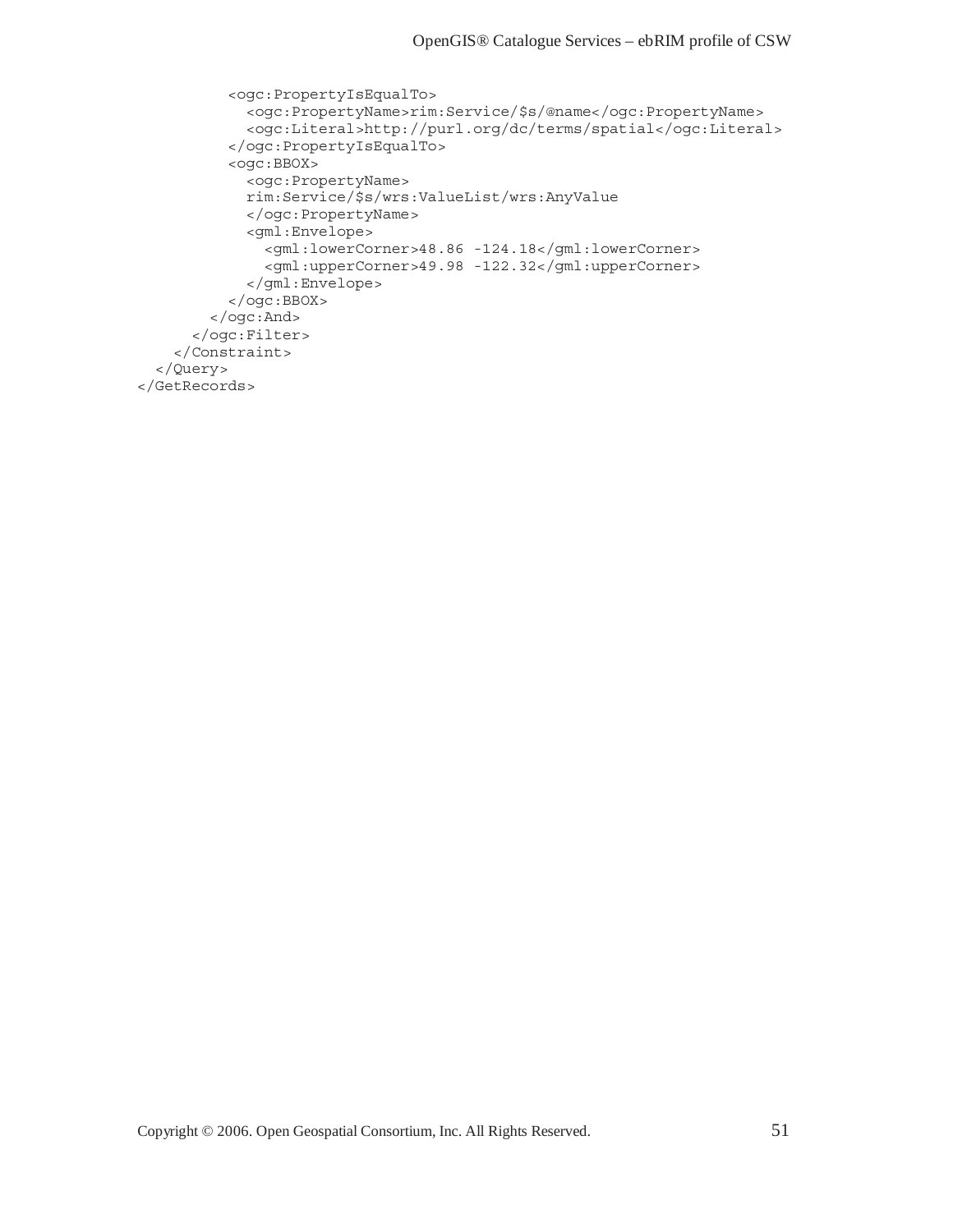```
          <ogc:PropertyIsEqualTo>
            <ogc:PropertyName>rim:Service/$s/@name</ogc:PropertyName>
            <ogc:Literal>http://purl.org/dc/terms/spatial</ogc:Literal>
          </ogc:PropertyIsEqualTo>
          <ogc:BBOX>
            <ogc:PropertyName>
            rim:Service/$s/wrs:ValueList/wrs:AnyValue
            </ogc:PropertyName>
            <gml:Envelope>
              <gml:lowerCorner>48.86 -124.18</gml:lowerCorner>
              <gml:upperCorner>49.98 -122.32</gml:upperCorner>
            </gml:Envelope>
          </ogc:BBOX>
        </ogc:And>
      </ogc:Filter>
    </Constraint>
  </Query>
</GetRecords>
```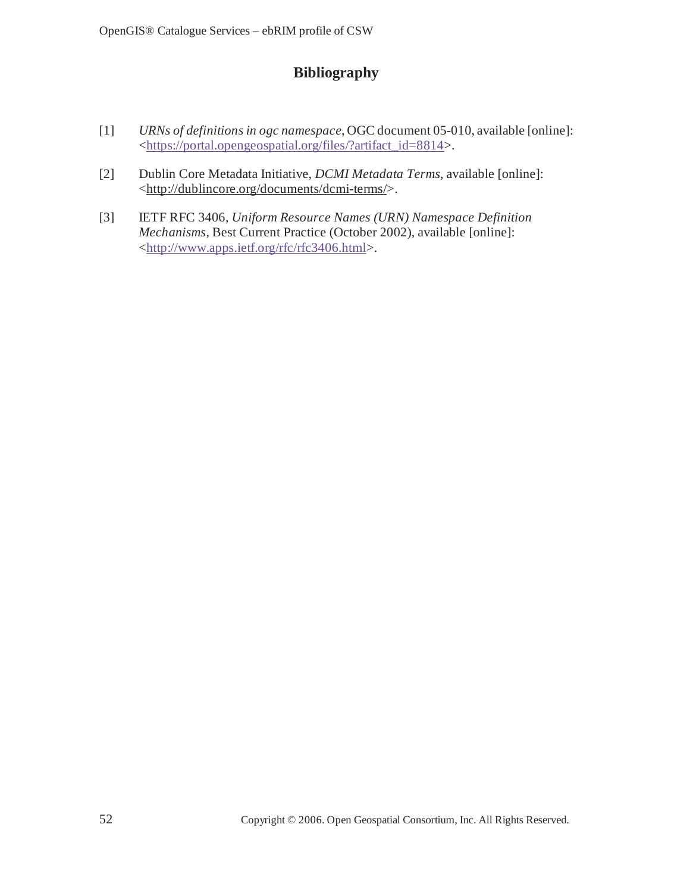# Bibliography

[1] *URNs of definitions in ogc namespace*, OGC document 05-010, available [online]: <https://portal.opengeospatial.org/files/?artifact_id=8814>.

[2] Dublin Core Metadata Initiative, *DCMI Metadata Terms*, available [online]: <http://dublincore.org/documents/dcmi-terms/>.

[3] IETF RFC 3406, *Uniform Resource Names (URN) Namespace Definition Mechanisms*, Best Current Practice (October 2002), available [online]: <http://www.apps.ietf.org/rfc/rfc3406.html>.